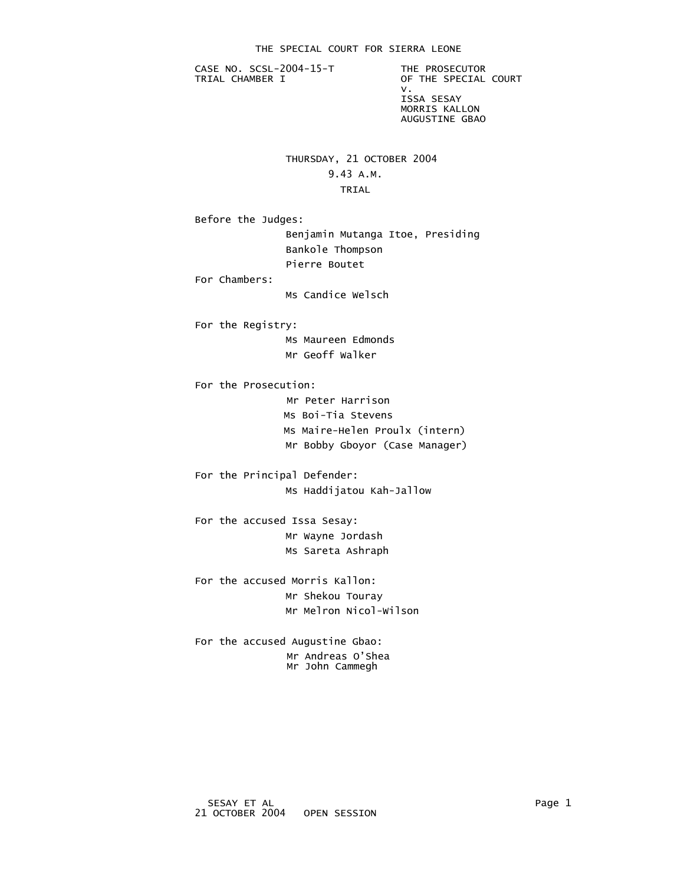# THE SPECIAL COURT FOR SIERRA LEONE

CASE NO. SCSL-2004-15-T
TRIAL CHAMBER I

THE PROSECUTOR
OF THE SPECIAL COURT
v.
ISSA SESAY
MORRIS KALLON
AUGUSTINE GBAO

THURSDAY, 21 OCTOBER 2004
9.43 A.M.
TRIAL

Before the Judges:
Benjamin Mutanga Itoe, Presiding
Bankole Thompson
Pierre Boutet

For Chambers:
Ms Candice Welsch

For the Registry:
Ms Maureen Edmonds
Mr Geoff Walker

For the Prosecution:
Mr Peter Harrison
Ms Boi-Tia Stevens
Ms Maire-Helen Proulx (intern)
Mr Bobby Gboyor (Case Manager)

For the Principal Defender:
Ms Haddijatou Kah-Jallow

For the accused Issa Sesay:
Mr Wayne Jordash
Ms Sareta Ashraph

For the accused Morris Kallon:
Mr Shekou Touray
Mr Melron Nicol-Wilson

For the accused Augustine Gbao:
Mr Andreas O'Shea
Mr John Cammegh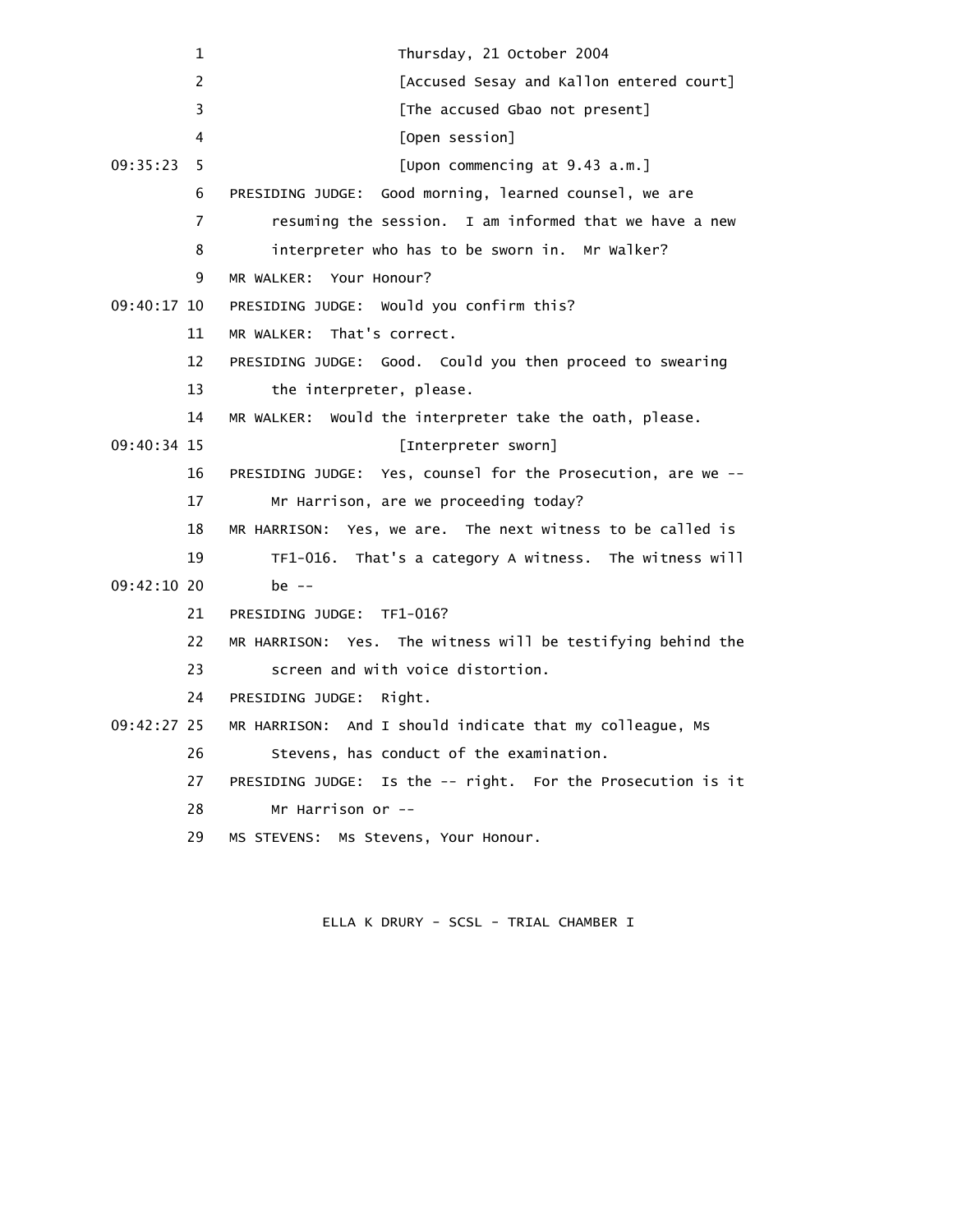Thursday, 21 October 2004

[Accused Sesay and Kallon entered court]

[The accused Gbao not present]

[Open session]

[Upon commencing at 9.43 a.m.]

PRESIDING JUDGE: Good morning, learned counsel, we are resuming the session. I am informed that we have a new interpreter who has to be sworn in. Mr Walker?

MR WALKER: Your Honour?

PRESIDING JUDGE: Would you confirm this?

MR WALKER: That's correct.

PRESIDING JUDGE: Good. Could you then proceed to swearing the interpreter, please.

MR WALKER: Would the interpreter take the oath, please.

[Interpreter sworn]

PRESIDING JUDGE: Yes, counsel for the Prosecution, are we -- Mr Harrison, are we proceeding today?

MR HARRISON: Yes, we are. The next witness to be called is TF1-016. That's a category A witness. The witness will be --

PRESIDING JUDGE: TF1-016?

MR HARRISON: Yes. The witness will be testifying behind the screen and with voice distortion.

PRESIDING JUDGE: Right.

MR HARRISON: And I should indicate that my colleague, Ms Stevens, has conduct of the examination.

PRESIDING JUDGE: Is the -- right. For the Prosecution is it Mr Harrison or --

MS STEVENS: Ms Stevens, Your Honour.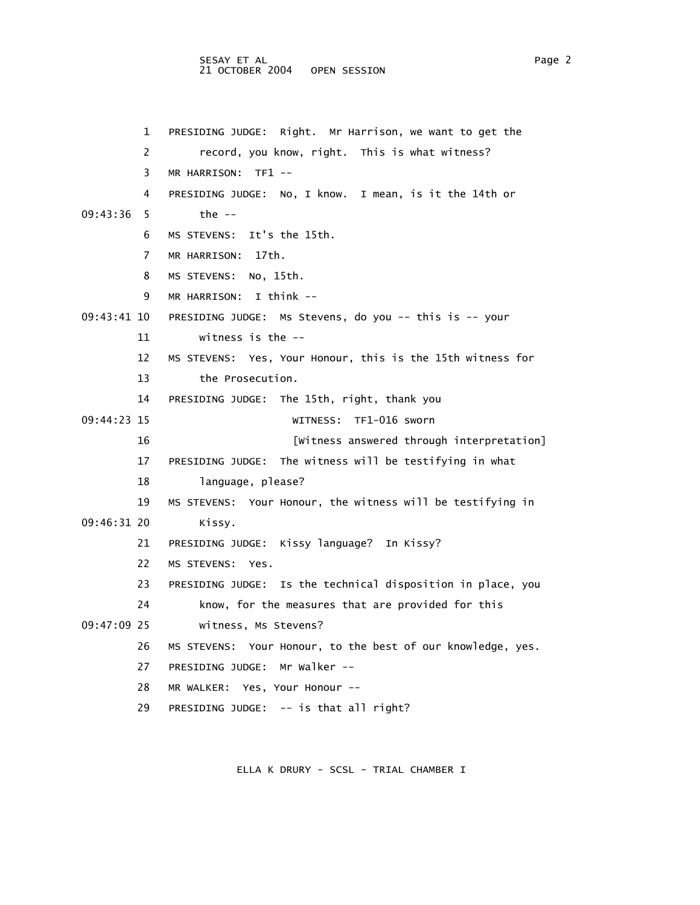1 PRESIDING JUDGE: Right. Mr Harrison, we want to get the record, you know, right. This is what witness?

3 MR HARRISON: TF1 --

4 PRESIDING JUDGE: No, I know. I mean, is it the 14th or

09:43:36 5 the --

6 MS STEVENS: It's the 15th.

7 MR HARRISON: 17th.

8 MS STEVENS: No, 15th.

9 MR HARRISON: I think --

09:43:41 10 PRESIDING JUDGE: Ms Stevens, do you -- this is -- your

11 witness is the --

12 MS STEVENS: Yes, Your Honour, this is the 15th witness for

13 the Prosecution.

14 PRESIDING JUDGE: The 15th, right, thank you

09:44:23 15 WITNESS: TF1-016 sworn

16 [Witness answered through interpretation]

17 PRESIDING JUDGE: The witness will be testifying in what

18 language, please?

19 MS STEVENS: Your Honour, the witness will be testifying in

09:46:31 20 Kissy.

21 PRESIDING JUDGE: Kissy language? In Kissy?

22 MS STEVENS: Yes.

23 PRESIDING JUDGE: Is the technical disposition in place, you

24 know, for the measures that are provided for this

09:47:09 25 witness, Ms Stevens?

26 MS STEVENS: Your Honour, to the best of our knowledge, yes.

27 PRESIDING JUDGE: Mr Walker --

28 MR WALKER: Yes, Your Honour --

29 PRESIDING JUDGE: -- is that all right?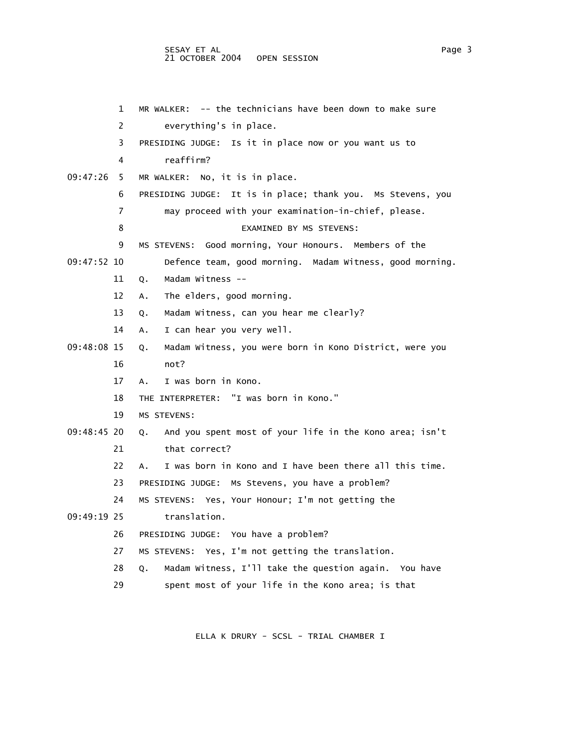1 MR WALKER: -- the technicians have been down to make sure
2 everything's in place.
3 PRESIDING JUDGE: Is it in place now or you want us to
4 reaffirm?
09:47:26 5 MR WALKER: No, it is in place.
6 PRESIDING JUDGE: It is in place; thank you. Ms Stevens, you
7 may proceed with your examination-in-chief, please.
8 EXAMINED BY MS STEVENS:
9 MS STEVENS: Good morning, Your Honours. Members of the
09:47:52 10 Defence team, good morning. Madam Witness, good morning.
11 Q. Madam Witness --
12 A. The elders, good morning.
13 Q. Madam Witness, can you hear me clearly?
14 A. I can hear you very well.
09:48:08 15 Q. Madam Witness, you were born in Kono District, were you
16 not?
17 A. I was born in Kono.
18 THE INTERPRETER: "I was born in Kono."
19 MS STEVENS:
09:48:45 20 Q. And you spent most of your life in the Kono area; isn't
21 that correct?
22 A. I was born in Kono and I have been there all this time.
23 PRESIDING JUDGE: Ms Stevens, you have a problem?
24 MS STEVENS: Yes, Your Honour; I'm not getting the
09:49:19 25 translation.
26 PRESIDING JUDGE: You have a problem?
27 MS STEVENS: Yes, I'm not getting the translation.
28 Q. Madam Witness, I'll take the question again. You have
29 spent most of your life in the Kono area; is that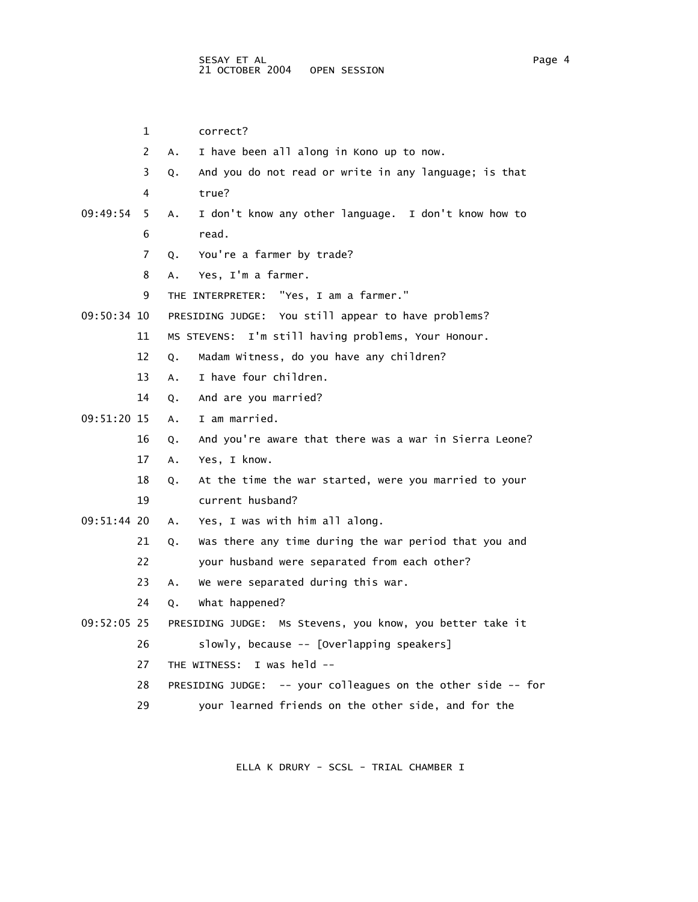1 correct?

2 A. I have been all along in Kono up to now.

3 Q. And you do not read or write in any language; is that

4 true?

09:49:54 5 A. I don't know any other language. I don't know how to

6 read.

7 Q. You're a farmer by trade?

8 A. Yes, I'm a farmer.

9 THE INTERPRETER: "Yes, I am a farmer."

09:50:34 10 PRESIDING JUDGE: You still appear to have problems?

11 MS STEVENS: I'm still having problems, Your Honour.

12 Q. Madam Witness, do you have any children?

13 A. I have four children.

14 Q. And are you married?

09:51:20 15 A. I am married.

16 Q. And you're aware that there was a war in Sierra Leone?

17 A. Yes, I know.

18 Q. At the time the war started, were you married to your

19 current husband?

09:51:44 20 A. Yes, I was with him all along.

21 Q. Was there any time during the war period that you and

22 your husband were separated from each other?

23 A. We were separated during this war.

24 Q. What happened?

09:52:05 25 PRESIDING JUDGE: Ms Stevens, you know, you better take it

26 slowly, because -- [Overlapping speakers]

27 THE WITNESS: I was held --

28 PRESIDING JUDGE: -- your colleagues on the other side -- for

29 your learned friends on the other side, and for the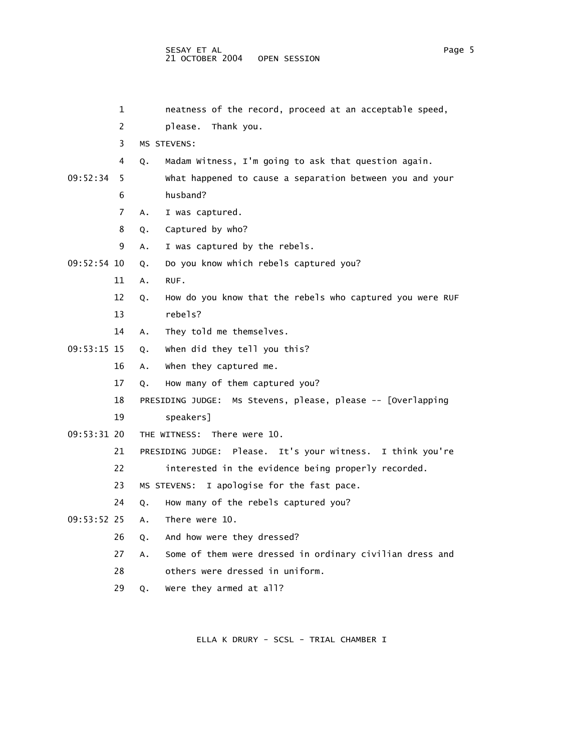neatness of the record, proceed at an acceptable speed, please. Thank you.

MS STEVENS:

Q. Madam Witness, I'm going to ask that question again. What happened to cause a separation between you and your husband?

A. I was captured.

Q. Captured by who?

A. I was captured by the rebels.

Q. Do you know which rebels captured you?

A. RUF.

Q. How do you know that the rebels who captured you were RUF rebels?

A. They told me themselves.

Q. When did they tell you this?

A. When they captured me.

Q. How many of them captured you?

PRESIDING JUDGE: Ms Stevens, please, please -- [Overlapping speakers]

THE WITNESS: There were 10.

PRESIDING JUDGE: Please. It's your witness. I think you're interested in the evidence being properly recorded.

MS STEVENS: I apologise for the fast pace.

Q. How many of the rebels captured you?

A. There were 10.

Q. And how were they dressed?

A. Some of them were dressed in ordinary civilian dress and others were dressed in uniform.

Q. Were they armed at all?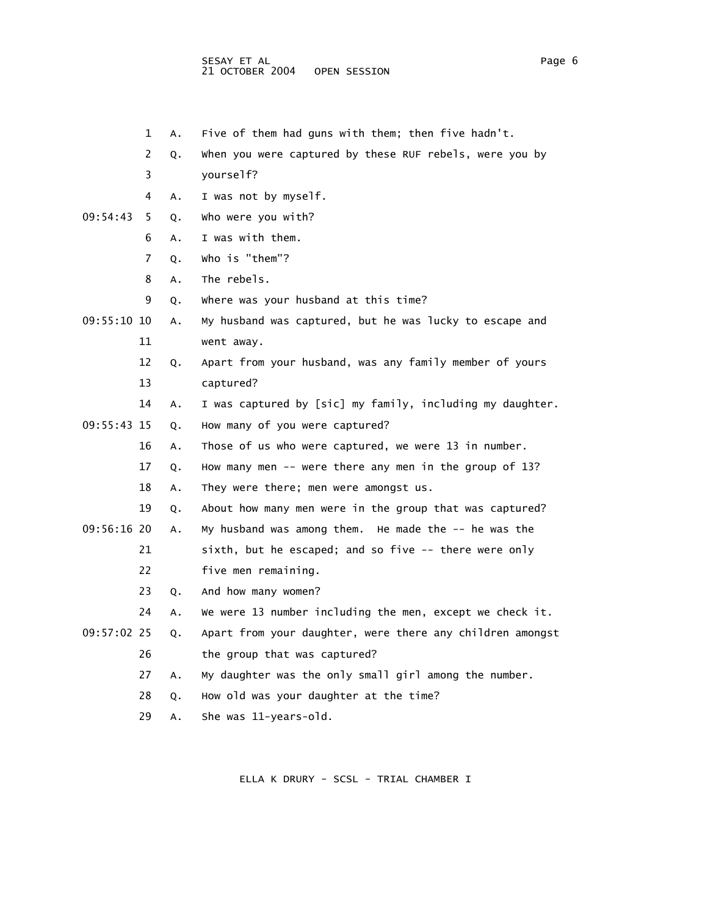1 A. Five of them had guns with them; then five hadn't.

2 Q. When you were captured by these RUF rebels, were you by

3 yourself?

4 A. I was not by myself.

09:54:43 5 Q. Who were you with?

6 A. I was with them.

7 Q. Who is "them"?

8 A. The rebels.

9 Q. Where was your husband at this time?

09:55:10 10 A. My husband was captured, but he was lucky to escape and

11 went away.

12 Q. Apart from your husband, was any family member of yours

13 captured?

14 A. I was captured by [sic] my family, including my daughter.

09:55:43 15 Q. How many of you were captured?

16 A. Those of us who were captured, we were 13 in number.

17 Q. How many men -- were there any men in the group of 13?

18 A. They were there; men were amongst us.

19 Q. About how many men were in the group that was captured?

09:56:16 20 A. My husband was among them. He made the -- he was the

21 sixth, but he escaped; and so five -- there were only

22 five men remaining.

23 Q. And how many women?

24 A. We were 13 number including the men, except we check it.

09:57:02 25 Q. Apart from your daughter, were there any children amongst

26 the group that was captured?

27 A. My daughter was the only small girl among the number.

28 Q. How old was your daughter at the time?

29 A. She was 11-years-old.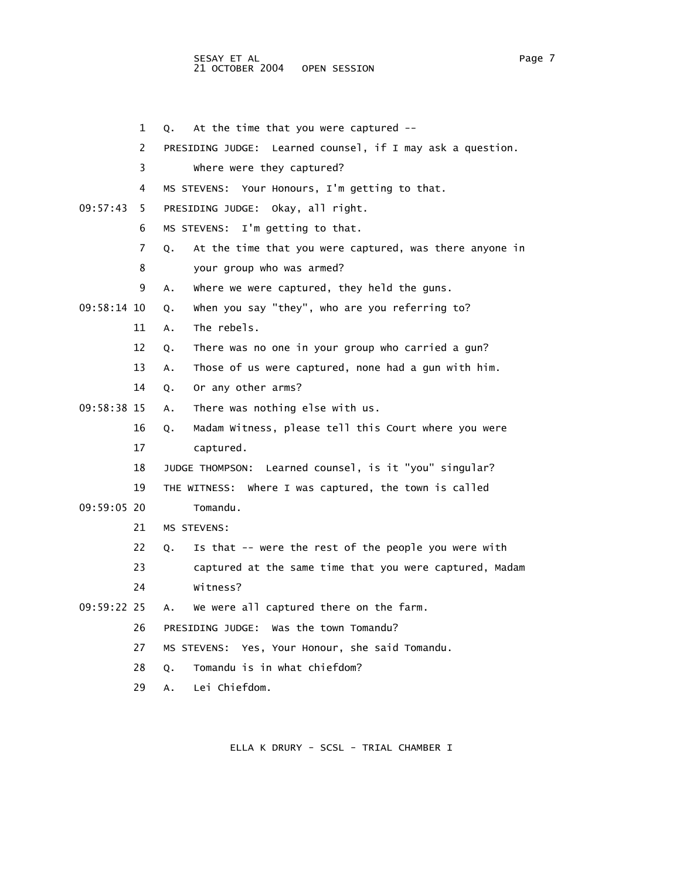1 Q. At the time that you were captured --

2 PRESIDING JUDGE: Learned counsel, if I may ask a question.

3 Where were they captured?

4 MS STEVENS: Your Honours, I'm getting to that.

09:57:43 5 PRESIDING JUDGE: Okay, all right.

6 MS STEVENS: I'm getting to that.

7 Q. At the time that you were captured, was there anyone in

8 your group who was armed?

9 A. Where we were captured, they held the guns.

09:58:14 10 Q. When you say "they", who are you referring to?

11 A. The rebels.

12 Q. There was no one in your group who carried a gun?

13 A. Those of us were captured, none had a gun with him.

14 Q. Or any other arms?

09:58:38 15 A. There was nothing else with us.

16 Q. Madam Witness, please tell this Court where you were

17 captured.

18 JUDGE THOMPSON: Learned counsel, is it "you" singular?

19 THE WITNESS: Where I was captured, the town is called

09:59:05 20 Tomandu.

21 MS STEVENS:

22 Q. Is that -- were the rest of the people you were with

23 captured at the same time that you were captured, Madam

24 Witness?

09:59:22 25 A. We were all captured there on the farm.

26 PRESIDING JUDGE: Was the town Tomandu?

27 MS STEVENS: Yes, Your Honour, she said Tomandu.

28 Q. Tomandu is in what chiefdom?

29 A. Lei Chiefdom.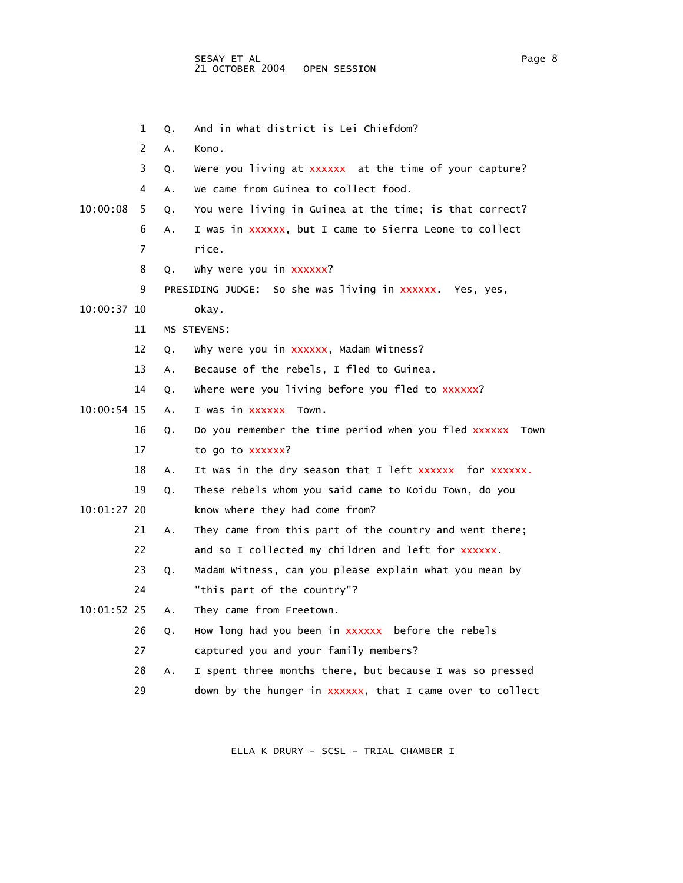1 Q. And in what district is Lei Chiefdom?

2 A. Kono.

3 Q. Were you living at xxxxxx at the time of your capture?

4 A. We came from Guinea to collect food.

10:00:08 5 Q. You were living in Guinea at the time; is that correct?

6 A. I was in xxxxxx, but I came to Sierra Leone to collect

7 rice.

8 Q. Why were you in xxxxxx?

9 PRESIDING JUDGE: So she was living in xxxxxx. Yes, yes,

10:00:37 10 okay.

11 MS STEVENS:

12 Q. Why were you in xxxxxx, Madam Witness?

13 A. Because of the rebels, I fled to Guinea.

14 Q. Where were you living before you fled to xxxxxx?

10:00:54 15 A. I was in xxxxxx Town.

16 Q. Do you remember the time period when you fled xxxxxx Town

17 to go to xxxxxx?

18 A. It was in the dry season that I left xxxxxx for xxxxxx.

19 Q. These rebels whom you said came to Koidu Town, do you

10:01:27 20 know where they had come from?

21 A. They came from this part of the country and went there;

22 and so I collected my children and left for xxxxxx.

23 Q. Madam Witness, can you please explain what you mean by

24 "this part of the country"?

10:01:52 25 A. They came from Freetown.

26 Q. How long had you been in xxxxxx before the rebels

27 captured you and your family members?

28 A. I spent three months there, but because I was so pressed

29 down by the hunger in xxxxxx, that I came over to collect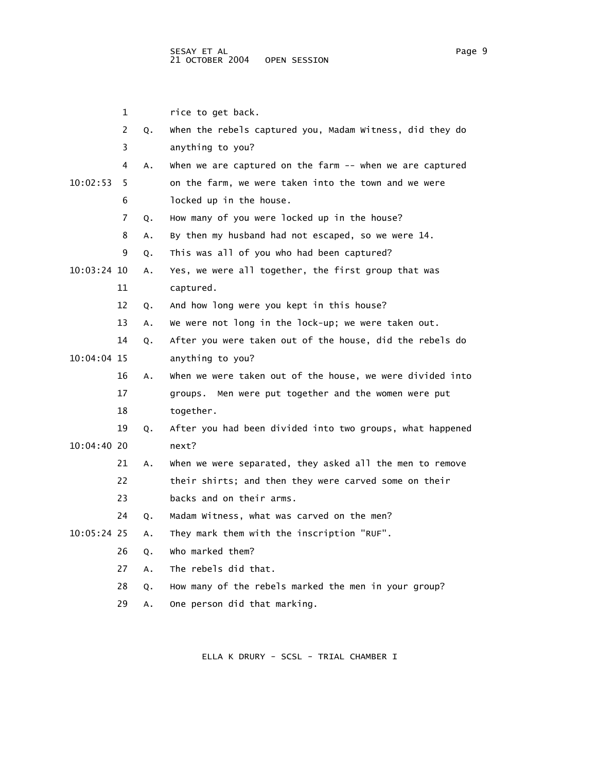rice to get back.

Q. When the rebels captured you, Madam Witness, did they do anything to you?

A. When we are captured on the farm -- when we are captured on the farm, we were taken into the town and we were locked up in the house.

Q. How many of you were locked up in the house?

A. By then my husband had not escaped, so we were 14.

Q. This was all of you who had been captured?

A. Yes, we were all together, the first group that was captured.

Q. And how long were you kept in this house?

A. We were not long in the lock-up; we were taken out.

Q. After you were taken out of the house, did the rebels do anything to you?

A. When we were taken out of the house, we were divided into groups. Men were put together and the women were put together.

Q. After you had been divided into two groups, what happened next?

A. When we were separated, they asked all the men to remove their shirts; and then they were carved some on their backs and on their arms.

Q. Madam Witness, what was carved on the men?

A. They mark them with the inscription "RUF".

Q. Who marked them?

A. The rebels did that.

Q. How many of the rebels marked the men in your group?

A. One person did that marking.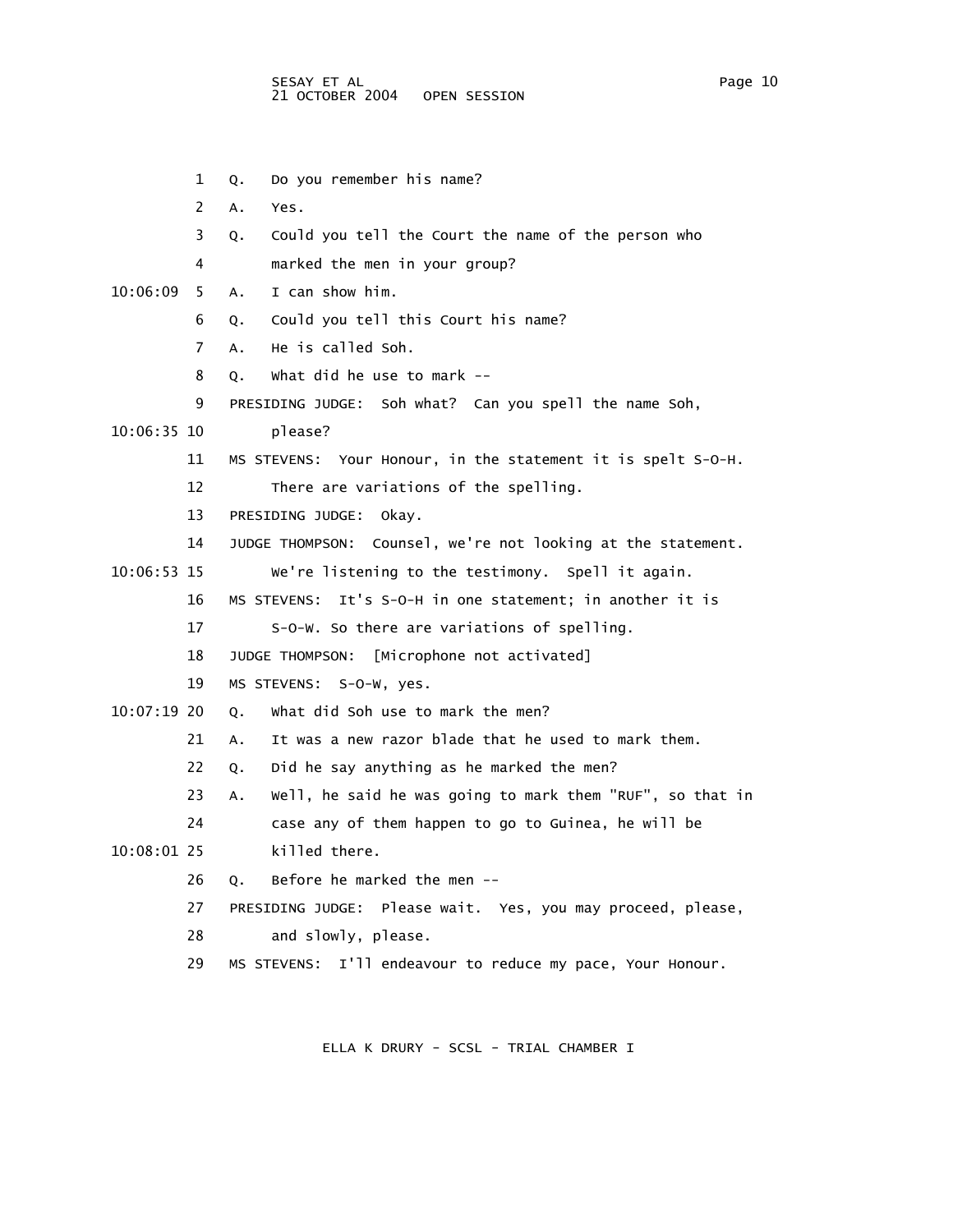1 Q. Do you remember his name?

2 A. Yes.

3 Q. Could you tell the Court the name of the person who

4 marked the men in your group?

10:06:09 5 A. I can show him.

6 Q. Could you tell this Court his name?

7 A. He is called Soh.

8 Q. What did he use to mark --

9 PRESIDING JUDGE: Soh what? Can you spell the name Soh,

10:06:35 10 please?

11 MS STEVENS: Your Honour, in the statement it is spelt S-O-H.

12 There are variations of the spelling.

13 PRESIDING JUDGE: Okay.

14 JUDGE THOMPSON: Counsel, we're not looking at the statement.

10:06:53 15 We're listening to the testimony. Spell it again.

16 MS STEVENS: It's S-O-H in one statement; in another it is

17 S-O-W. So there are variations of spelling.

18 JUDGE THOMPSON: [Microphone not activated]

19 MS STEVENS: S-O-W, yes.

10:07:19 20 Q. What did Soh use to mark the men?

21 A. It was a new razor blade that he used to mark them.

22 Q. Did he say anything as he marked the men?

23 A. Well, he said he was going to mark them "RUF", so that in

24 case any of them happen to go to Guinea, he will be

10:08:01 25 killed there.

26 Q. Before he marked the men --

27 PRESIDING JUDGE: Please wait. Yes, you may proceed, please,

28 and slowly, please.

29 MS STEVENS: I'll endeavour to reduce my pace, Your Honour.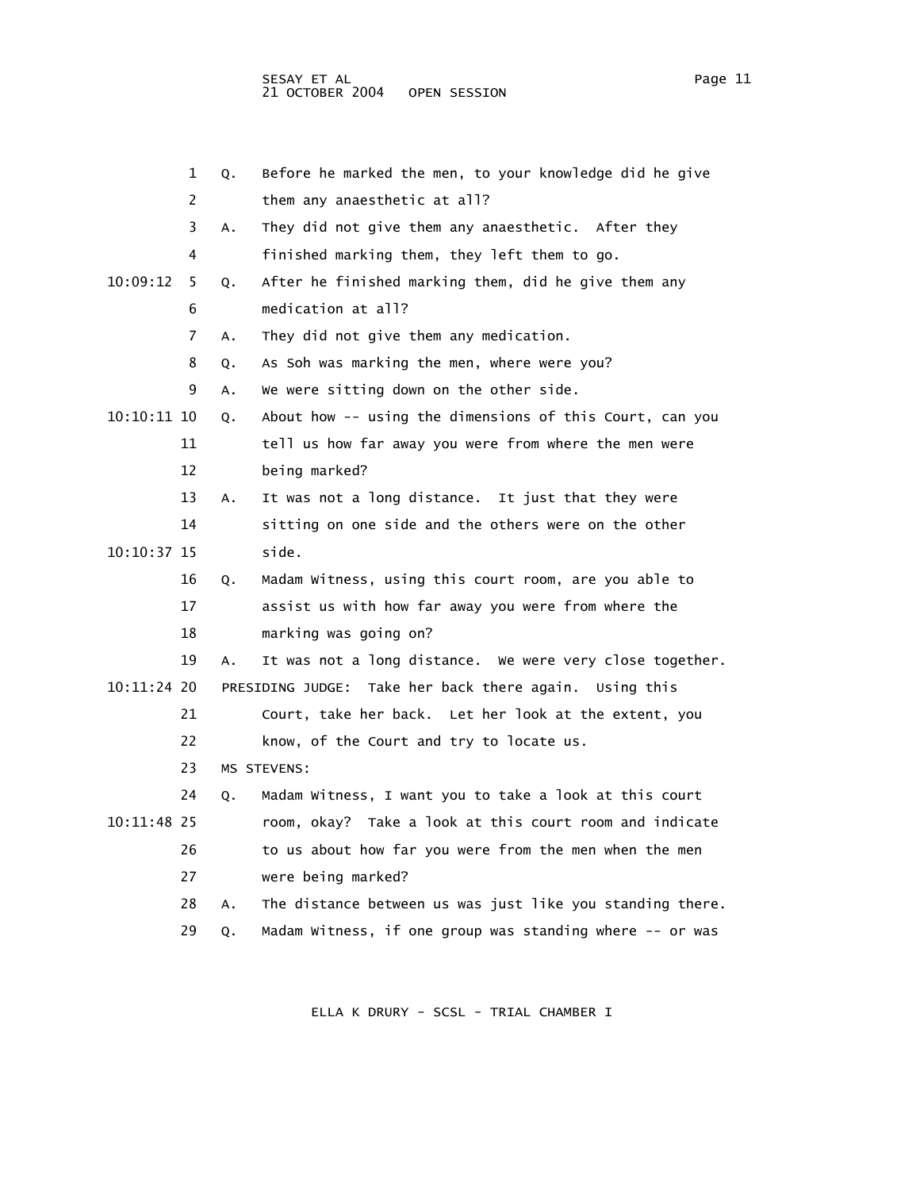1 Q. Before he marked the men, to your knowledge did he give them any anaesthetic at all?

3 A. They did not give them any anaesthetic. After they finished marking them, they left them to go.

10:09:12 5 Q. After he finished marking them, did he give them any medication at all?

7 A. They did not give them any medication.

8 Q. As Soh was marking the men, where were you?

9 A. We were sitting down on the other side.

10:10:11 10 Q. About how -- using the dimensions of this Court, can you tell us how far away you were from where the men were being marked?

13 A. It was not a long distance. It just that they were sitting on one side and the others were on the other

10:10:37 15 side.

16 Q. Madam Witness, using this court room, are you able to assist us with how far away you were from where the marking was going on?

19 A. It was not a long distance. We were very close together.

10:11:24 20 PRESIDING JUDGE: Take her back there again. Using this Court, take her back. Let her look at the extent, you know, of the Court and try to locate us.

23 MS STEVENS:

24 Q. Madam Witness, I want you to take a look at this court

10:11:48 25 room, okay? Take a look at this court room and indicate to us about how far you were from the men when the men were being marked?

28 A. The distance between us was just like you standing there.

29 Q. Madam Witness, if one group was standing where -- or was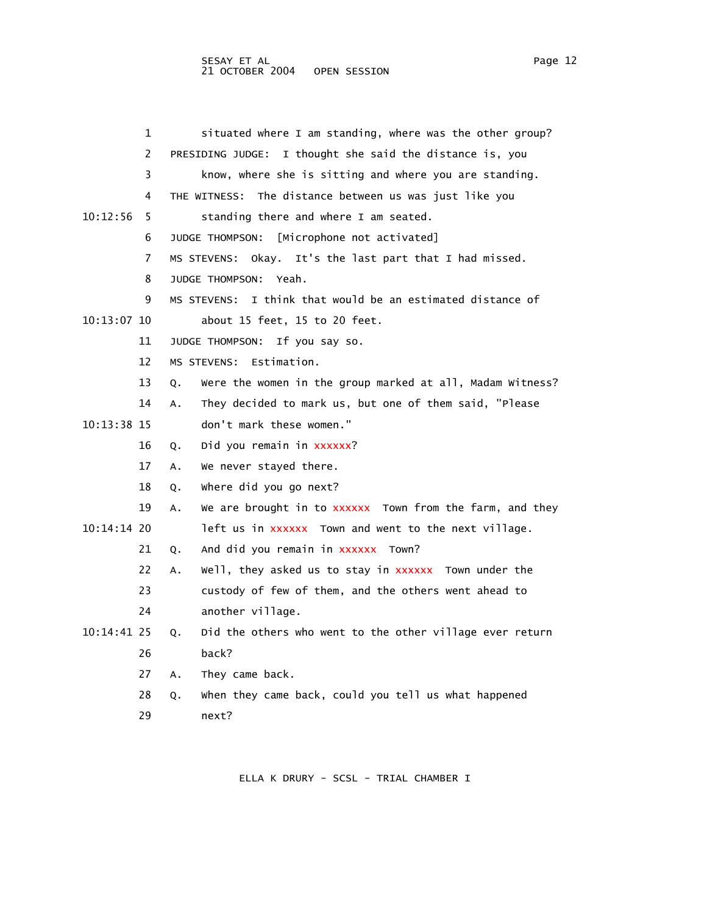1 situated where I am standing, where was the other group?

2 PRESIDING JUDGE: I thought she said the distance is, you

3 know, where she is sitting and where you are standing.

4 THE WITNESS: The distance between us was just like you

10:12:56 5 standing there and where I am seated.

6 JUDGE THOMPSON: [Microphone not activated]

7 MS STEVENS: Okay. It's the last part that I had missed.

8 JUDGE THOMPSON: Yeah.

9 MS STEVENS: I think that would be an estimated distance of

10:13:07 10 about 15 feet, 15 to 20 feet.

11 JUDGE THOMPSON: If you say so.

12 MS STEVENS: Estimation.

13 Q. Were the women in the group marked at all, Madam Witness?

14 A. They decided to mark us, but one of them said, "Please

10:13:38 15 don't mark these women."

16 Q. Did you remain in xxxxxx?

17 A. We never stayed there.

18 Q. Where did you go next?

19 A. We are brought in to xxxxxx Town from the farm, and they

10:14:14 20 left us in xxxxxx Town and went to the next village.

21 Q. And did you remain in xxxxxx Town?

22 A. Well, they asked us to stay in xxxxxx Town under the

23 custody of few of them, and the others went ahead to

24 another village.

10:14:41 25 Q. Did the others who went to the other village ever return

26 back?

27 A. They came back.

28 Q. When they came back, could you tell us what happened

29 next?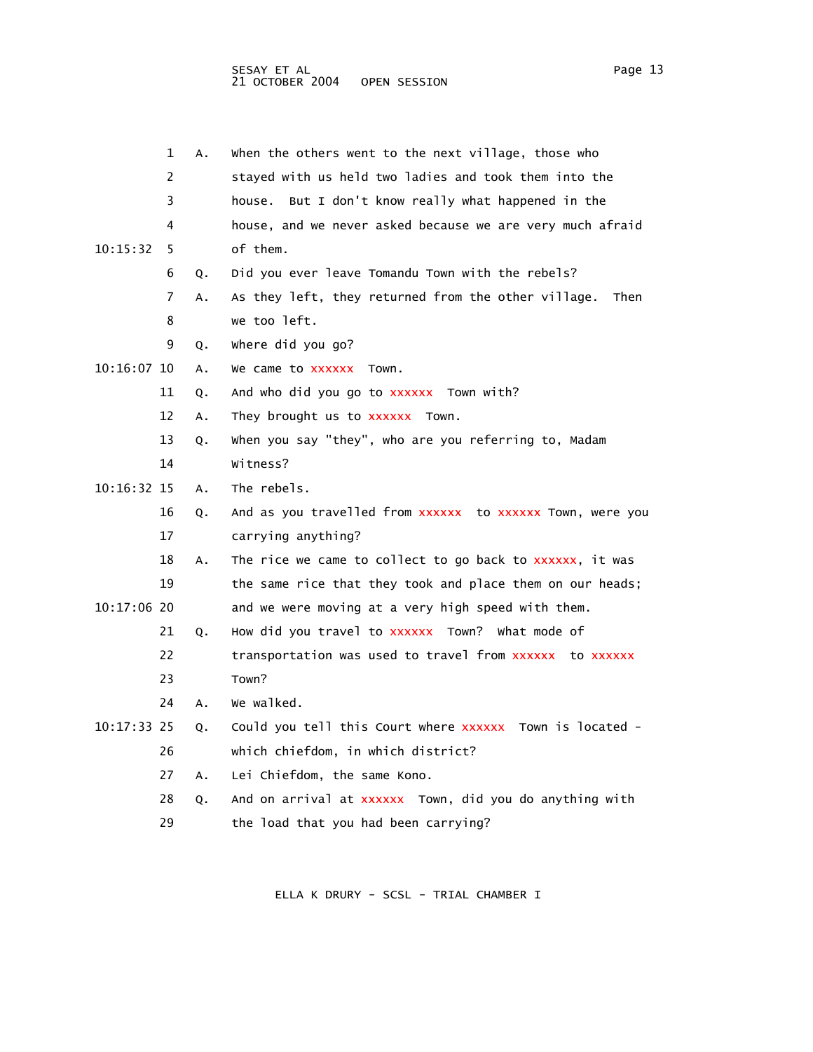1 A. When the others went to the next village, those who
2 stayed with us held two ladies and took them into the
3 house. But I don't know really what happened in the
4 house, and we never asked because we are very much afraid
10:15:32 5 of them.
6 Q. Did you ever leave Tomandu Town with the rebels?
7 A. As they left, they returned from the other village. Then
8 we too left.
9 Q. Where did you go?
10:16:07 10 A. We came to xxxxxx Town.
11 Q. And who did you go to xxxxxx Town with?
12 A. They brought us to xxxxxx Town.
13 Q. When you say "they", who are you referring to, Madam
14 Witness?
10:16:32 15 A. The rebels.
16 Q. And as you travelled from xxxxxx to xxxxxx Town, were you
17 carrying anything?
18 A. The rice we came to collect to go back to xxxxxx, it was
19 the same rice that they took and place them on our heads;
10:17:06 20 and we were moving at a very high speed with them.
21 Q. How did you travel to xxxxxx Town? What mode of
22 transportation was used to travel from xxxxxx to xxxxxx
23 Town?
24 A. We walked.
10:17:33 25 Q. Could you tell this Court where xxxxxx Town is located -
26 which chiefdom, in which district?
27 A. Lei Chiefdom, the same Kono.
28 Q. And on arrival at xxxxxx Town, did you do anything with
29 the load that you had been carrying?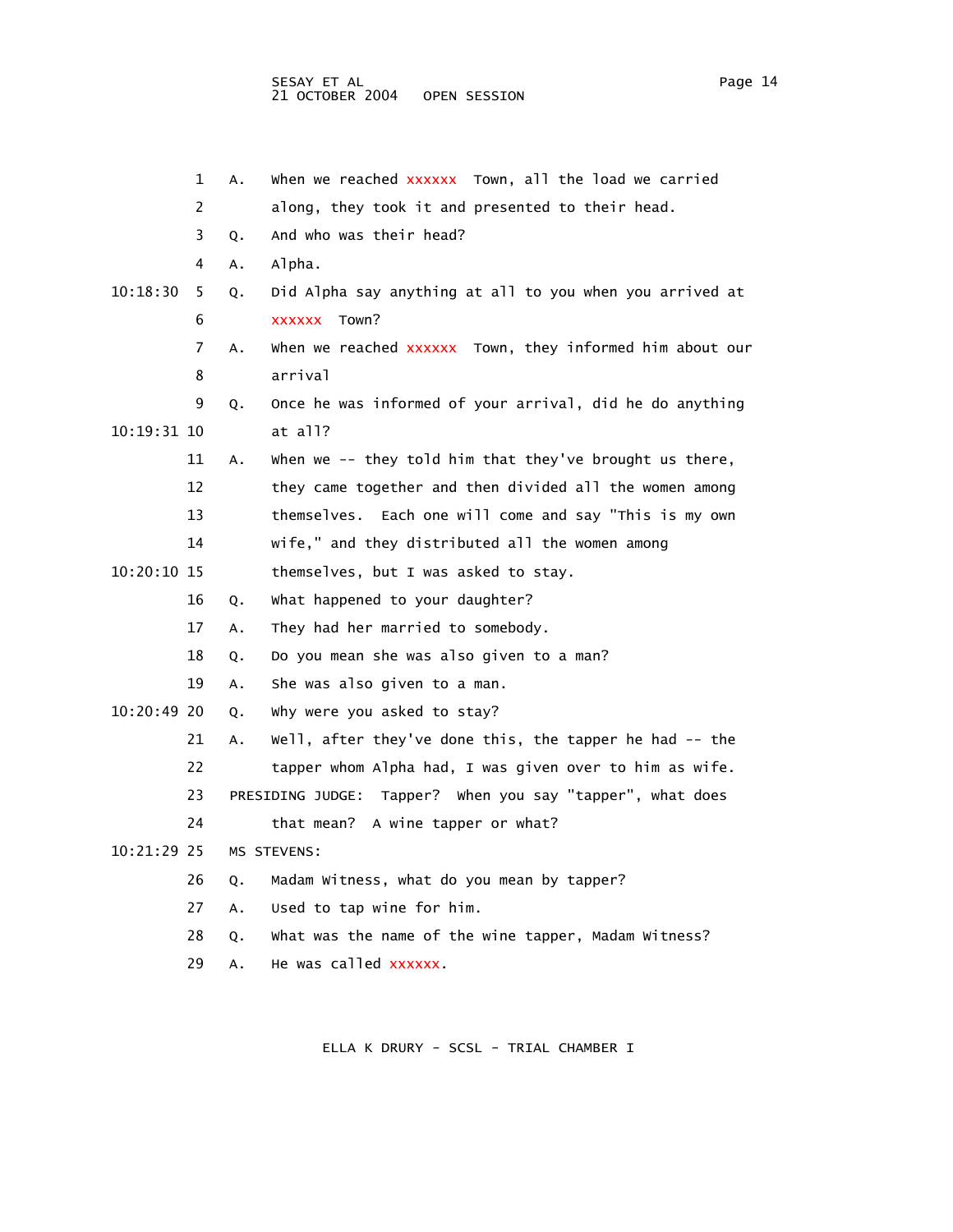1 A. When we reached xxxxxx Town, all the load we carried
2 along, they took it and presented to their head.
3 Q. And who was their head?
4 A. Alpha.
10:18:30 5 Q. Did Alpha say anything at all to you when you arrived at
6 xxxxxx Town?
7 A. When we reached xxxxxx Town, they informed him about our
8 arrival
9 Q. Once he was informed of your arrival, did he do anything
10:19:31 10 at all?
11 A. When we -- they told him that they've brought us there,
12 they came together and then divided all the women among
13 themselves. Each one will come and say "This is my own
14 wife," and they distributed all the women among
10:20:10 15 themselves, but I was asked to stay.
16 Q. What happened to your daughter?
17 A. They had her married to somebody.
18 Q. Do you mean she was also given to a man?
19 A. She was also given to a man.
10:20:49 20 Q. Why were you asked to stay?
21 A. Well, after they've done this, the tapper he had -- the
22 tapper whom Alpha had, I was given over to him as wife.
23 PRESIDING JUDGE: Tapper? When you say "tapper", what does
24 that mean? A wine tapper or what?
10:21:29 25 MS STEVENS:
26 Q. Madam Witness, what do you mean by tapper?
27 A. Used to tap wine for him.
28 Q. What was the name of the wine tapper, Madam Witness?
29 A. He was called xxxxxx.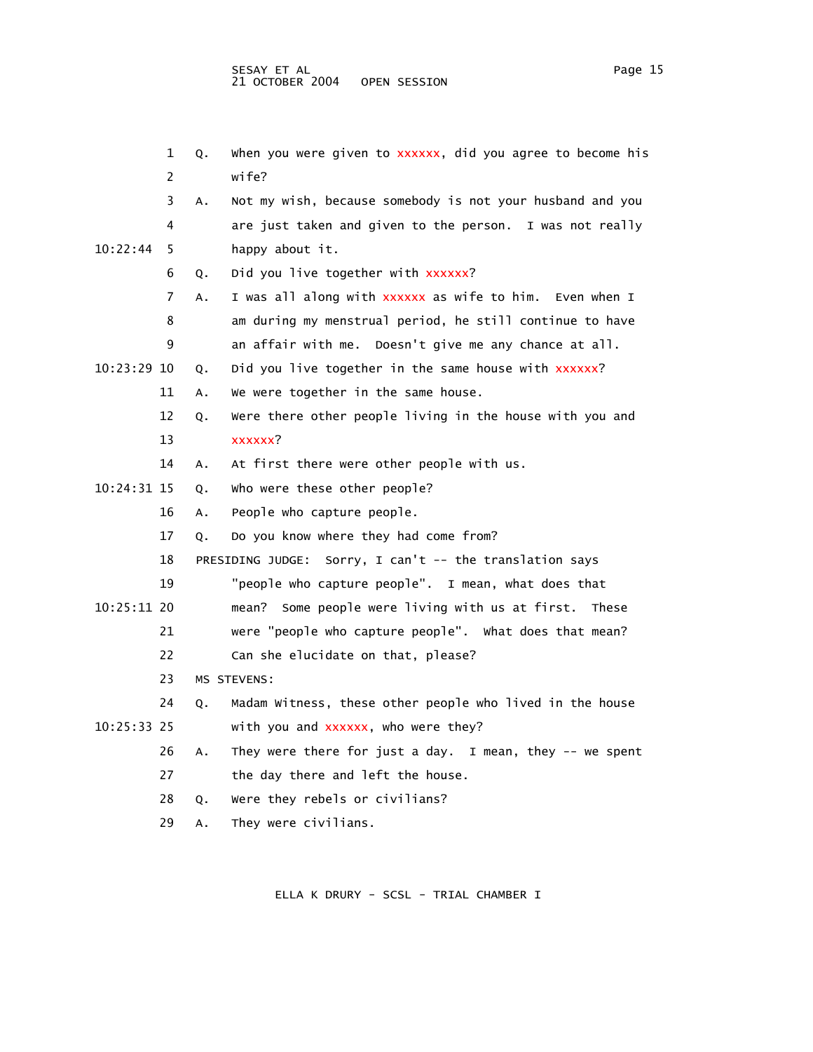1 Q. When you were given to xxxxxx, did you agree to become his
2 wife?
3 A. Not my wish, because somebody is not your husband and you
4 are just taken and given to the person. I was not really
10:22:44 5 happy about it.
6 Q. Did you live together with xxxxxx?
7 A. I was all along with xxxxxx as wife to him. Even when I
8 am during my menstrual period, he still continue to have
9 an affair with me. Doesn't give me any chance at all.
10:23:29 10 Q. Did you live together in the same house with xxxxxx?
11 A. We were together in the same house.
12 Q. Were there other people living in the house with you and
13 xxxxxx?
14 A. At first there were other people with us.
10:24:31 15 Q. Who were these other people?
16 A. People who capture people.
17 Q. Do you know where they had come from?
18 PRESIDING JUDGE: Sorry, I can't -- the translation says
19 "people who capture people". I mean, what does that
10:25:11 20 mean? Some people were living with us at first. These
21 were "people who capture people". What does that mean?
22 Can she elucidate on that, please?
23 MS STEVENS:
24 Q. Madam Witness, these other people who lived in the house
10:25:33 25 with you and xxxxxx, who were they?
26 A. They were there for just a day. I mean, they -- we spent
27 the day there and left the house.
28 Q. Were they rebels or civilians?
29 A. They were civilians.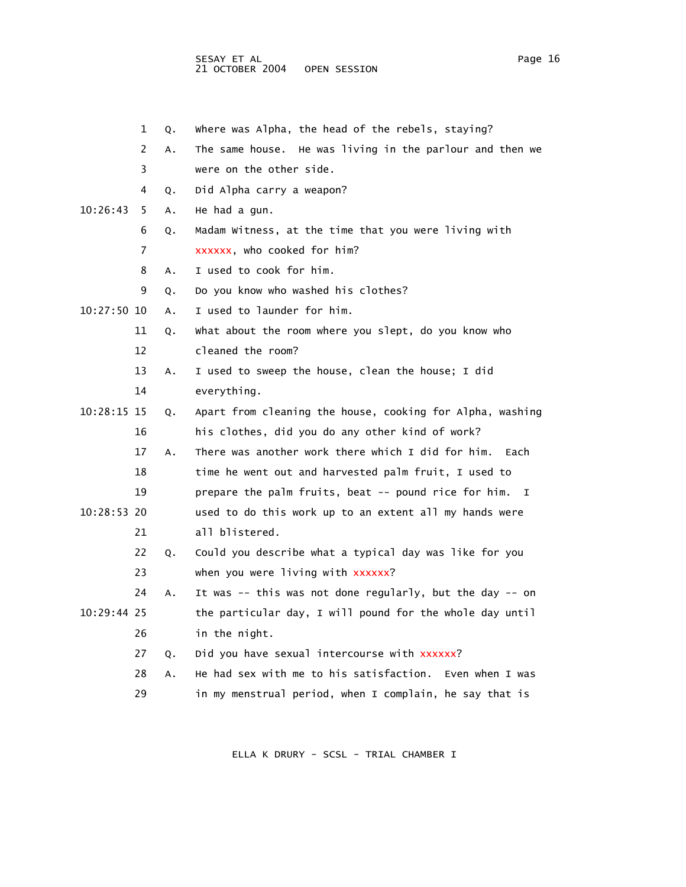1 Q. Where was Alpha, the head of the rebels, staying?

2 A. The same house. He was living in the parlour and then we

3 were on the other side.

4 Q. Did Alpha carry a weapon?

10:26:43 5 A. He had a gun.

6 Q. Madam Witness, at the time that you were living with

7 xxxxxx, who cooked for him?

8 A. I used to cook for him.

9 Q. Do you know who washed his clothes?

10:27:50 10 A. I used to launder for him.

11 Q. What about the room where you slept, do you know who

12 cleaned the room?

13 A. I used to sweep the house, clean the house; I did

14 everything.

10:28:15 15 Q. Apart from cleaning the house, cooking for Alpha, washing

16 his clothes, did you do any other kind of work?

17 A. There was another work there which I did for him. Each

18 time he went out and harvested palm fruit, I used to

19 prepare the palm fruits, beat -- pound rice for him. I

10:28:53 20 used to do this work up to an extent all my hands were

21 all blistered.

22 Q. Could you describe what a typical day was like for you

23 when you were living with xxxxxx?

24 A. It was -- this was not done regularly, but the day -- on

10:29:44 25 the particular day, I will pound for the whole day until

26 in the night.

27 Q. Did you have sexual intercourse with xxxxxx?

28 A. He had sex with me to his satisfaction. Even when I was

29 in my menstrual period, when I complain, he say that is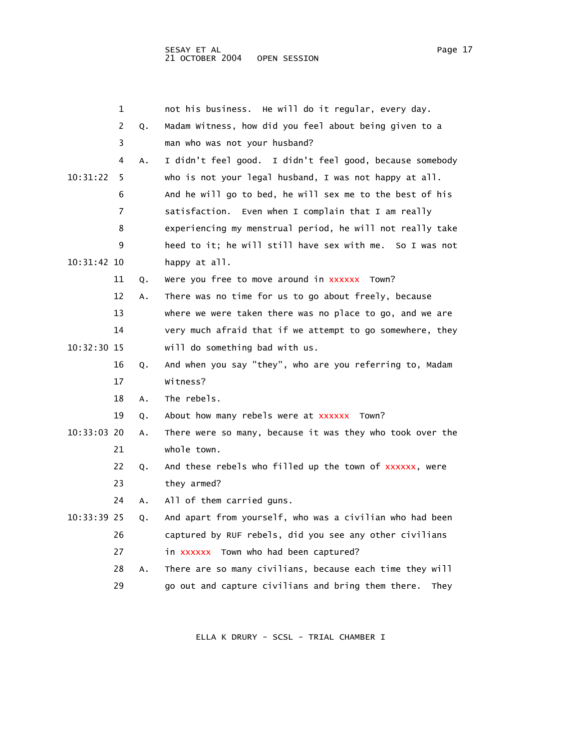1 not his business. He will do it regular, every day.

2 Q. Madam Witness, how did you feel about being given to a

3 man who was not your husband?

4 A. I didn't feel good. I didn't feel good, because somebody

10:31:22 5 who is not your legal husband, I was not happy at all.

6 And he will go to bed, he will sex me to the best of his

7 satisfaction. Even when I complain that I am really

8 experiencing my menstrual period, he will not really take

9 heed to it; he will still have sex with me. So I was not

10:31:42 10 happy at all.

11 Q. Were you free to move around in xxxxxx Town?

12 A. There was no time for us to go about freely, because

13 where we were taken there was no place to go, and we are

14 very much afraid that if we attempt to go somewhere, they

10:32:30 15 will do something bad with us.

16 Q. And when you say "they", who are you referring to, Madam

17 Witness?

18 A. The rebels.

19 Q. About how many rebels were at xxxxxx Town?

10:33:03 20 A. There were so many, because it was they who took over the

21 whole town.

22 Q. And these rebels who filled up the town of xxxxxx, were

23 they armed?

24 A. All of them carried guns.

10:33:39 25 Q. And apart from yourself, who was a civilian who had been

26 captured by RUF rebels, did you see any other civilians

27 in xxxxxx Town who had been captured?

28 A. There are so many civilians, because each time they will

29 go out and capture civilians and bring them there. They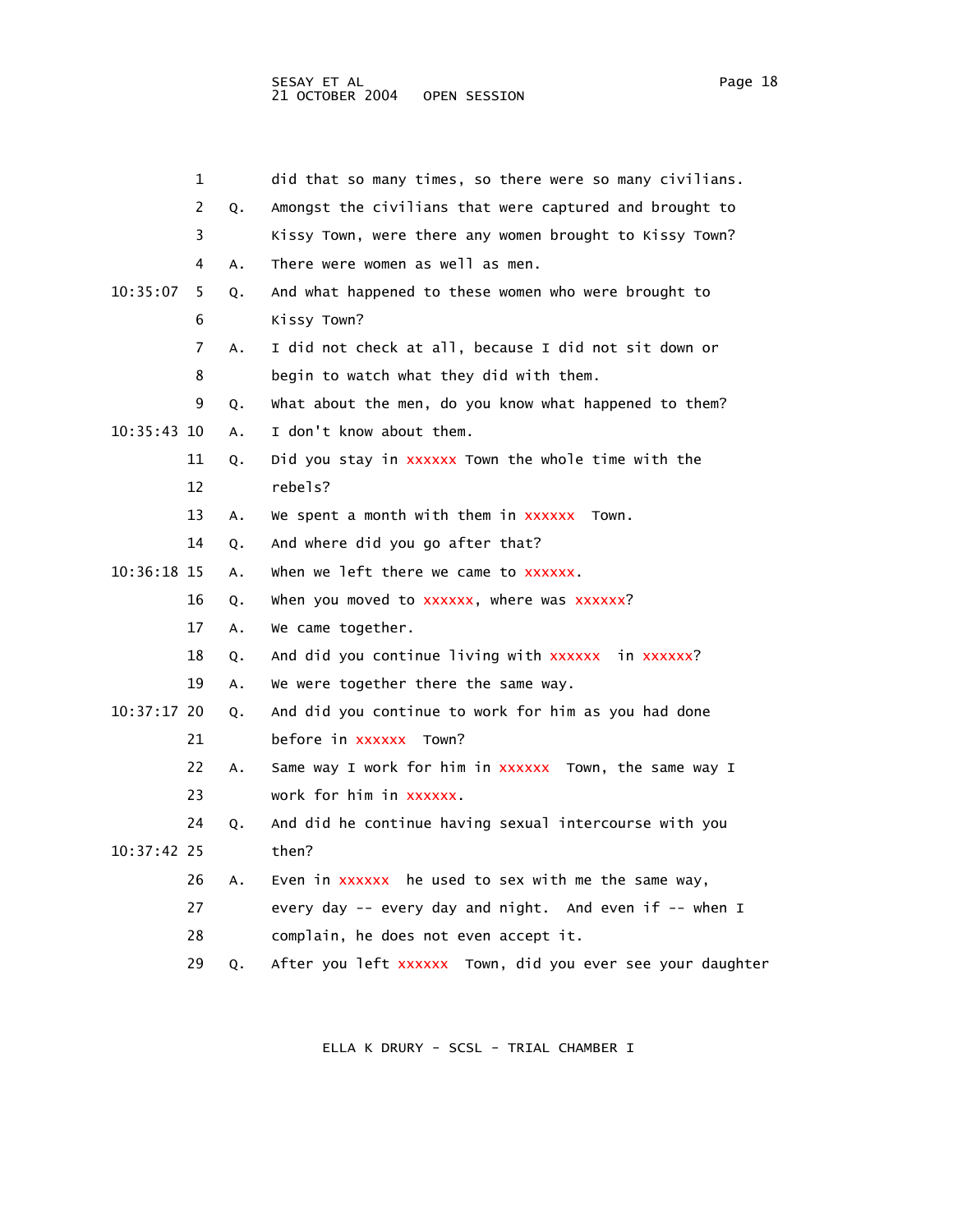1 did that so many times, so there were so many civilians.

2 Q. Amongst the civilians that were captured and brought to

3 Kissy Town, were there any women brought to Kissy Town?

4 A. There were women as well as men.

10:35:07 5 Q. And what happened to these women who were brought to

6 Kissy Town?

7 A. I did not check at all, because I did not sit down or

8 begin to watch what they did with them.

9 Q. What about the men, do you know what happened to them?

10:35:43 10 A. I don't know about them.

11 Q. Did you stay in xxxxxx Town the whole time with the

12 rebels?

13 A. We spent a month with them in xxxxxx Town.

14 Q. And where did you go after that?

10:36:18 15 A. When we left there we came to xxxxxx.

16 Q. When you moved to xxxxxx, where was xxxxxx?

17 A. We came together.

18 Q. And did you continue living with xxxxxx in xxxxxx?

19 A. We were together there the same way.

10:37:17 20 Q. And did you continue to work for him as you had done

21 before in xxxxxx Town?

22 A. Same way I work for him in xxxxxx Town, the same way I

23 work for him in xxxxxx.

24 Q. And did he continue having sexual intercourse with you

10:37:42 25 then?

26 A. Even in xxxxxx he used to sex with me the same way,

27 every day -- every day and night. And even if -- when I

28 complain, he does not even accept it.

29 Q. After you left xxxxxx Town, did you ever see your daughter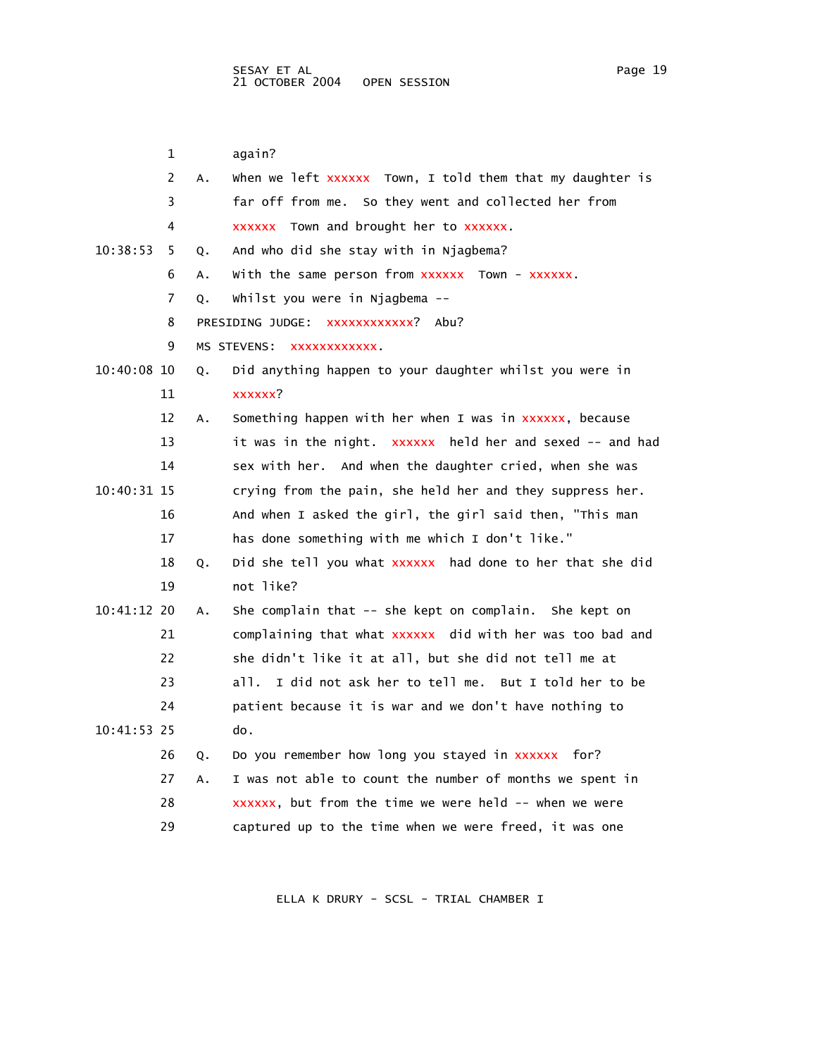1 again?

2 A. When we left xxxxxx Town, I told them that my daughter is

3 far off from me. So they went and collected her from

4 xxxxxx Town and brought her to xxxxxx.

10:38:53 5 Q. And who did she stay with in Njagbema?

6 A. With the same person from xxxxxx Town - xxxxxx.

7 Q. Whilst you were in Njagbema --

8 PRESIDING JUDGE: xxxxxxxxxxxx? Abu?

9 MS STEVENS: xxxxxxxxxxxx.

10:40:08 10 Q. Did anything happen to your daughter whilst you were in

11 xxxxxx?

12 A. Something happen with her when I was in xxxxxx, because

13 it was in the night. xxxxxx held her and sexed -- and had

14 sex with her. And when the daughter cried, when she was

10:40:31 15 crying from the pain, she held her and they suppress her.

16 And when I asked the girl, the girl said then, "This man

17 has done something with me which I don't like."

18 Q. Did she tell you what xxxxxx had done to her that she did

19 not like?

10:41:12 20 A. She complain that -- she kept on complain. She kept on

21 complaining that what xxxxxx did with her was too bad and

22 she didn't like it at all, but she did not tell me at

23 all. I did not ask her to tell me. But I told her to be

24 patient because it is war and we don't have nothing to

10:41:53 25 do.

26 Q. Do you remember how long you stayed in xxxxxx for?

27 A. I was not able to count the number of months we spent in

28 xxxxxx, but from the time we were held -- when we were

29 captured up to the time when we were freed, it was one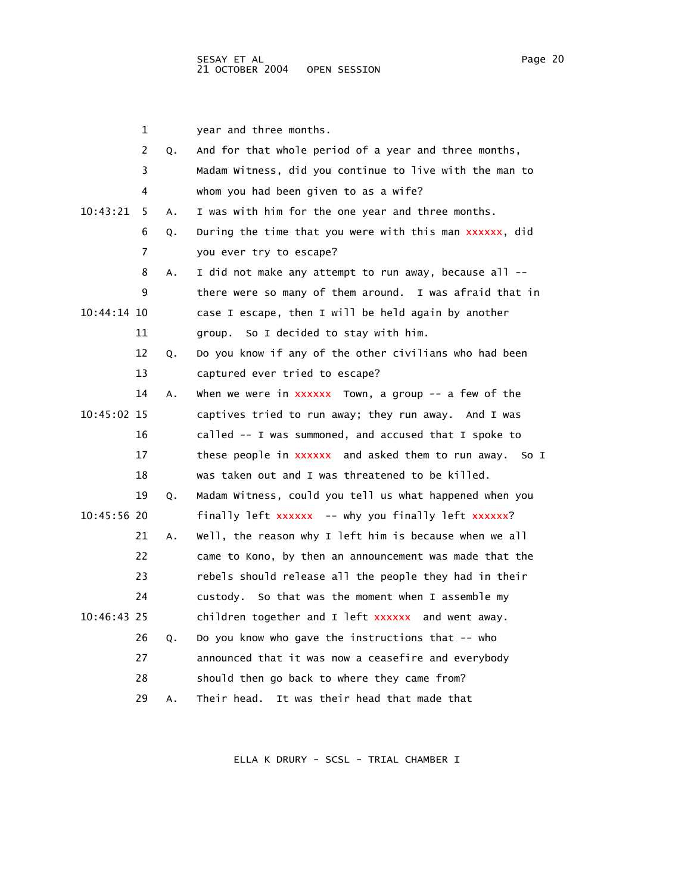1 year and three months.

2 Q. And for that whole period of a year and three months,

3 Madam Witness, did you continue to live with the man to

4 whom you had been given to as a wife?

10:43:21 5 A. I was with him for the one year and three months.

6 Q. During the time that you were with this man xxxxxx, did

7 you ever try to escape?

8 A. I did not make any attempt to run away, because all --

9 there were so many of them around. I was afraid that in

10:44:14 10 case I escape, then I will be held again by another

11 group. So I decided to stay with him.

12 Q. Do you know if any of the other civilians who had been

13 captured ever tried to escape?

14 A. When we were in xxxxxx Town, a group -- a few of the

10:45:02 15 captives tried to run away; they run away. And I was

16 called -- I was summoned, and accused that I spoke to

17 these people in xxxxxx and asked them to run away. So I

18 was taken out and I was threatened to be killed.

19 Q. Madam Witness, could you tell us what happened when you

10:45:56 20 finally left xxxxxx -- why you finally left xxxxxx?

21 A. Well, the reason why I left him is because when we all

22 came to Kono, by then an announcement was made that the

23 rebels should release all the people they had in their

24 custody. So that was the moment when I assemble my

10:46:43 25 children together and I left xxxxxx and went away.

26 Q. Do you know who gave the instructions that -- who

27 announced that it was now a ceasefire and everybody

28 should then go back to where they came from?

29 A. Their head. It was their head that made that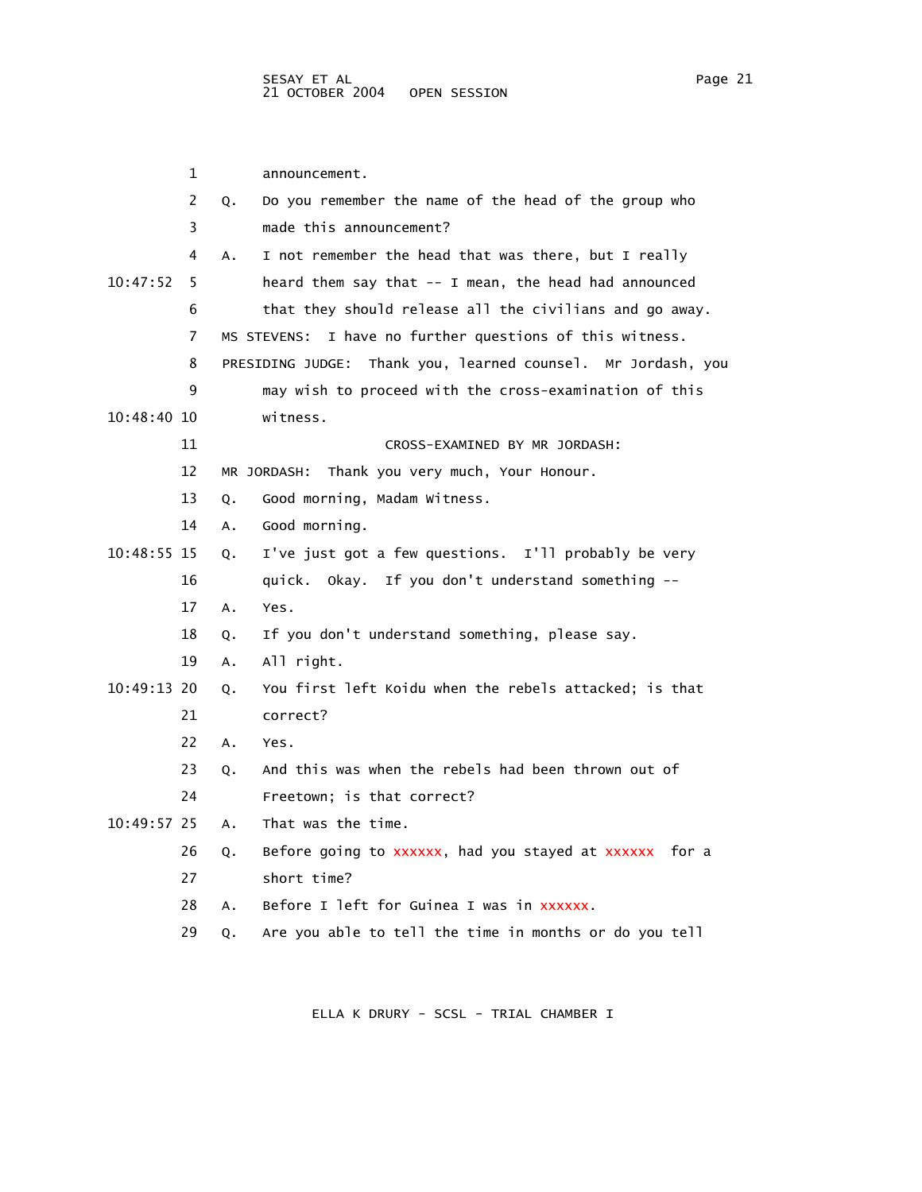1 announcement.

2 Q. Do you remember the name of the head of the group who

3 made this announcement?

4 A. I not remember the head that was there, but I really

10:47:52 5 heard them say that -- I mean, the head had announced

6 that they should release all the civilians and go away.

7 MS STEVENS: I have no further questions of this witness.

8 PRESIDING JUDGE: Thank you, learned counsel. Mr Jordash, you

9 may wish to proceed with the cross-examination of this

10:48:40 10 witness.

11 CROSS-EXAMINED BY MR JORDASH:

12 MR JORDASH: Thank you very much, Your Honour.

13 Q. Good morning, Madam Witness.

14 A. Good morning.

10:48:55 15 Q. I've just got a few questions. I'll probably be very

16 quick. Okay. If you don't understand something --

17 A. Yes.

18 Q. If you don't understand something, please say.

19 A. All right.

10:49:13 20 Q. You first left Koidu when the rebels attacked; is that

21 correct?

22 A. Yes.

23 Q. And this was when the rebels had been thrown out of

24 Freetown; is that correct?

10:49:57 25 A. That was the time.

26 Q. Before going to xxxxxx, had you stayed at xxxxxx for a

27 short time?

28 A. Before I left for Guinea I was in xxxxxx.

29 Q. Are you able to tell the time in months or do you tell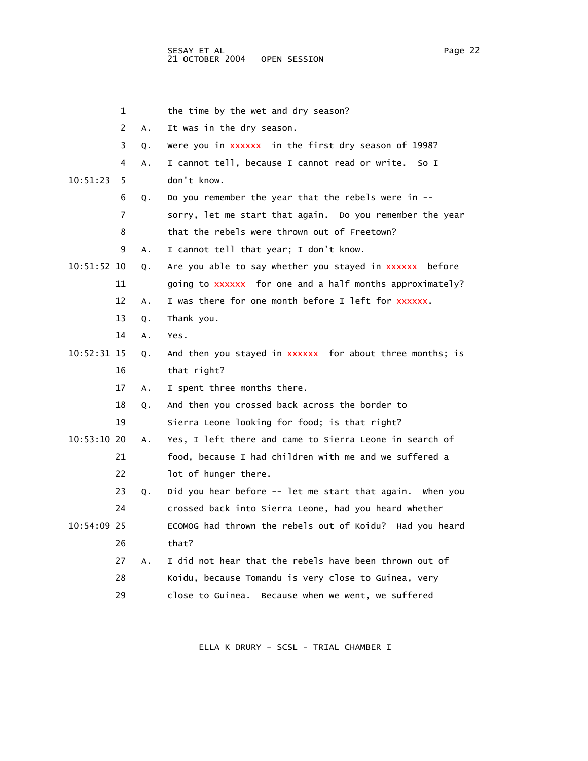1 the time by the wet and dry season?

2 A. It was in the dry season.

3 Q. Were you in xxxxxx in the first dry season of 1998?

4 A. I cannot tell, because I cannot read or write. So I

10:51:23 5 don't know.

6 Q. Do you remember the year that the rebels were in --

7 sorry, let me start that again. Do you remember the year

8 that the rebels were thrown out of Freetown?

9 A. I cannot tell that year; I don't know.

10:51:52 10 Q. Are you able to say whether you stayed in xxxxxx before

11 going to xxxxxx for one and a half months approximately?

12 A. I was there for one month before I left for xxxxxx.

13 Q. Thank you.

14 A. Yes.

10:52:31 15 Q. And then you stayed in xxxxxx for about three months; is

16 that right?

17 A. I spent three months there.

18 Q. And then you crossed back across the border to

19 Sierra Leone looking for food; is that right?

10:53:10 20 A. Yes, I left there and came to Sierra Leone in search of

21 food, because I had children with me and we suffered a

22 lot of hunger there.

23 Q. Did you hear before -- let me start that again. When you

24 crossed back into Sierra Leone, had you heard whether

10:54:09 25 ECOMOG had thrown the rebels out of Koidu? Had you heard

26 that?

27 A. I did not hear that the rebels have been thrown out of

28 Koidu, because Tomandu is very close to Guinea, very

29 close to Guinea. Because when we went, we suffered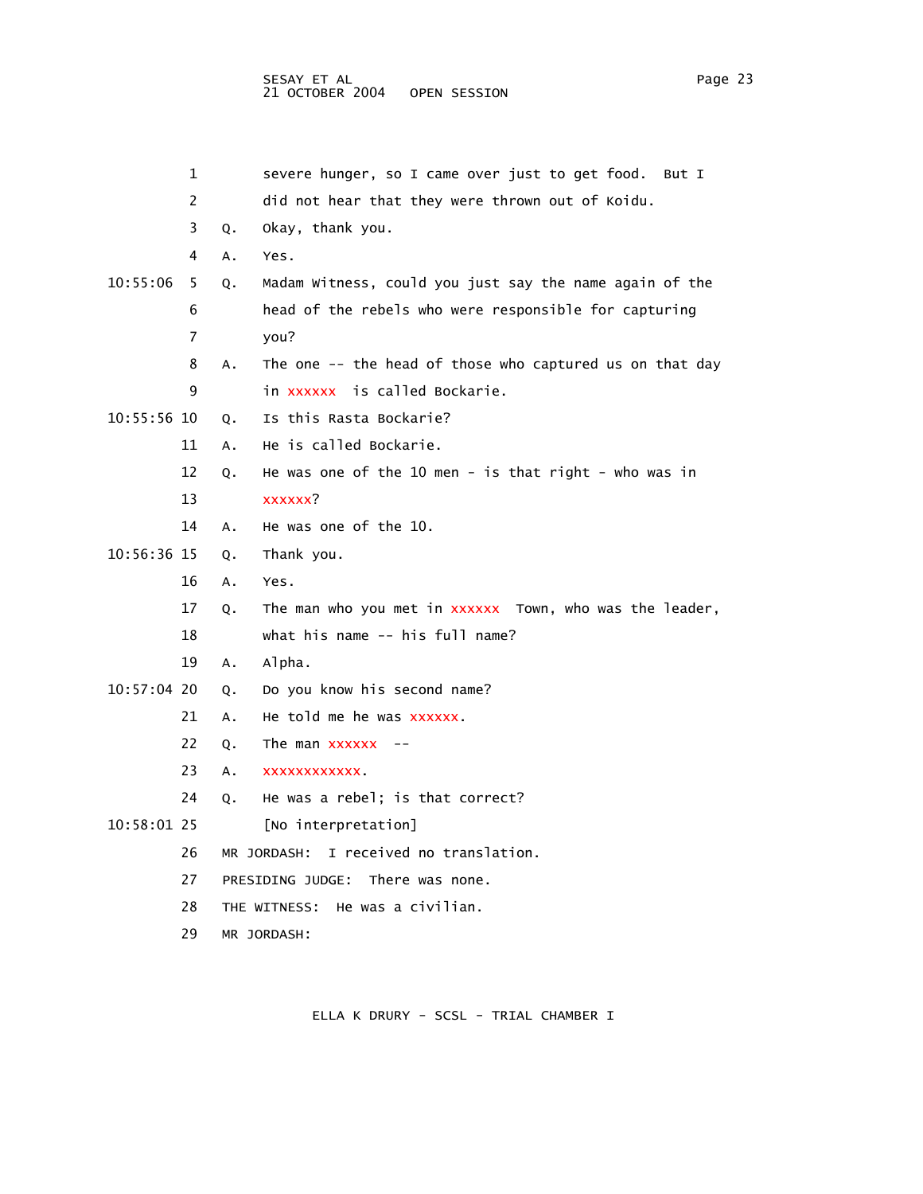1 severe hunger, so I came over just to get food. But I
2 did not hear that they were thrown out of Koidu.
3 Q. Okay, thank you.
4 A. Yes.
10:55:06 5 Q. Madam Witness, could you just say the name again of the
6 head of the rebels who were responsible for capturing
7 you?
8 A. The one -- the head of those who captured us on that day
9 in xxxxxx is called Bockarie.
10:55:56 10 Q. Is this Rasta Bockarie?
11 A. He is called Bockarie.
12 Q. He was one of the 10 men - is that right - who was in
13 xxxxxx?
14 A. He was one of the 10.
10:56:36 15 Q. Thank you.
16 A. Yes.
17 Q. The man who you met in xxxxxx Town, who was the leader,
18 what his name -- his full name?
19 A. Alpha.
10:57:04 20 Q. Do you know his second name?
21 A. He told me he was xxxxxx.
22 Q. The man xxxxxx --
23 A. xxxxxxxxxxxx.
24 Q. He was a rebel; is that correct?
10:58:01 25 [No interpretation]
26 MR JORDASH: I received no translation.
27 PRESIDING JUDGE: There was none.
28 THE WITNESS: He was a civilian.
29 MR JORDASH: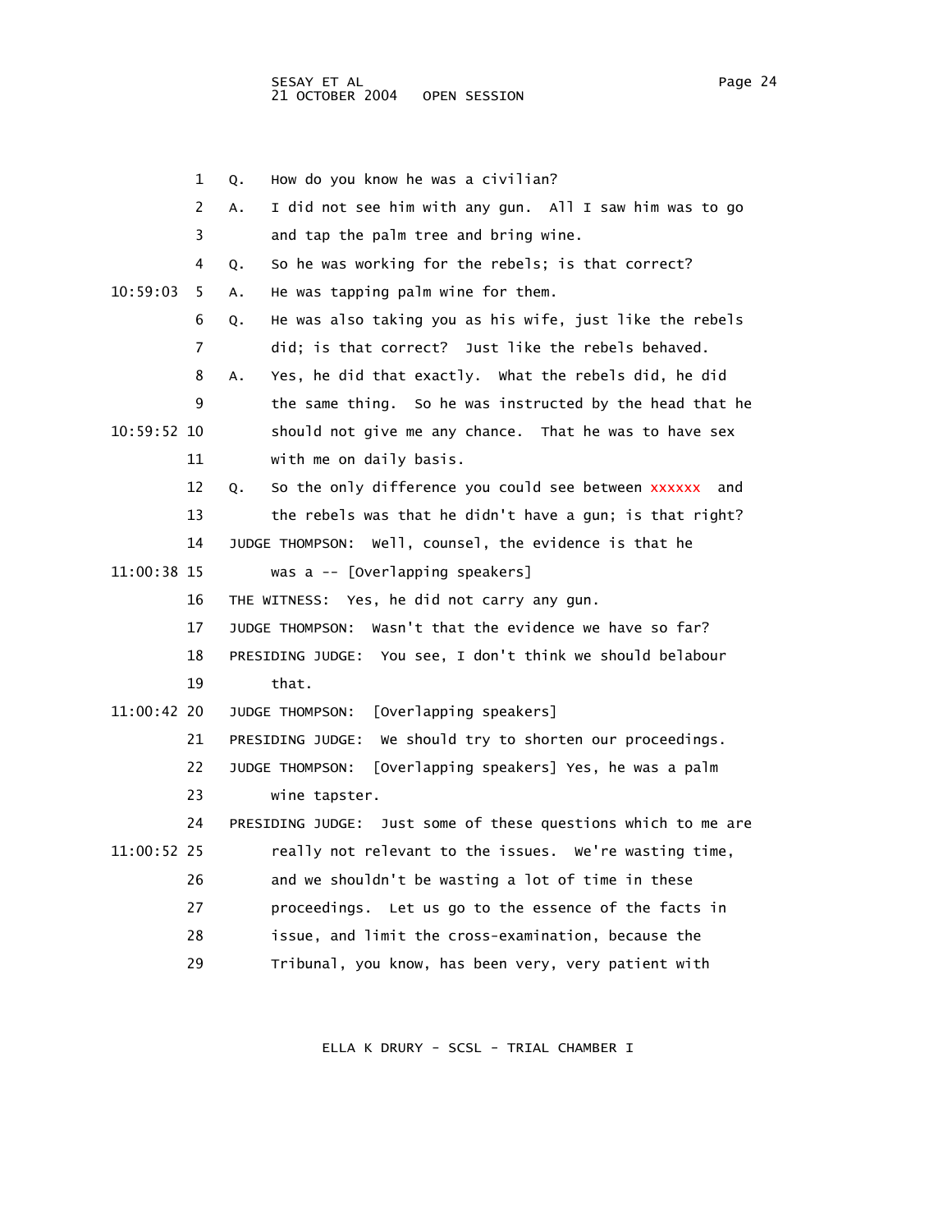1 Q. How do you know he was a civilian?

2 A. I did not see him with any gun. All I saw him was to go

3 and tap the palm tree and bring wine.

4 Q. So he was working for the rebels; is that correct?

10:59:03 5 A. He was tapping palm wine for them.

6 Q. He was also taking you as his wife, just like the rebels

7 did; is that correct? Just like the rebels behaved.

8 A. Yes, he did that exactly. What the rebels did, he did

9 the same thing. So he was instructed by the head that he

10:59:52 10 should not give me any chance. That he was to have sex

11 with me on daily basis.

12 Q. So the only difference you could see between xxxxxx and

13 the rebels was that he didn't have a gun; is that right?

14 JUDGE THOMPSON: Well, counsel, the evidence is that he

11:00:38 15 was a -- [Overlapping speakers]

16 THE WITNESS: Yes, he did not carry any gun.

17 JUDGE THOMPSON: Wasn't that the evidence we have so far?

18 PRESIDING JUDGE: You see, I don't think we should belabour

19 that.

11:00:42 20 JUDGE THOMPSON: [Overlapping speakers]

21 PRESIDING JUDGE: We should try to shorten our proceedings.

22 JUDGE THOMPSON: [Overlapping speakers] Yes, he was a palm

23 wine tapster.

24 PRESIDING JUDGE: Just some of these questions which to me are

11:00:52 25 really not relevant to the issues. We're wasting time,

26 and we shouldn't be wasting a lot of time in these

27 proceedings. Let us go to the essence of the facts in

28 issue, and limit the cross-examination, because the

29 Tribunal, you know, has been very, very patient with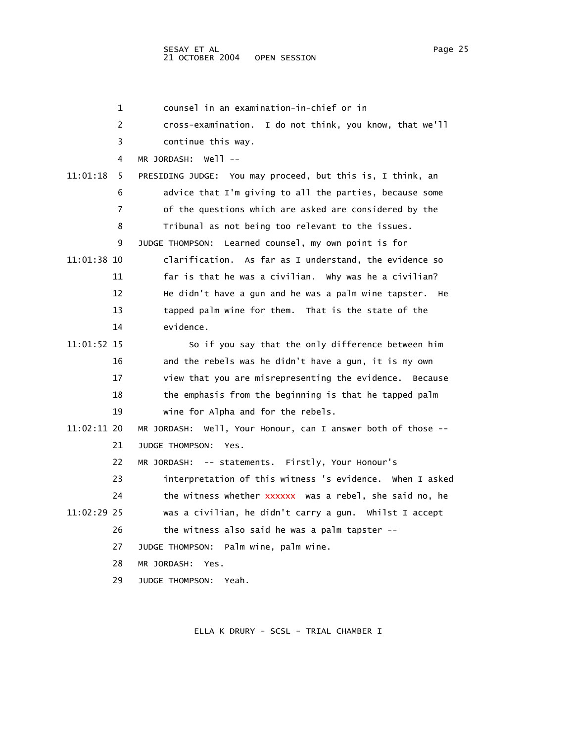counsel in an examination-in-chief or in cross-examination. I do not think, you know, that we'll continue this way.

MR JORDASH: Well --

PRESIDING JUDGE: You may proceed, but this is, I think, an advice that I'm giving to all the parties, because some of the questions which are asked are considered by the Tribunal as not being too relevant to the issues.

JUDGE THOMPSON: Learned counsel, my own point is for clarification. As far as I understand, the evidence so far is that he was a civilian. Why was he a civilian? He didn't have a gun and he was a palm wine tapster. He tapped palm wine for them. That is the state of the evidence.

So if you say that the only difference between him and the rebels was he didn't have a gun, it is my own view that you are misrepresenting the evidence. Because the emphasis from the beginning is that he tapped palm wine for Alpha and for the rebels.

MR JORDASH: Well, Your Honour, can I answer both of those --

JUDGE THOMPSON: Yes.

MR JORDASH: -- statements. Firstly, Your Honour's interpretation of this witness 's evidence. When I asked the witness whether xxxxxx was a rebel, she said no, he was a civilian, he didn't carry a gun. Whilst I accept the witness also said he was a palm tapster --

JUDGE THOMPSON: Palm wine, palm wine.

MR JORDASH: Yes.

JUDGE THOMPSON: Yeah.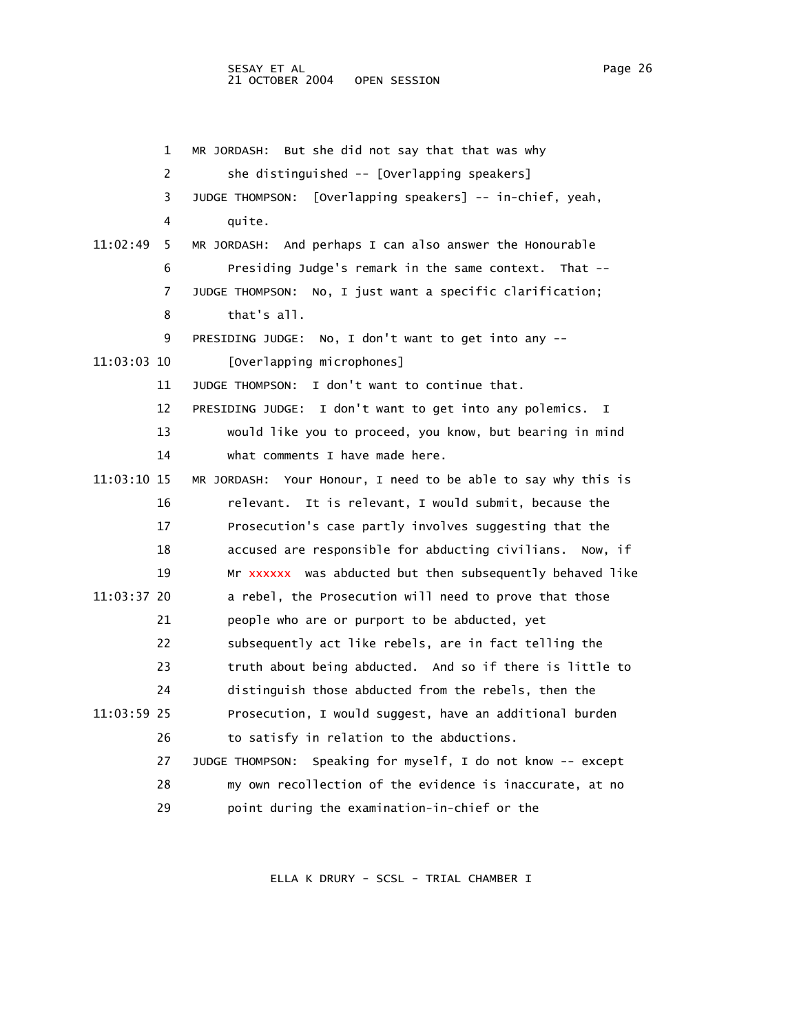MR JORDASH: But she did not say that that was why she distinguished -- [Overlapping speakers]

JUDGE THOMPSON: [Overlapping speakers] -- in-chief, yeah, quite.

11:02:49 MR JORDASH: And perhaps I can also answer the Honourable Presiding Judge's remark in the same context. That --

JUDGE THOMPSON: No, I just want a specific clarification; that's all.

PRESIDING JUDGE: No, I don't want to get into any --

11:03:03 [Overlapping microphones]

JUDGE THOMPSON: I don't want to continue that.

PRESIDING JUDGE: I don't want to get into any polemics. I would like you to proceed, you know, but bearing in mind what comments I have made here.

11:03:10 MR JORDASH: Your Honour, I need to be able to say why this is relevant. It is relevant, I would submit, because the Prosecution's case partly involves suggesting that the accused are responsible for abducting civilians. Now, if Mr xxxxxx was abducted but then subsequently behaved like

11:03:37 a rebel, the Prosecution will need to prove that those people who are or purport to be abducted, yet subsequently act like rebels, are in fact telling the truth about being abducted. And so if there is little to distinguish those abducted from the rebels, then the

11:03:59 Prosecution, I would suggest, have an additional burden to satisfy in relation to the abductions.

JUDGE THOMPSON: Speaking for myself, I do not know -- except my own recollection of the evidence is inaccurate, at no point during the examination-in-chief or the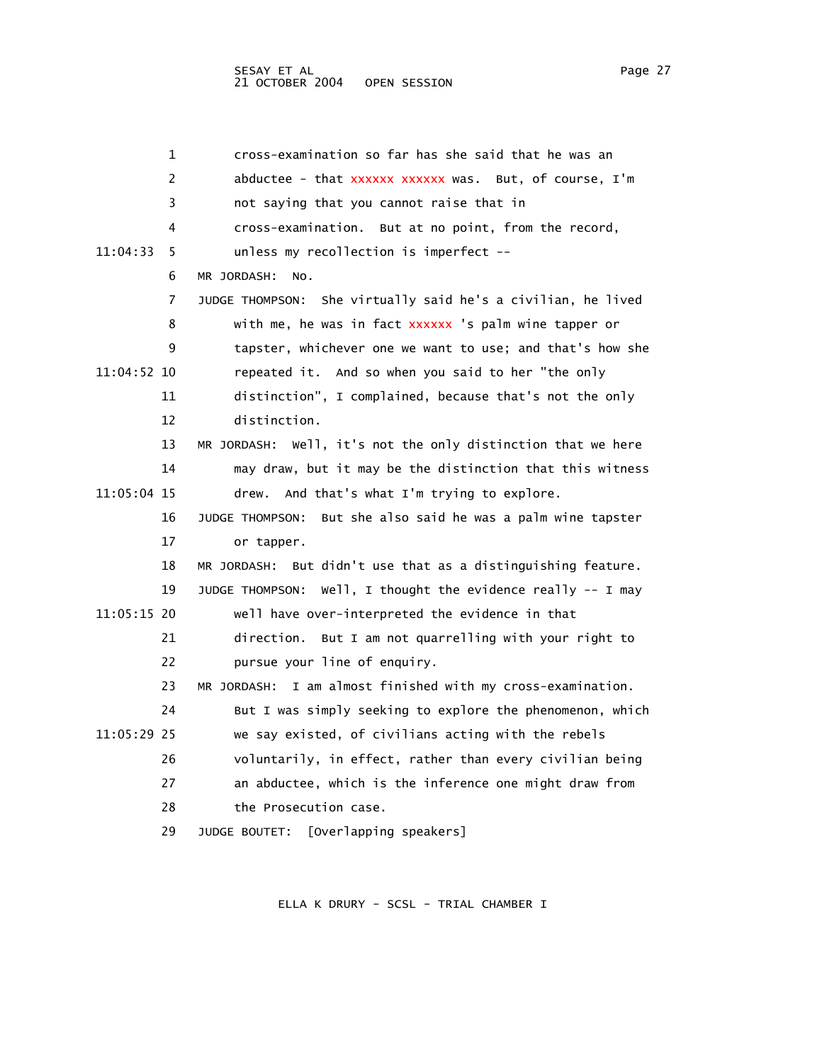cross-examination so far has she said that he was an abductee - that xxxxxx xxxxxx was. But, of course, I'm not saying that you cannot raise that in cross-examination. But at no point, from the record, unless my recollection is imperfect --

MR JORDASH: No.

JUDGE THOMPSON: She virtually said he's a civilian, he lived with me, he was in fact xxxxxx 's palm wine tapper or tapster, whichever one we want to use; and that's how she repeated it. And so when you said to her "the only distinction", I complained, because that's not the only distinction.

MR JORDASH: Well, it's not the only distinction that we here may draw, but it may be the distinction that this witness drew. And that's what I'm trying to explore.

JUDGE THOMPSON: But she also said he was a palm wine tapster or tapper.

MR JORDASH: But didn't use that as a distinguishing feature.

JUDGE THOMPSON: Well, I thought the evidence really -- I may well have over-interpreted the evidence in that direction. But I am not quarrelling with your right to pursue your line of enquiry.

MR JORDASH: I am almost finished with my cross-examination. But I was simply seeking to explore the phenomenon, which we say existed, of civilians acting with the rebels voluntarily, in effect, rather than every civilian being an abductee, which is the inference one might draw from the Prosecution case.

JUDGE BOUTET: [Overlapping speakers]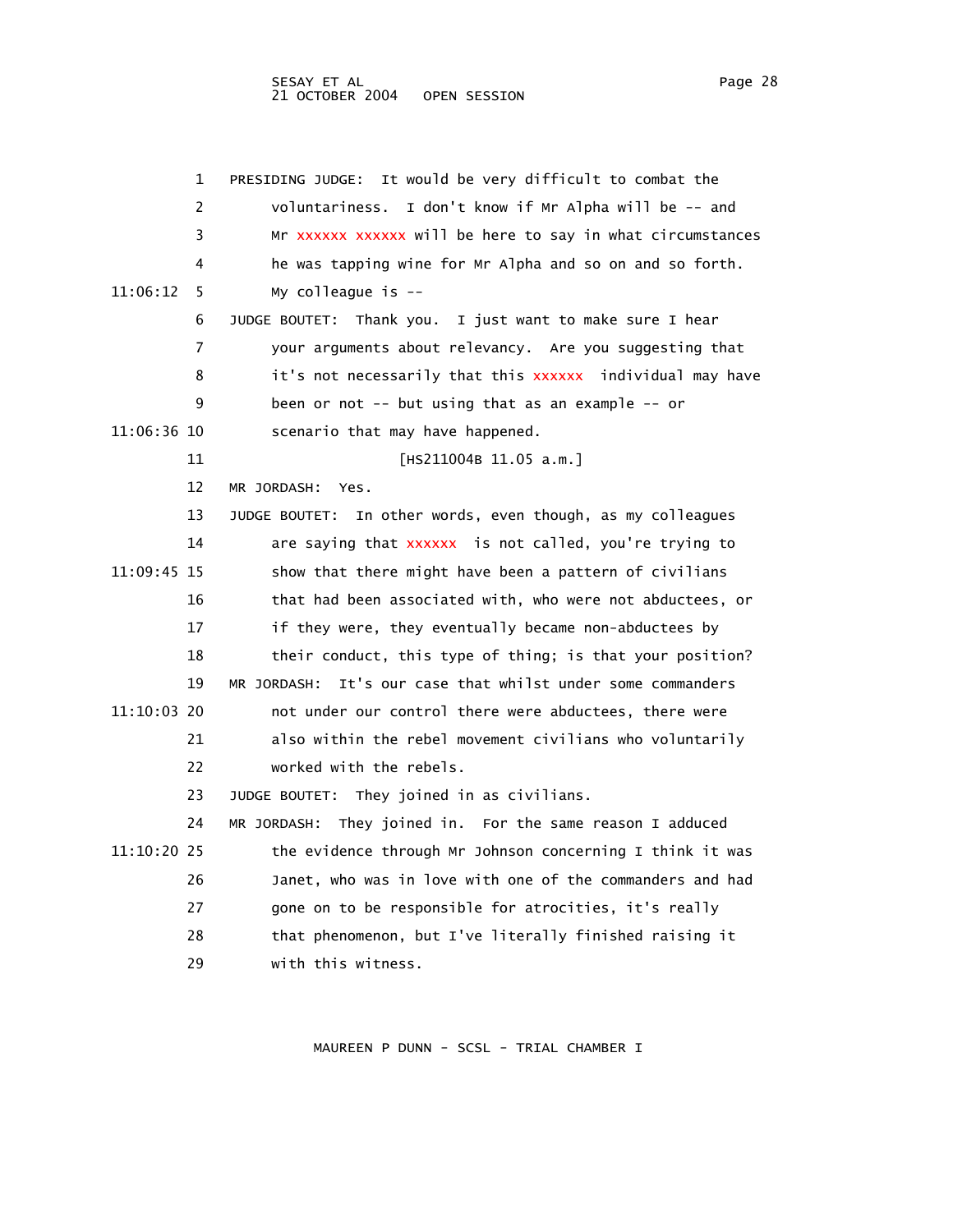PRESIDING JUDGE: It would be very difficult to combat the voluntariness. I don't know if Mr Alpha will be -- and Mr xxxxxx xxxxxx will be here to say in what circumstances he was tapping wine for Mr Alpha and so on and so forth. My colleague is --

JUDGE BOUTET: Thank you. I just want to make sure I hear your arguments about relevancy. Are you suggesting that it's not necessarily that this xxxxxx individual may have been or not -- but using that as an example -- or scenario that may have happened.

[HS211004B 11.05 a.m.]

MR JORDASH: Yes.

JUDGE BOUTET: In other words, even though, as my colleagues are saying that xxxxxx is not called, you're trying to show that there might have been a pattern of civilians that had been associated with, who were not abductees, or if they were, they eventually became non-abductees by their conduct, this type of thing; is that your position?

MR JORDASH: It's our case that whilst under some commanders not under our control there were abductees, there were also within the rebel movement civilians who voluntarily worked with the rebels.

JUDGE BOUTET: They joined in as civilians.

MR JORDASH: They joined in. For the same reason I adduced the evidence through Mr Johnson concerning I think it was Janet, who was in love with one of the commanders and had gone on to be responsible for atrocities, it's really that phenomenon, but I've literally finished raising it with this witness.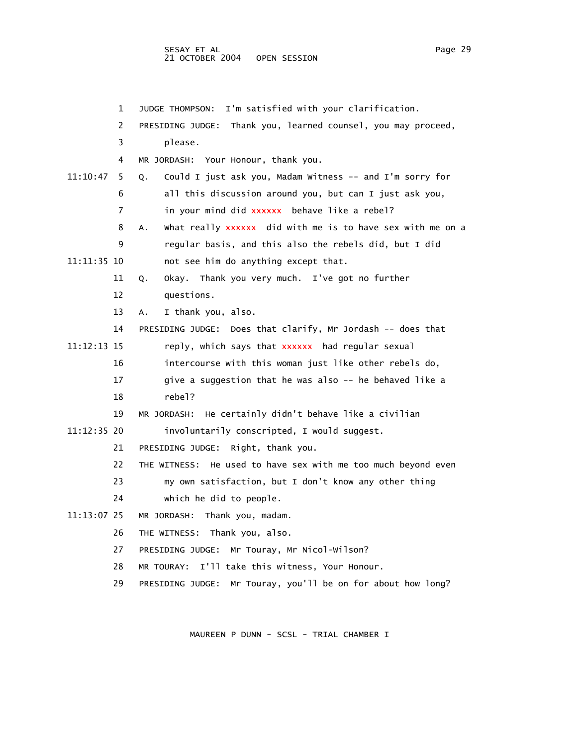1 JUDGE THOMPSON: I'm satisfied with your clarification.

2 PRESIDING JUDGE: Thank you, learned counsel, you may proceed,

3 please.

4 MR JORDASH: Your Honour, thank you.

11:10:47 5 Q. Could I just ask you, Madam Witness -- and I'm sorry for

6 all this discussion around you, but can I just ask you,

7 in your mind did xxxxxx behave like a rebel?

8 A. What really xxxxxx did with me is to have sex with me on a

9 regular basis, and this also the rebels did, but I did

11:11:35 10 not see him do anything except that.

11 Q. Okay. Thank you very much. I've got no further

12 questions.

13 A. I thank you, also.

14 PRESIDING JUDGE: Does that clarify, Mr Jordash -- does that

11:12:13 15 reply, which says that xxxxxx had regular sexual

16 intercourse with this woman just like other rebels do,

17 give a suggestion that he was also -- he behaved like a

18 rebel?

19 MR JORDASH: He certainly didn't behave like a civilian

11:12:35 20 involuntarily conscripted, I would suggest.

21 PRESIDING JUDGE: Right, thank you.

22 THE WITNESS: He used to have sex with me too much beyond even

23 my own satisfaction, but I don't know any other thing

24 which he did to people.

11:13:07 25 MR JORDASH: Thank you, madam.

26 THE WITNESS: Thank you, also.

27 PRESIDING JUDGE: Mr Touray, Mr Nicol-Wilson?

28 MR TOURAY: I'll take this witness, Your Honour.

29 PRESIDING JUDGE: Mr Touray, you'll be on for about how long?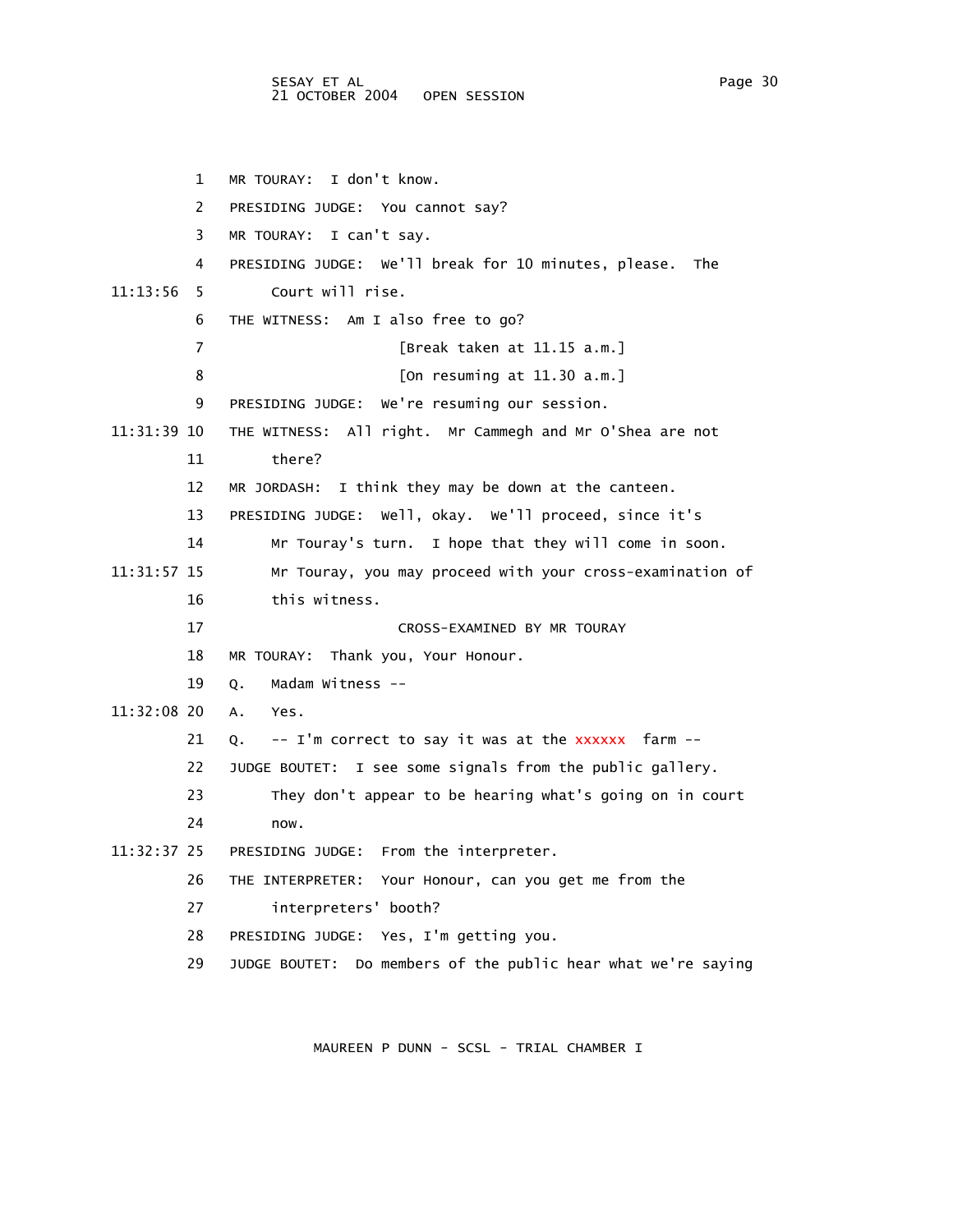1 MR TOURAY: I don't know.

2 PRESIDING JUDGE: You cannot say?

3 MR TOURAY: I can't say.

4 PRESIDING JUDGE: We'll break for 10 minutes, please. The

11:13:56 5 Court will rise.

6 THE WITNESS: Am I also free to go?

7 [Break taken at 11.15 a.m.]

8 [On resuming at 11.30 a.m.]

9 PRESIDING JUDGE: We're resuming our session.

11:31:39 10 THE WITNESS: All right. Mr Cammegh and Mr O'Shea are not

11 there?

12 MR JORDASH: I think they may be down at the canteen.

13 PRESIDING JUDGE: Well, okay. We'll proceed, since it's

14 Mr Touray's turn. I hope that they will come in soon.

11:31:57 15 Mr Touray, you may proceed with your cross-examination of

16 this witness.

17 CROSS-EXAMINED BY MR TOURAY

18 MR TOURAY: Thank you, Your Honour.

19 Q. Madam Witness --

11:32:08 20 A. Yes.

21 Q. -- I'm correct to say it was at the xxxxxx farm --

22 JUDGE BOUTET: I see some signals from the public gallery.

23 They don't appear to be hearing what's going on in court

24 now.

11:32:37 25 PRESIDING JUDGE: From the interpreter.

26 THE INTERPRETER: Your Honour, can you get me from the

27 interpreters' booth?

28 PRESIDING JUDGE: Yes, I'm getting you.

29 JUDGE BOUTET: Do members of the public hear what we're saying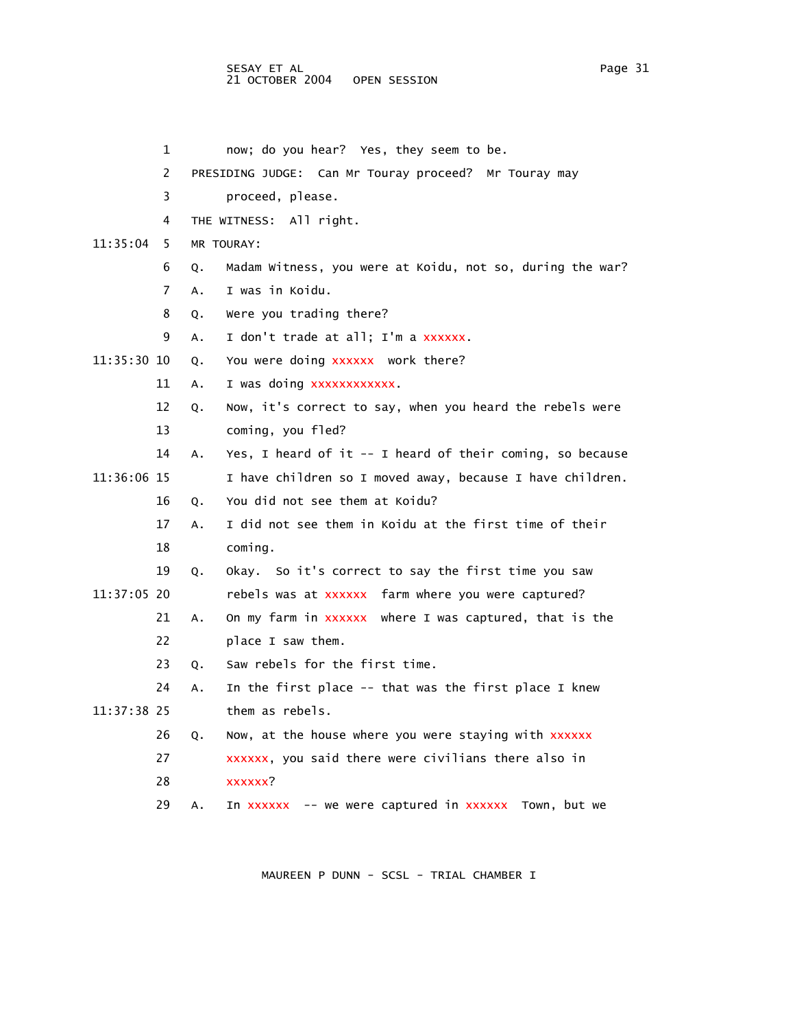1 now; do you hear? Yes, they seem to be.

2 PRESIDING JUDGE: Can Mr Touray proceed? Mr Touray may

3 proceed, please.

4 THE WITNESS: All right.

11:35:04 5 MR TOURAY:

6 Q. Madam Witness, you were at Koidu, not so, during the war?

7 A. I was in Koidu.

8 Q. Were you trading there?

9 A. I don't trade at all; I'm a xxxxxx.

11:35:30 10 Q. You were doing xxxxxx work there?

11 A. I was doing xxxxxxxxxxxx.

12 Q. Now, it's correct to say, when you heard the rebels were

13 coming, you fled?

14 A. Yes, I heard of it -- I heard of their coming, so because

11:36:06 15 I have children so I moved away, because I have children.

16 Q. You did not see them at Koidu?

17 A. I did not see them in Koidu at the first time of their

18 coming.

19 Q. Okay. So it's correct to say the first time you saw

11:37:05 20 rebels was at xxxxxx farm where you were captured?

21 A. On my farm in xxxxxx where I was captured, that is the

22 place I saw them.

23 Q. Saw rebels for the first time.

24 A. In the first place -- that was the first place I knew

11:37:38 25 them as rebels.

26 Q. Now, at the house where you were staying with xxxxxx

27 xxxxxx, you said there were civilians there also in

28 xxxxxx?

29 A. In xxxxxx -- we were captured in xxxxxx Town, but we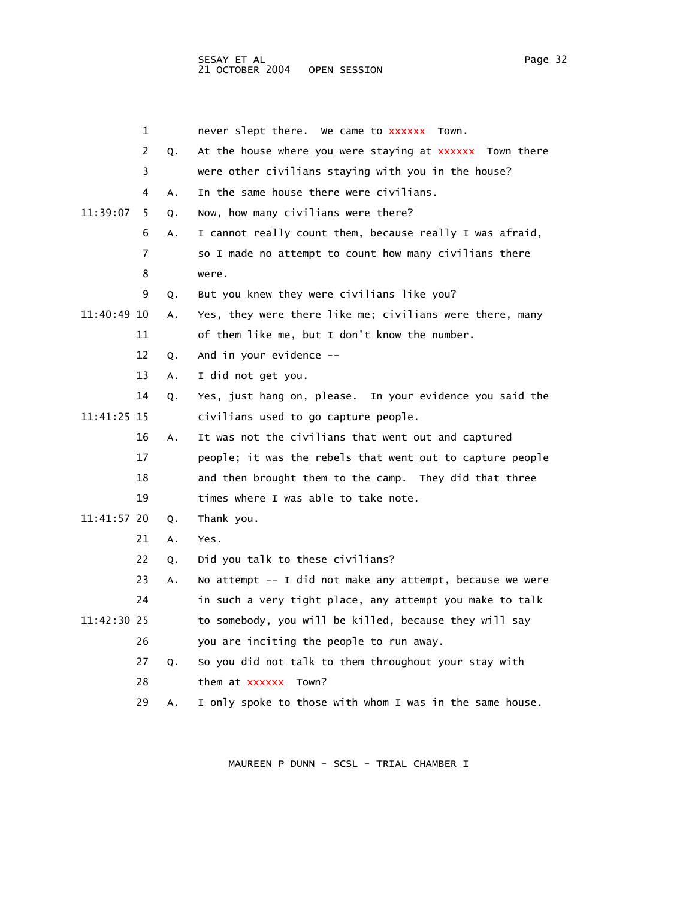1 never slept there. We came to xxxxxx Town.

2 Q. At the house where you were staying at xxxxxx Town there

3 were other civilians staying with you in the house?

4 A. In the same house there were civilians.

11:39:07 5 Q. Now, how many civilians were there?

6 A. I cannot really count them, because really I was afraid,

7 so I made no attempt to count how many civilians there

8 were.

9 Q. But you knew they were civilians like you?

11:40:49 10 A. Yes, they were there like me; civilians were there, many

11 of them like me, but I don't know the number.

12 Q. And in your evidence --

13 A. I did not get you.

14 Q. Yes, just hang on, please. In your evidence you said the

11:41:25 15 civilians used to go capture people.

16 A. It was not the civilians that went out and captured

17 people; it was the rebels that went out to capture people

18 and then brought them to the camp. They did that three

19 times where I was able to take note.

11:41:57 20 Q. Thank you.

21 A. Yes.

22 Q. Did you talk to these civilians?

23 A. No attempt -- I did not make any attempt, because we were

24 in such a very tight place, any attempt you make to talk

11:42:30 25 to somebody, you will be killed, because they will say

26 you are inciting the people to run away.

27 Q. So you did not talk to them throughout your stay with

28 them at xxxxxx Town?

29 A. I only spoke to those with whom I was in the same house.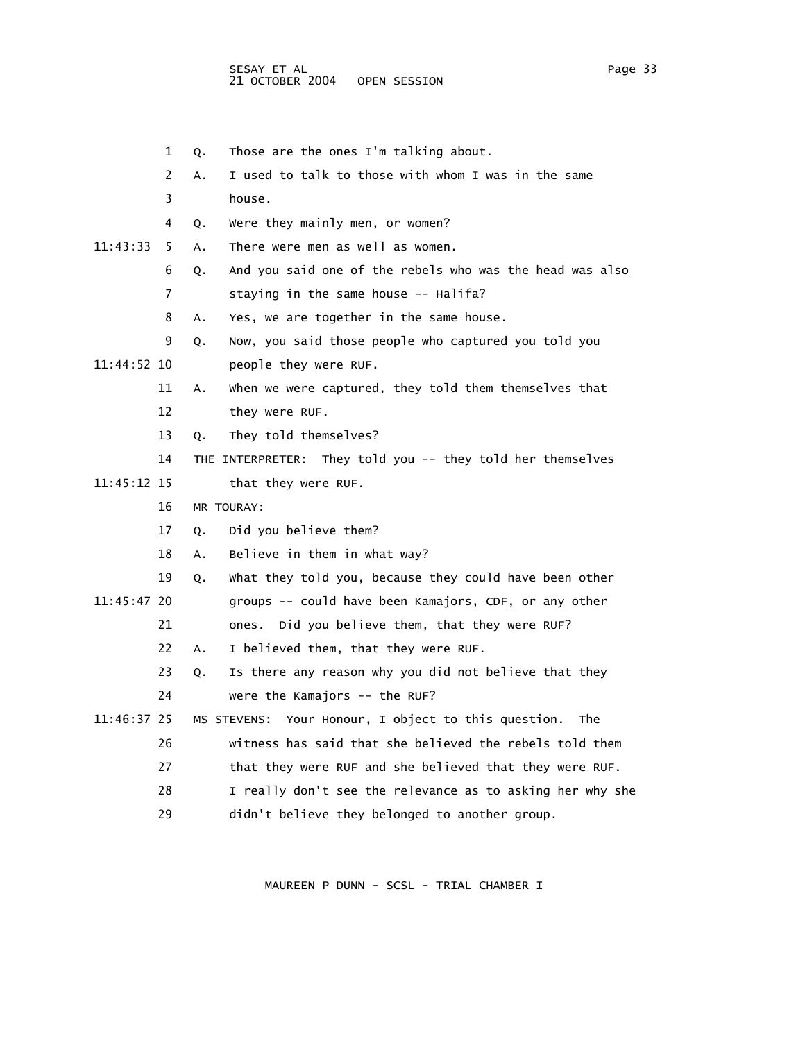1 Q. Those are the ones I'm talking about.

2 A. I used to talk to those with whom I was in the same

3 house.

4 Q. Were they mainly men, or women?

11:43:33 5 A. There were men as well as women.

6 Q. And you said one of the rebels who was the head was also

7 staying in the same house -- Halifa?

8 A. Yes, we are together in the same house.

9 Q. Now, you said those people who captured you told you

11:44:52 10 people they were RUF.

11 A. When we were captured, they told them themselves that

12 they were RUF.

13 Q. They told themselves?

14 THE INTERPRETER: They told you -- they told her themselves

11:45:12 15 that they were RUF.

16 MR TOURAY:

17 Q. Did you believe them?

18 A. Believe in them in what way?

19 Q. What they told you, because they could have been other

11:45:47 20 groups -- could have been Kamajors, CDF, or any other

21 ones. Did you believe them, that they were RUF?

22 A. I believed them, that they were RUF.

23 Q. Is there any reason why you did not believe that they

24 were the Kamajors -- the RUF?

11:46:37 25 MS STEVENS: Your Honour, I object to this question. The

26 witness has said that she believed the rebels told them

27 that they were RUF and she believed that they were RUF.

28 I really don't see the relevance as to asking her why she

29 didn't believe they belonged to another group.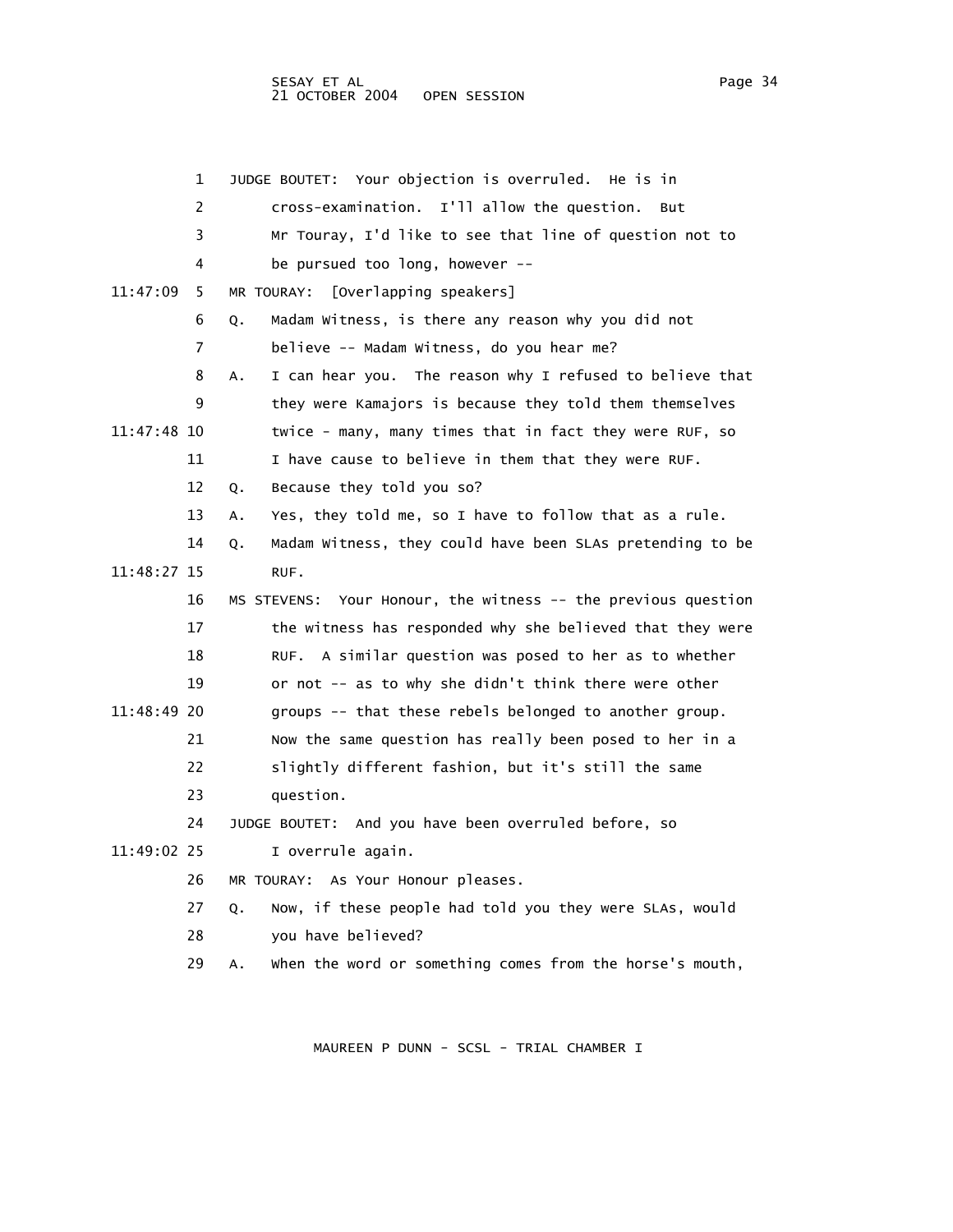1 JUDGE BOUTET: Your objection is overruled. He is in
2 cross-examination. I'll allow the question. But
3 Mr Touray, I'd like to see that line of question not to
4 be pursued too long, however --
11:47:09 5 MR TOURAY: [Overlapping speakers]
6 Q. Madam Witness, is there any reason why you did not
7 believe -- Madam Witness, do you hear me?
8 A. I can hear you. The reason why I refused to believe that
9 they were Kamajors is because they told them themselves
11:47:48 10 twice - many, many times that in fact they were RUF, so
11 I have cause to believe in them that they were RUF.
12 Q. Because they told you so?
13 A. Yes, they told me, so I have to follow that as a rule.
14 Q. Madam Witness, they could have been SLAs pretending to be
11:48:27 15 RUF.
16 MS STEVENS: Your Honour, the witness -- the previous question
17 the witness has responded why she believed that they were
18 RUF. A similar question was posed to her as to whether
19 or not -- as to why she didn't think there were other
11:48:49 20 groups -- that these rebels belonged to another group.
21 Now the same question has really been posed to her in a
22 slightly different fashion, but it's still the same
23 question.
24 JUDGE BOUTET: And you have been overruled before, so
11:49:02 25 I overrule again.
26 MR TOURAY: As Your Honour pleases.
27 Q. Now, if these people had told you they were SLAs, would
28 you have believed?
29 A. When the word or something comes from the horse's mouth,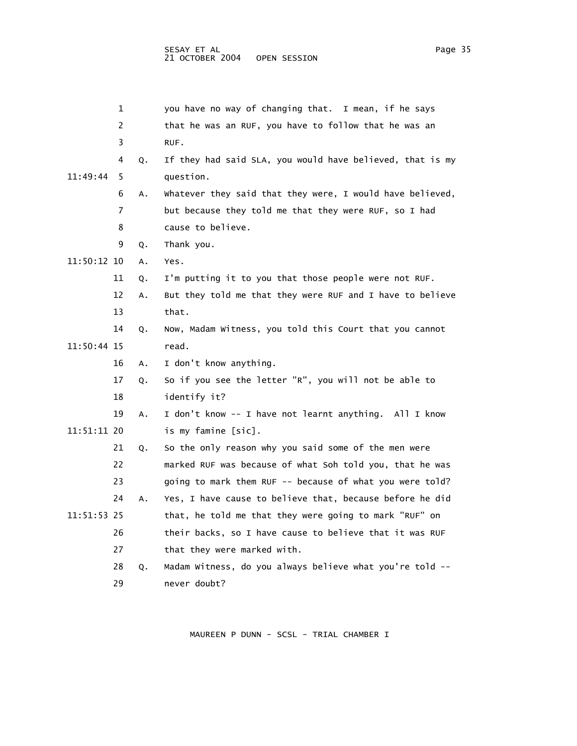you have no way of changing that. I mean, if he says that he was an RUF, you have to follow that he was an RUF.

Q. If they had said SLA, you would have believed, that is my question.

A. Whatever they said that they were, I would have believed, but because they told me that they were RUF, so I had cause to believe.

Q. Thank you.

A. Yes.

Q. I'm putting it to you that those people were not RUF.

A. But they told me that they were RUF and I have to believe that.

Q. Now, Madam Witness, you told this Court that you cannot read.

A. I don't know anything.

Q. So if you see the letter "R", you will not be able to identify it?

A. I don't know -- I have not learnt anything. All I know is my famine [sic].

Q. So the only reason why you said some of the men were marked RUF was because of what Soh told you, that he was going to mark them RUF -- because of what you were told?

A. Yes, I have cause to believe that, because before he did that, he told me that they were going to mark "RUF" on their backs, so I have cause to believe that it was RUF that they were marked with.

Q. Madam Witness, do you always believe what you're told -- never doubt?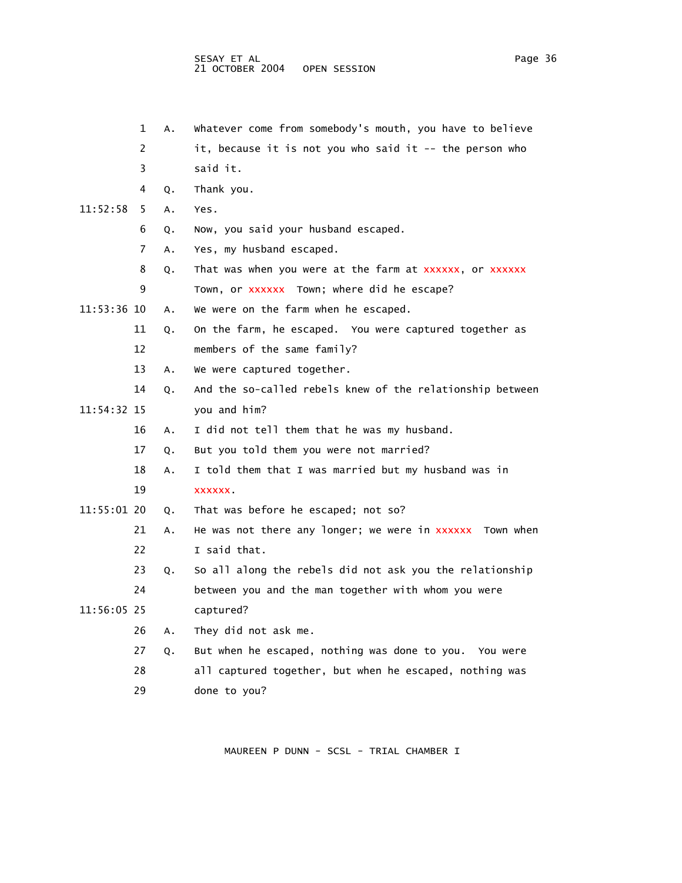1 A. Whatever come from somebody's mouth, you have to believe
2 it, because it is not you who said it -- the person who
3 said it.
4 Q. Thank you.
11:52:58 5 A. Yes.
6 Q. Now, you said your husband escaped.
7 A. Yes, my husband escaped.
8 Q. That was when you were at the farm at xxxxxx, or xxxxxx
9 Town, or xxxxxx Town; where did he escape?
11:53:36 10 A. We were on the farm when he escaped.
11 Q. On the farm, he escaped. You were captured together as
12 members of the same family?
13 A. We were captured together.
14 Q. And the so-called rebels knew of the relationship between
11:54:32 15 you and him?
16 A. I did not tell them that he was my husband.
17 Q. But you told them you were not married?
18 A. I told them that I was married but my husband was in
19 xxxxxx.
11:55:01 20 Q. That was before he escaped; not so?
21 A. He was not there any longer; we were in xxxxxx Town when
22 I said that.
23 Q. So all along the rebels did not ask you the relationship
24 between you and the man together with whom you were
11:56:05 25 captured?
26 A. They did not ask me.
27 Q. But when he escaped, nothing was done to you. You were
28 all captured together, but when he escaped, nothing was
29 done to you?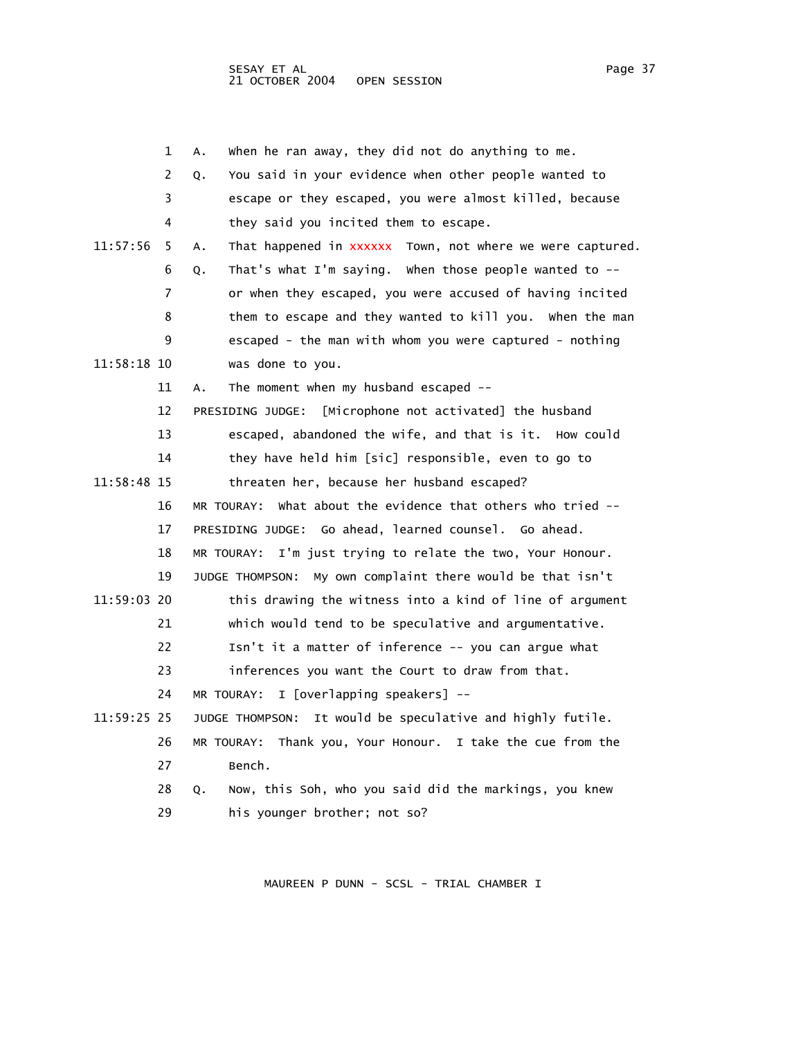1 A. When he ran away, they did not do anything to me.

2 Q. You said in your evidence when other people wanted to

3 escape or they escaped, you were almost killed, because

4 they said you incited them to escape.

11:57:56 5 A. That happened in xxxxxx Town, not where we were captured.

6 Q. That's what I'm saying. When those people wanted to --

7 or when they escaped, you were accused of having incited

8 them to escape and they wanted to kill you. When the man

9 escaped - the man with whom you were captured - nothing

11:58:18 10 was done to you.

11 A. The moment when my husband escaped --

12 PRESIDING JUDGE: [Microphone not activated] the husband

13 escaped, abandoned the wife, and that is it. How could

14 they have held him [sic] responsible, even to go to

11:58:48 15 threaten her, because her husband escaped?

16 MR TOURAY: What about the evidence that others who tried --

17 PRESIDING JUDGE: Go ahead, learned counsel. Go ahead.

18 MR TOURAY: I'm just trying to relate the two, Your Honour.

19 JUDGE THOMPSON: My own complaint there would be that isn't

11:59:03 20 this drawing the witness into a kind of line of argument

21 which would tend to be speculative and argumentative.

22 Isn't it a matter of inference -- you can argue what

23 inferences you want the Court to draw from that.

24 MR TOURAY: I [overlapping speakers] --

11:59:25 25 JUDGE THOMPSON: It would be speculative and highly futile.

26 MR TOURAY: Thank you, Your Honour. I take the cue from the

27 Bench.

28 Q. Now, this Soh, who you said did the markings, you knew

29 his younger brother; not so?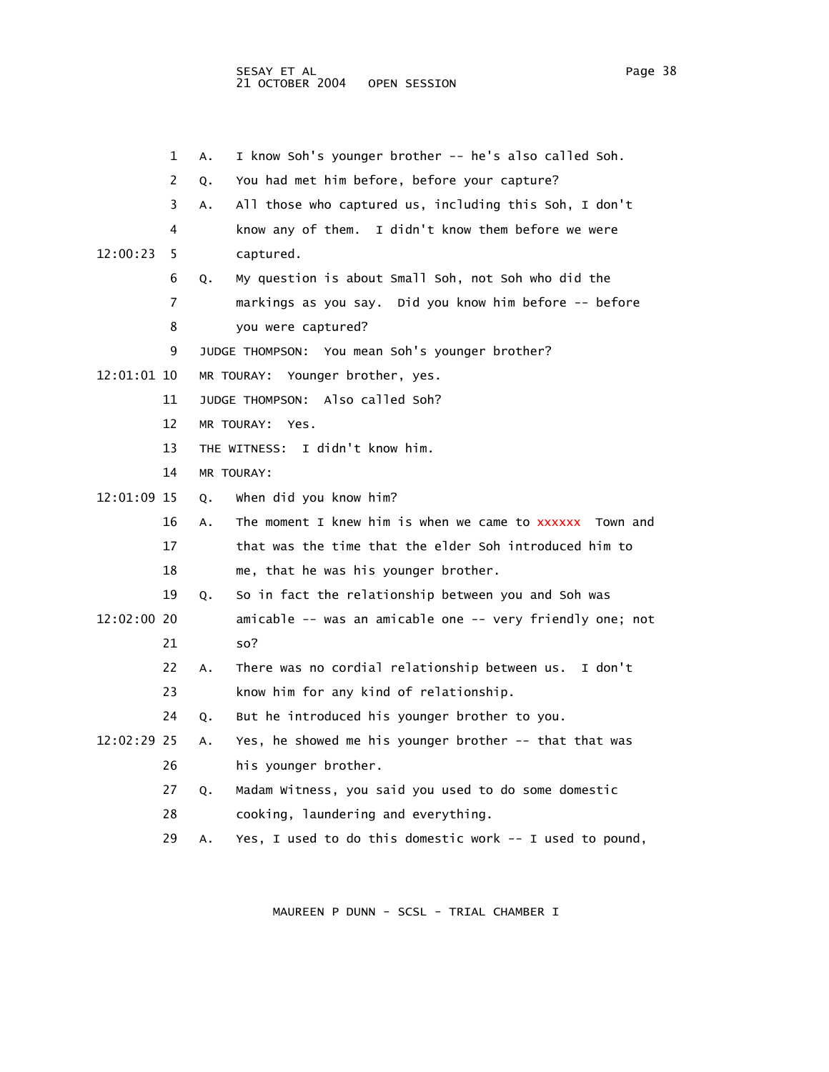1 A. I know Soh's younger brother -- he's also called Soh.

2 Q. You had met him before, before your capture?

3 A. All those who captured us, including this Soh, I don't

4 know any of them. I didn't know them before we were

12:00:23 5 captured.

6 Q. My question is about Small Soh, not Soh who did the

7 markings as you say. Did you know him before -- before

8 you were captured?

9 JUDGE THOMPSON: You mean Soh's younger brother?

12:01:01 10 MR TOURAY: Younger brother, yes.

11 JUDGE THOMPSON: Also called Soh?

12 MR TOURAY: Yes.

13 THE WITNESS: I didn't know him.

14 MR TOURAY:

12:01:09 15 Q. When did you know him?

16 A. The moment I knew him is when we came to xxxxxx Town and

17 that was the time that the elder Soh introduced him to

18 me, that he was his younger brother.

19 Q. So in fact the relationship between you and Soh was

12:02:00 20 amicable -- was an amicable one -- very friendly one; not

21 so?

22 A. There was no cordial relationship between us. I don't

23 know him for any kind of relationship.

24 Q. But he introduced his younger brother to you.

12:02:29 25 A. Yes, he showed me his younger brother -- that that was

26 his younger brother.

27 Q. Madam Witness, you said you used to do some domestic

28 cooking, laundering and everything.

29 A. Yes, I used to do this domestic work -- I used to pound,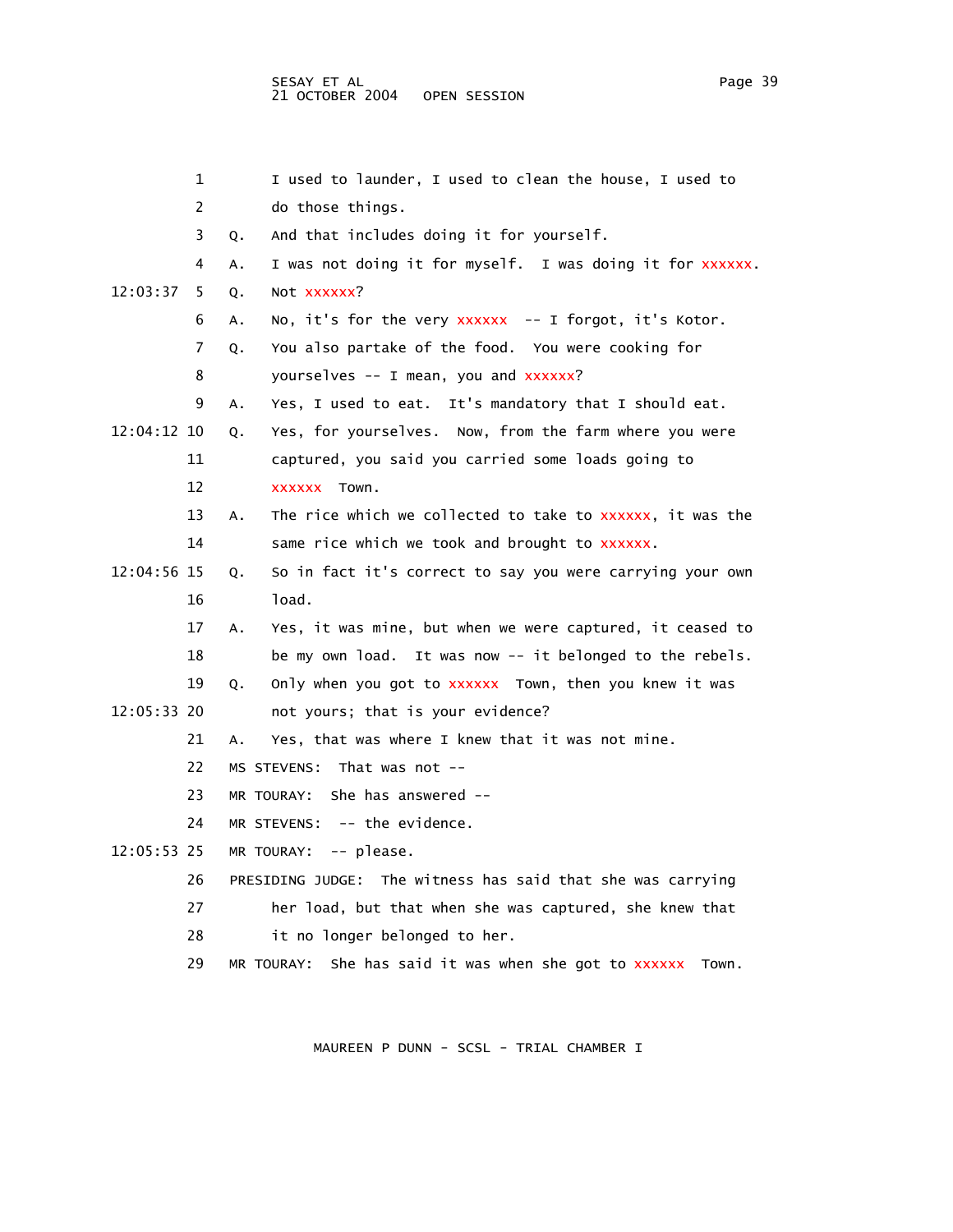1 I used to launder, I used to clean the house, I used to
2 do those things.
3 Q. And that includes doing it for yourself.
4 A. I was not doing it for myself. I was doing it for xxxxxx.
12:03:37 5 Q. Not xxxxxx?
6 A. No, it's for the very xxxxxx -- I forgot, it's Kotor.
7 Q. You also partake of the food. You were cooking for
8 yourselves -- I mean, you and xxxxxx?
9 A. Yes, I used to eat. It's mandatory that I should eat.
12:04:12 10 Q. Yes, for yourselves. Now, from the farm where you were
11 captured, you said you carried some loads going to
12 xxxxxx Town.
13 A. The rice which we collected to take to xxxxxx, it was the
14 same rice which we took and brought to xxxxxx.
12:04:56 15 Q. So in fact it's correct to say you were carrying your own
16 load.
17 A. Yes, it was mine, but when we were captured, it ceased to
18 be my own load. It was now -- it belonged to the rebels.
19 Q. Only when you got to xxxxxx Town, then you knew it was
12:05:33 20 not yours; that is your evidence?
21 A. Yes, that was where I knew that it was not mine.
22 MS STEVENS: That was not --
23 MR TOURAY: She has answered --
24 MR STEVENS: -- the evidence.
12:05:53 25 MR TOURAY: -- please.
26 PRESIDING JUDGE: The witness has said that she was carrying
27 her load, but that when she was captured, she knew that
28 it no longer belonged to her.
29 MR TOURAY: She has said it was when she got to xxxxxx Town.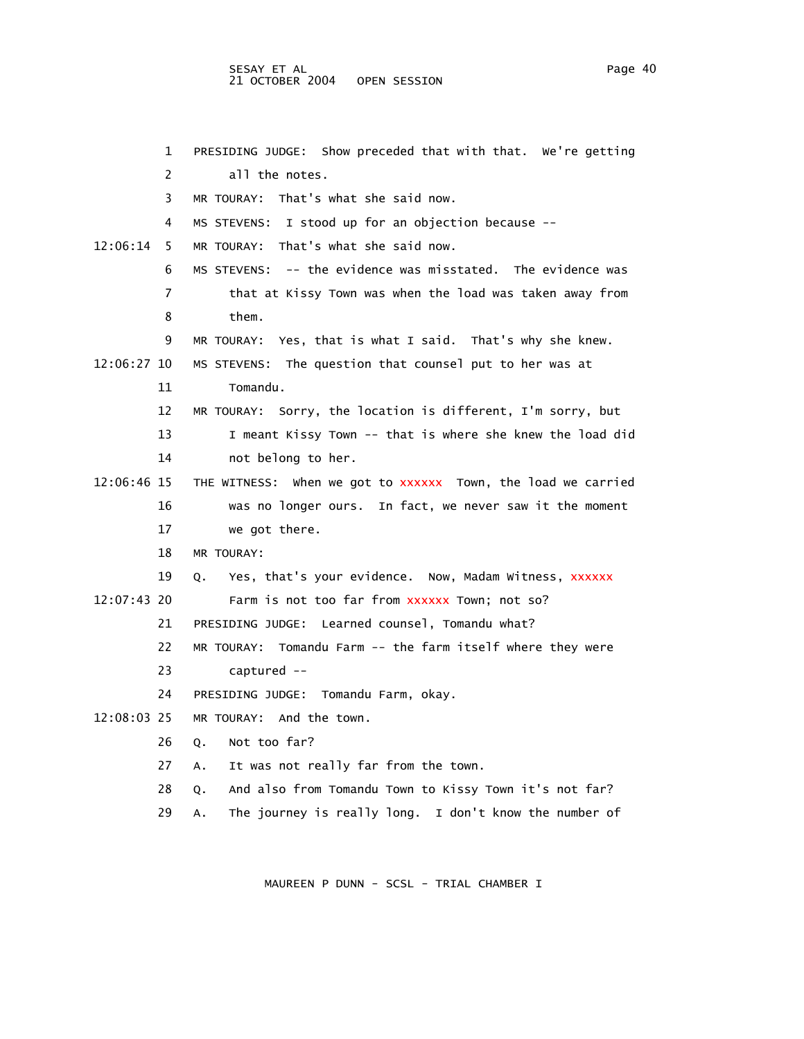1 PRESIDING JUDGE: Show preceded that with that. We're getting
2 all the notes.
3 MR TOURAY: That's what she said now.
4 MS STEVENS: I stood up for an objection because --
12:06:14 5 MR TOURAY: That's what she said now.
6 MS STEVENS: -- the evidence was misstated. The evidence was
7 that at Kissy Town was when the load was taken away from
8 them.
9 MR TOURAY: Yes, that is what I said. That's why she knew.
12:06:27 10 MS STEVENS: The question that counsel put to her was at
11 Tomandu.
12 MR TOURAY: Sorry, the location is different, I'm sorry, but
13 I meant Kissy Town -- that is where she knew the load did
14 not belong to her.
12:06:46 15 THE WITNESS: When we got to xxxxxx Town, the load we carried
16 was no longer ours. In fact, we never saw it the moment
17 we got there.
18 MR TOURAY:
19 Q. Yes, that's your evidence. Now, Madam Witness, xxxxxx
12:07:43 20 Farm is not too far from xxxxxx Town; not so?
21 PRESIDING JUDGE: Learned counsel, Tomandu what?
22 MR TOURAY: Tomandu Farm -- the farm itself where they were
23 captured --
24 PRESIDING JUDGE: Tomandu Farm, okay.
12:08:03 25 MR TOURAY: And the town.
26 Q. Not too far?
27 A. It was not really far from the town.
28 Q. And also from Tomandu Town to Kissy Town it's not far?
29 A. The journey is really long. I don't know the number of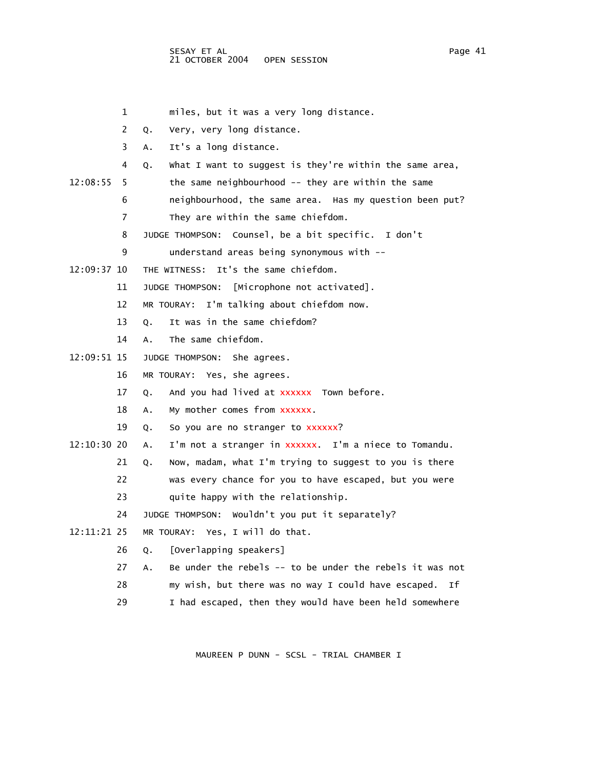1 miles, but it was a very long distance.

2 Q. Very, very long distance.

3 A. It's a long distance.

4 Q. What I want to suggest is they're within the same area,

12:08:55 5 the same neighbourhood -- they are within the same

6 neighbourhood, the same area. Has my question been put?

7 They are within the same chiefdom.

8 JUDGE THOMPSON: Counsel, be a bit specific. I don't

9 understand areas being synonymous with --

12:09:37 10 THE WITNESS: It's the same chiefdom.

11 JUDGE THOMPSON: [Microphone not activated].

12 MR TOURAY: I'm talking about chiefdom now.

13 Q. It was in the same chiefdom?

14 A. The same chiefdom.

12:09:51 15 JUDGE THOMPSON: She agrees.

16 MR TOURAY: Yes, she agrees.

17 Q. And you had lived at xxxxxx Town before.

18 A. My mother comes from xxxxxx.

19 Q. So you are no stranger to xxxxxx?

12:10:30 20 A. I'm not a stranger in xxxxxx. I'm a niece to Tomandu.

21 Q. Now, madam, what I'm trying to suggest to you is there

22 was every chance for you to have escaped, but you were

23 quite happy with the relationship.

24 JUDGE THOMPSON: Wouldn't you put it separately?

12:11:21 25 MR TOURAY: Yes, I will do that.

26 Q. [Overlapping speakers]

27 A. Be under the rebels -- to be under the rebels it was not

28 my wish, but there was no way I could have escaped. If

29 I had escaped, then they would have been held somewhere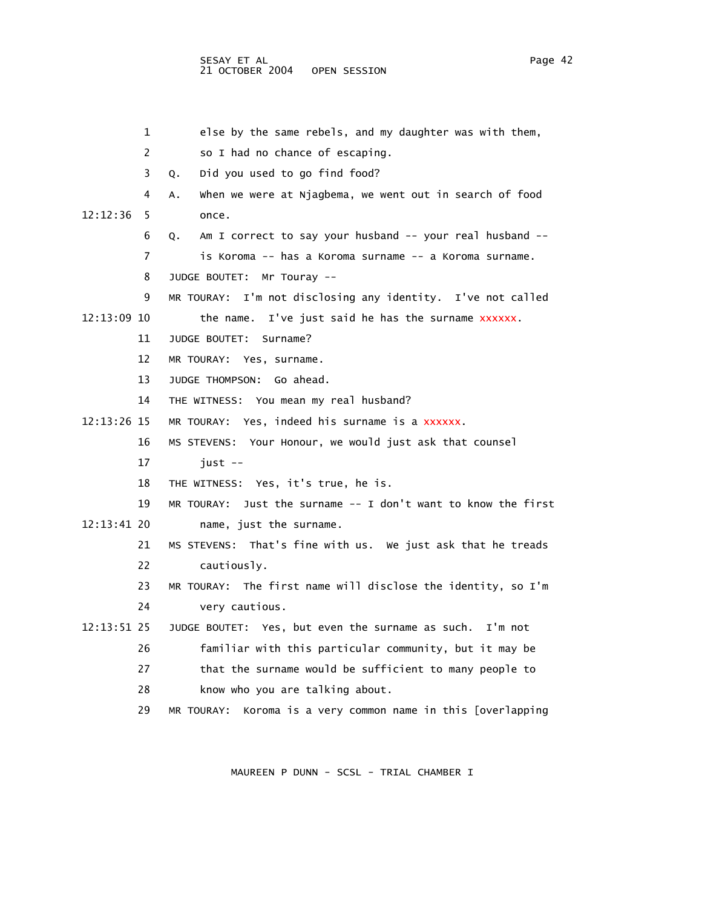1 else by the same rebels, and my daughter was with them,
2 so I had no chance of escaping.
3 Q. Did you used to go find food?
4 A. When we were at Njagbema, we went out in search of food
12:12:36 5 once.
6 Q. Am I correct to say your husband -- your real husband --
7 is Koroma -- has a Koroma surname -- a Koroma surname.
8 JUDGE BOUTET: Mr Touray --
9 MR TOURAY: I'm not disclosing any identity. I've not called
12:13:09 10 the name. I've just said he has the surname xxxxxx.
11 JUDGE BOUTET: Surname?
12 MR TOURAY: Yes, surname.
13 JUDGE THOMPSON: Go ahead.
14 THE WITNESS: You mean my real husband?
12:13:26 15 MR TOURAY: Yes, indeed his surname is a xxxxxx.
16 MS STEVENS: Your Honour, we would just ask that counsel
17 just --
18 THE WITNESS: Yes, it's true, he is.
19 MR TOURAY: Just the surname -- I don't want to know the first
12:13:41 20 name, just the surname.
21 MS STEVENS: That's fine with us. We just ask that he treads
22 cautiously.
23 MR TOURAY: The first name will disclose the identity, so I'm
24 very cautious.
12:13:51 25 JUDGE BOUTET: Yes, but even the surname as such. I'm not
26 familiar with this particular community, but it may be
27 that the surname would be sufficient to many people to
28 know who you are talking about.
29 MR TOURAY: Koroma is a very common name in this [overlapping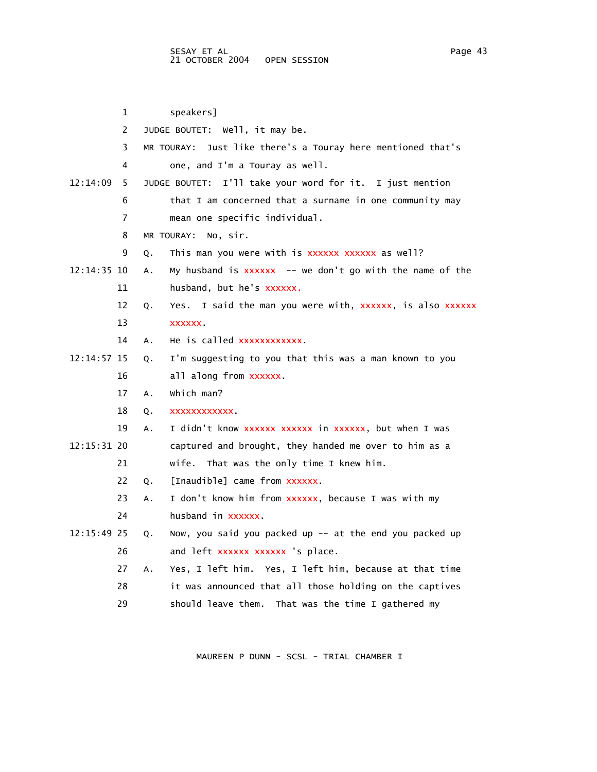1 speakers]

2 JUDGE BOUTET: Well, it may be.

3 MR TOURAY: Just like there's a Touray here mentioned that's

4 one, and I'm a Touray as well.

12:14:09 5 JUDGE BOUTET: I'll take your word for it. I just mention

6 that I am concerned that a surname in one community may

7 mean one specific individual.

8 MR TOURAY: No, sir.

9 Q. This man you were with is xxxxxx xxxxxx as well?

12:14:35 10 A. My husband is xxxxxx -- we don't go with the name of the

11 husband, but he's xxxxxx.

12 Q. Yes. I said the man you were with, xxxxxx, is also xxxxxx

13 xxxxxx.

14 A. He is called xxxxxxxxxxxx.

12:14:57 15 Q. I'm suggesting to you that this was a man known to you

16 all along from xxxxxx.

17 A. Which man?

18 Q. xxxxxxxxxxxx.

19 A. I didn't know xxxxxx xxxxxx in xxxxxx, but when I was

12:15:31 20 captured and brought, they handed me over to him as a

21 wife. That was the only time I knew him.

22 Q. [Inaudible] came from xxxxxx.

23 A. I don't know him from xxxxxx, because I was with my

24 husband in xxxxxx.

12:15:49 25 Q. Now, you said you packed up -- at the end you packed up

26 and left xxxxxx xxxxxx 's place.

27 A. Yes, I left him. Yes, I left him, because at that time

28 it was announced that all those holding on the captives

29 should leave them. That was the time I gathered my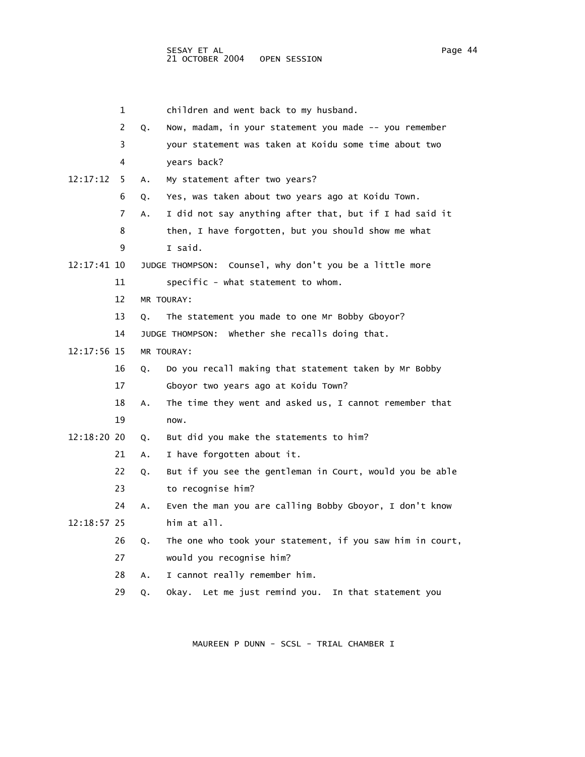1 children and went back to my husband.

2 Q. Now, madam, in your statement you made -- you remember

3 your statement was taken at Koidu some time about two

4 years back?

12:17:12 5 A. My statement after two years?

6 Q. Yes, was taken about two years ago at Koidu Town.

7 A. I did not say anything after that, but if I had said it

8 then, I have forgotten, but you should show me what

9 I said.

12:17:41 10 JUDGE THOMPSON: Counsel, why don't you be a little more

11 specific - what statement to whom.

12 MR TOURAY:

13 Q. The statement you made to one Mr Bobby Gboyor?

14 JUDGE THOMPSON: Whether she recalls doing that.

12:17:56 15 MR TOURAY:

16 Q. Do you recall making that statement taken by Mr Bobby

17 Gboyor two years ago at Koidu Town?

18 A. The time they went and asked us, I cannot remember that

19 now.

12:18:20 20 Q. But did you make the statements to him?

21 A. I have forgotten about it.

22 Q. But if you see the gentleman in Court, would you be able

23 to recognise him?

24 A. Even the man you are calling Bobby Gboyor, I don't know

12:18:57 25 him at all.

26 Q. The one who took your statement, if you saw him in court,

27 would you recognise him?

28 A. I cannot really remember him.

29 Q. Okay. Let me just remind you. In that statement you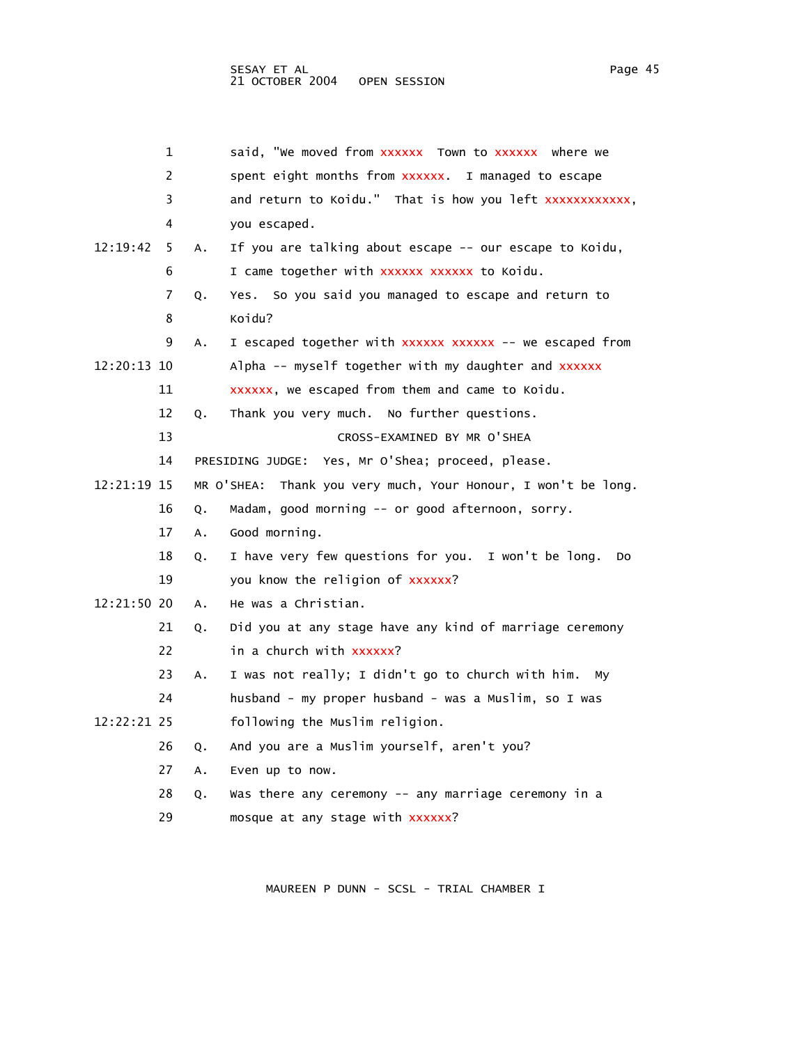1 said, "We moved from xxxxxx Town to xxxxxx where we
2 spent eight months from xxxxxx. I managed to escape
3 and return to Koidu." That is how you left xxxxxxxxxxxx,
4 you escaped.

12:19:42 5 A. If you are talking about escape -- our escape to Koidu,
6 I came together with xxxxxx xxxxxx to Koidu.

7 Q. Yes. So you said you managed to escape and return to
8 Koidu?

9 A. I escaped together with xxxxxx xxxxxx -- we escaped from
12:20:13 10 Alpha -- myself together with my daughter and xxxxxx
11 xxxxxx, we escaped from them and came to Koidu.

12 Q. Thank you very much. No further questions.

13 CROSS-EXAMINED BY MR O'SHEA

14 PRESIDING JUDGE: Yes, Mr O'Shea; proceed, please.

12:21:19 15 MR O'SHEA: Thank you very much, Your Honour, I won't be long.

16 Q. Madam, good morning -- or good afternoon, sorry.

17 A. Good morning.

18 Q. I have very few questions for you. I won't be long. Do
19 you know the religion of xxxxxx?

12:21:50 20 A. He was a Christian.

21 Q. Did you at any stage have any kind of marriage ceremony
22 in a church with xxxxxx?

23 A. I was not really; I didn't go to church with him. My
24 husband - my proper husband - was a Muslim, so I was
12:22:21 25 following the Muslim religion.

26 Q. And you are a Muslim yourself, aren't you?

27 A. Even up to now.

28 Q. Was there any ceremony -- any marriage ceremony in a
29 mosque at any stage with xxxxxx?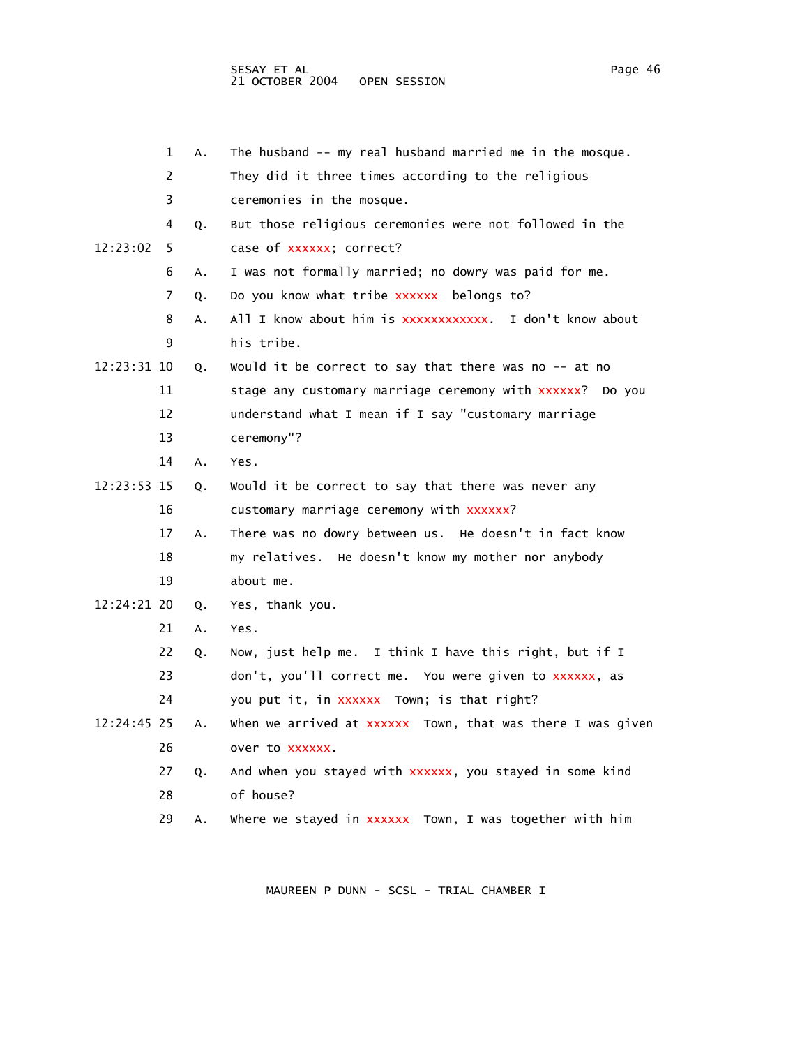1 A. The husband -- my real husband married me in the mosque.
2 They did it three times according to the religious
3 ceremonies in the mosque.
4 Q. But those religious ceremonies were not followed in the
12:23:02 5 case of xxxxxx; correct?
6 A. I was not formally married; no dowry was paid for me.
7 Q. Do you know what tribe xxxxxx belongs to?
8 A. All I know about him is xxxxxxxxxxxx. I don't know about
9 his tribe.
12:23:31 10 Q. Would it be correct to say that there was no -- at no
11 stage any customary marriage ceremony with xxxxxx? Do you
12 understand what I mean if I say "customary marriage
13 ceremony"?
14 A. Yes.
12:23:53 15 Q. Would it be correct to say that there was never any
16 customary marriage ceremony with xxxxxx?
17 A. There was no dowry between us. He doesn't in fact know
18 my relatives. He doesn't know my mother nor anybody
19 about me.
12:24:21 20 Q. Yes, thank you.
21 A. Yes.
22 Q. Now, just help me. I think I have this right, but if I
23 don't, you'll correct me. You were given to xxxxxx, as
24 you put it, in xxxxxx Town; is that right?
12:24:45 25 A. When we arrived at xxxxxx Town, that was there I was given
26 over to xxxxxx.
27 Q. And when you stayed with xxxxxx, you stayed in some kind
28 of house?
29 A. Where we stayed in xxxxxx Town, I was together with him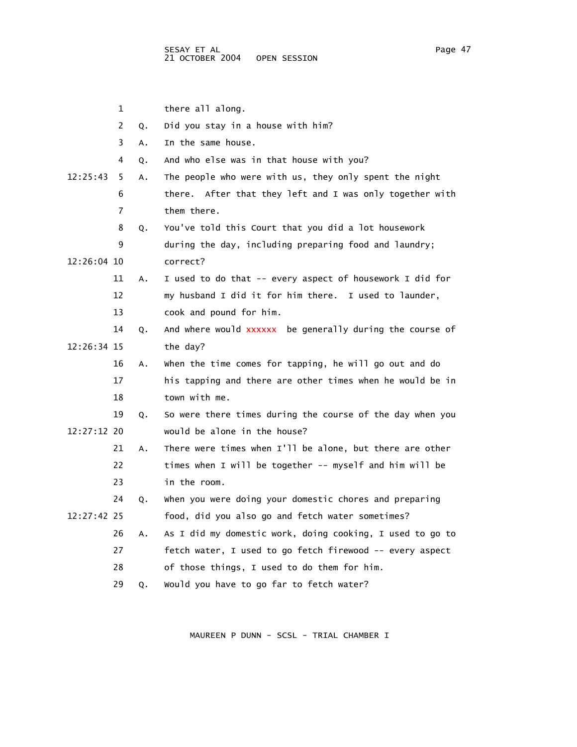1 there all along.

2 Q. Did you stay in a house with him?

3 A. In the same house.

4 Q. And who else was in that house with you?

12:25:43 5 A. The people who were with us, they only spent the night

6 there. After that they left and I was only together with

7 them there.

8 Q. You've told this Court that you did a lot housework

9 during the day, including preparing food and laundry;

12:26:04 10 correct?

11 A. I used to do that -- every aspect of housework I did for

12 my husband I did it for him there. I used to launder,

13 cook and pound for him.

14 Q. And where would xxxxxx be generally during the course of

12:26:34 15 the day?

16 A. When the time comes for tapping, he will go out and do

17 his tapping and there are other times when he would be in

18 town with me.

19 Q. So were there times during the course of the day when you

12:27:12 20 would be alone in the house?

21 A. There were times when I'll be alone, but there are other

22 times when I will be together -- myself and him will be

23 in the room.

24 Q. When you were doing your domestic chores and preparing

12:27:42 25 food, did you also go and fetch water sometimes?

26 A. As I did my domestic work, doing cooking, I used to go to

27 fetch water, I used to go fetch firewood -- every aspect

28 of those things, I used to do them for him.

29 Q. Would you have to go far to fetch water?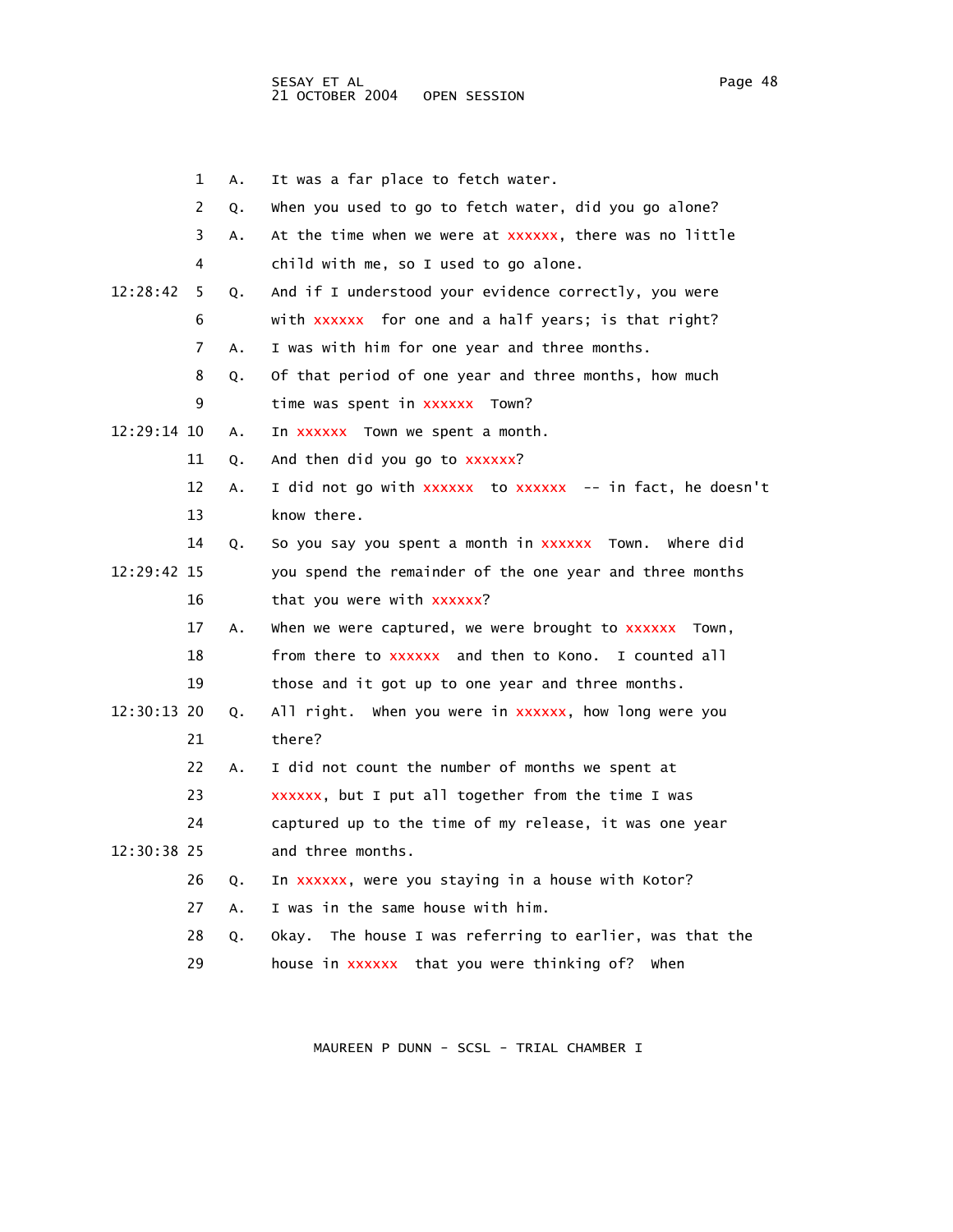1 A. It was a far place to fetch water.

2 Q. When you used to go to fetch water, did you go alone?

3 A. At the time when we were at xxxxxx, there was no little

4 child with me, so I used to go alone.

12:28:42 5 Q. And if I understood your evidence correctly, you were

6 with xxxxxx for one and a half years; is that right?

7 A. I was with him for one year and three months.

8 Q. Of that period of one year and three months, how much

9 time was spent in xxxxxx Town?

12:29:14 10 A. In xxxxxx Town we spent a month.

11 Q. And then did you go to xxxxxx?

12 A. I did not go with xxxxxx to xxxxxx -- in fact, he doesn't

13 know there.

14 Q. So you say you spent a month in xxxxxx Town. Where did

12:29:42 15 you spend the remainder of the one year and three months

16 that you were with xxxxxx?

17 A. When we were captured, we were brought to xxxxxx Town,

18 from there to xxxxxx and then to Kono. I counted all

19 those and it got up to one year and three months.

12:30:13 20 Q. All right. When you were in xxxxxx, how long were you

21 there?

22 A. I did not count the number of months we spent at

23 xxxxxx, but I put all together from the time I was

24 captured up to the time of my release, it was one year

12:30:38 25 and three months.

26 Q. In xxxxxx, were you staying in a house with Kotor?

27 A. I was in the same house with him.

28 Q. Okay. The house I was referring to earlier, was that the

29 house in xxxxxx that you were thinking of? When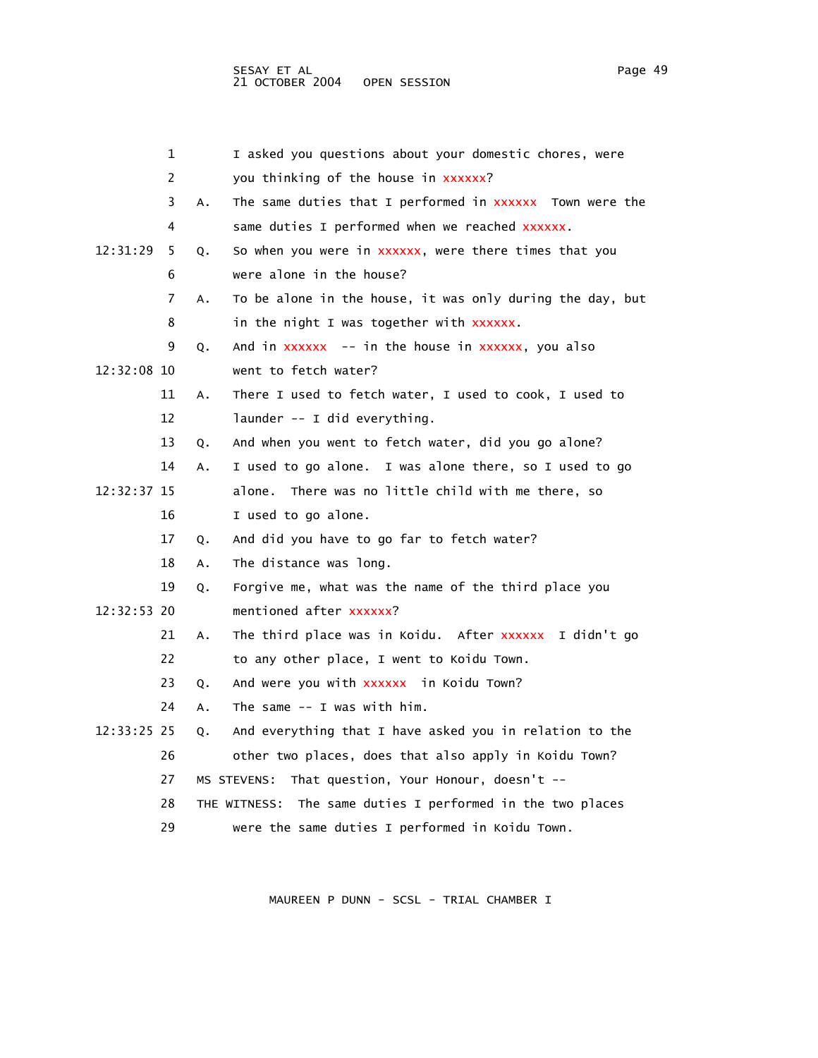1 I asked you questions about your domestic chores, were
2 you thinking of the house in xxxxxx?
3 A. The same duties that I performed in xxxxxx Town were the
4 same duties I performed when we reached xxxxxx.
12:31:29 5 Q. So when you were in xxxxxx, were there times that you
6 were alone in the house?
7 A. To be alone in the house, it was only during the day, but
8 in the night I was together with xxxxxx.
9 Q. And in xxxxxx -- in the house in xxxxxx, you also
12:32:08 10 went to fetch water?
11 A. There I used to fetch water, I used to cook, I used to
12 launder -- I did everything.
13 Q. And when you went to fetch water, did you go alone?
14 A. I used to go alone. I was alone there, so I used to go
12:32:37 15 alone. There was no little child with me there, so
16 I used to go alone.
17 Q. And did you have to go far to fetch water?
18 A. The distance was long.
19 Q. Forgive me, what was the name of the third place you
12:32:53 20 mentioned after xxxxxx?
21 A. The third place was in Koidu. After xxxxxx I didn't go
22 to any other place, I went to Koidu Town.
23 Q. And were you with xxxxxx in Koidu Town?
24 A. The same -- I was with him.
12:33:25 25 Q. And everything that I have asked you in relation to the
26 other two places, does that also apply in Koidu Town?
27 MS STEVENS: That question, Your Honour, doesn't --
28 THE WITNESS: The same duties I performed in the two places
29 were the same duties I performed in Koidu Town.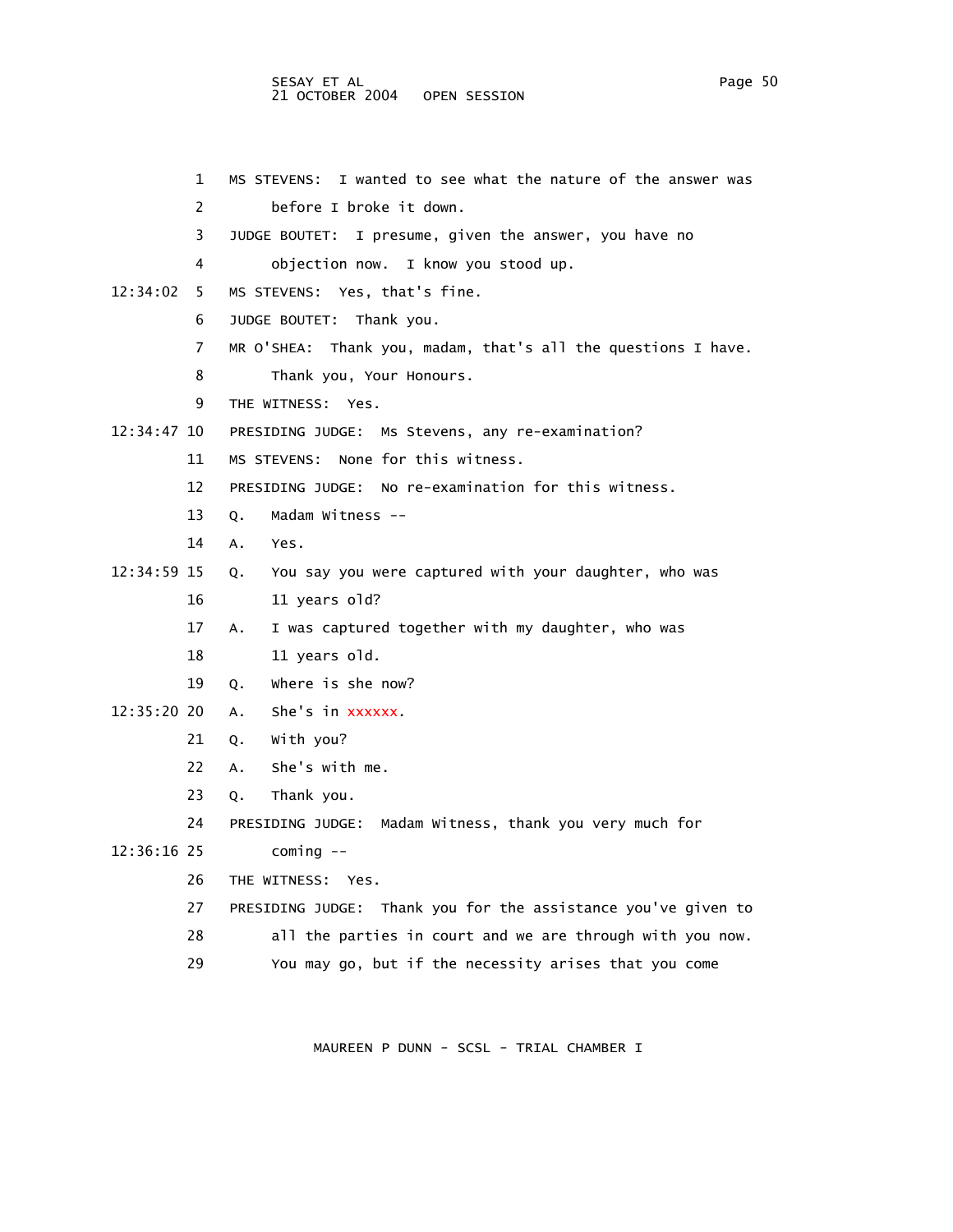1 MS STEVENS: I wanted to see what the nature of the answer was
2 before I broke it down.
3 JUDGE BOUTET: I presume, given the answer, you have no
4 objection now. I know you stood up.
12:34:02 5 MS STEVENS: Yes, that's fine.
6 JUDGE BOUTET: Thank you.
7 MR O'SHEA: Thank you, madam, that's all the questions I have.
8 Thank you, Your Honours.
9 THE WITNESS: Yes.
12:34:47 10 PRESIDING JUDGE: Ms Stevens, any re-examination?
11 MS STEVENS: None for this witness.
12 PRESIDING JUDGE: No re-examination for this witness.
13 Q. Madam Witness --
14 A. Yes.
12:34:59 15 Q. You say you were captured with your daughter, who was
16 11 years old?
17 A. I was captured together with my daughter, who was
18 11 years old.
19 Q. Where is she now?
12:35:20 20 A. She's in xxxxxx.
21 Q. With you?
22 A. She's with me.
23 Q. Thank you.
24 PRESIDING JUDGE: Madam Witness, thank you very much for
12:36:16 25 coming --
26 THE WITNESS: Yes.
27 PRESIDING JUDGE: Thank you for the assistance you've given to
28 all the parties in court and we are through with you now.
29 You may go, but if the necessity arises that you come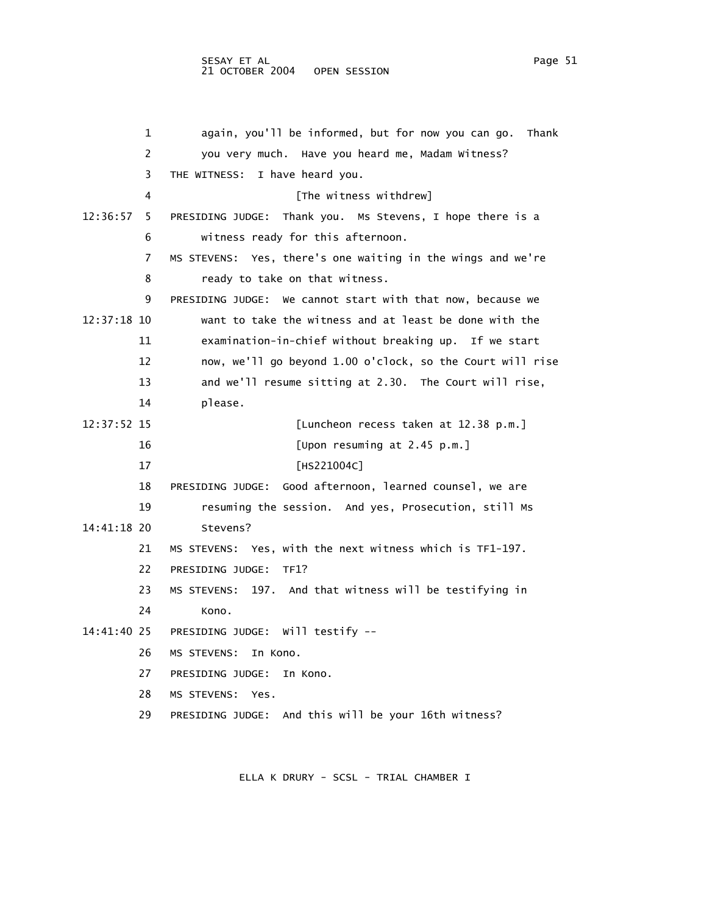1 again, you'll be informed, but for now you can go. Thank
2 you very much. Have you heard me, Madam Witness?
3 THE WITNESS: I have heard you.
4 [The witness withdrew]
12:36:57 5 PRESIDING JUDGE: Thank you. Ms Stevens, I hope there is a
6 witness ready for this afternoon.
7 MS STEVENS: Yes, there's one waiting in the wings and we're
8 ready to take on that witness.
9 PRESIDING JUDGE: We cannot start with that now, because we
12:37:18 10 want to take the witness and at least be done with the
11 examination-in-chief without breaking up. If we start
12 now, we'll go beyond 1.00 o'clock, so the Court will rise
13 and we'll resume sitting at 2.30. The Court will rise,
14 please.
12:37:52 15 [Luncheon recess taken at 12.38 p.m.]
16 [Upon resuming at 2.45 p.m.]
17 [HS221004C]
18 PRESIDING JUDGE: Good afternoon, learned counsel, we are
19 resuming the session. And yes, Prosecution, still Ms
14:41:18 20 Stevens?
21 MS STEVENS: Yes, with the next witness which is TF1-197.
22 PRESIDING JUDGE: TF1?
23 MS STEVENS: 197. And that witness will be testifying in
24 Kono.
14:41:40 25 PRESIDING JUDGE: Will testify --
26 MS STEVENS: In Kono.
27 PRESIDING JUDGE: In Kono.
28 MS STEVENS: Yes.
29 PRESIDING JUDGE: And this will be your 16th witness?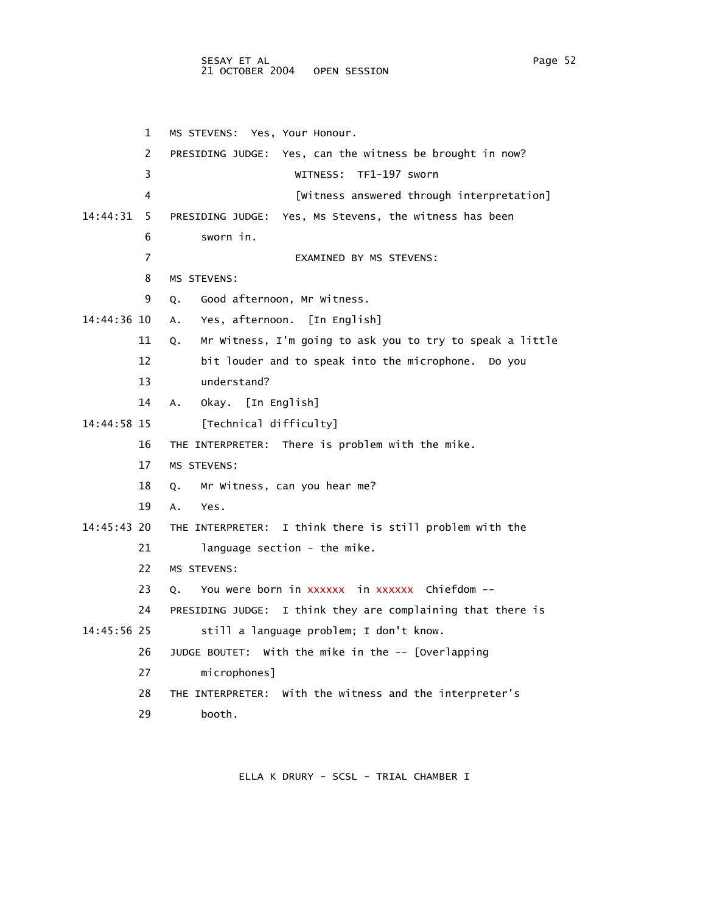1 MS STEVENS: Yes, Your Honour.

2 PRESIDING JUDGE: Yes, can the witness be brought in now?

3 WITNESS: TF1-197 sworn

4 [Witness answered through interpretation]

14:44:31 5 PRESIDING JUDGE: Yes, Ms Stevens, the witness has been

6 sworn in.

7 EXAMINED BY MS STEVENS:

8 MS STEVENS:

9 Q. Good afternoon, Mr Witness.

14:44:36 10 A. Yes, afternoon. [In English]

11 Q. Mr Witness, I'm going to ask you to try to speak a little

12 bit louder and to speak into the microphone. Do you

13 understand?

14 A. Okay. [In English]

14:44:58 15 [Technical difficulty]

16 THE INTERPRETER: There is problem with the mike.

17 MS STEVENS:

18 Q. Mr Witness, can you hear me?

19 A. Yes.

14:45:43 20 THE INTERPRETER: I think there is still problem with the

21 language section - the mike.

22 MS STEVENS:

23 Q. You were born in xxxxxx in xxxxxx Chiefdom --

24 PRESIDING JUDGE: I think they are complaining that there is

14:45:56 25 still a language problem; I don't know.

26 JUDGE BOUTET: With the mike in the -- [Overlapping

27 microphones]

28 THE INTERPRETER: With the witness and the interpreter's

29 booth.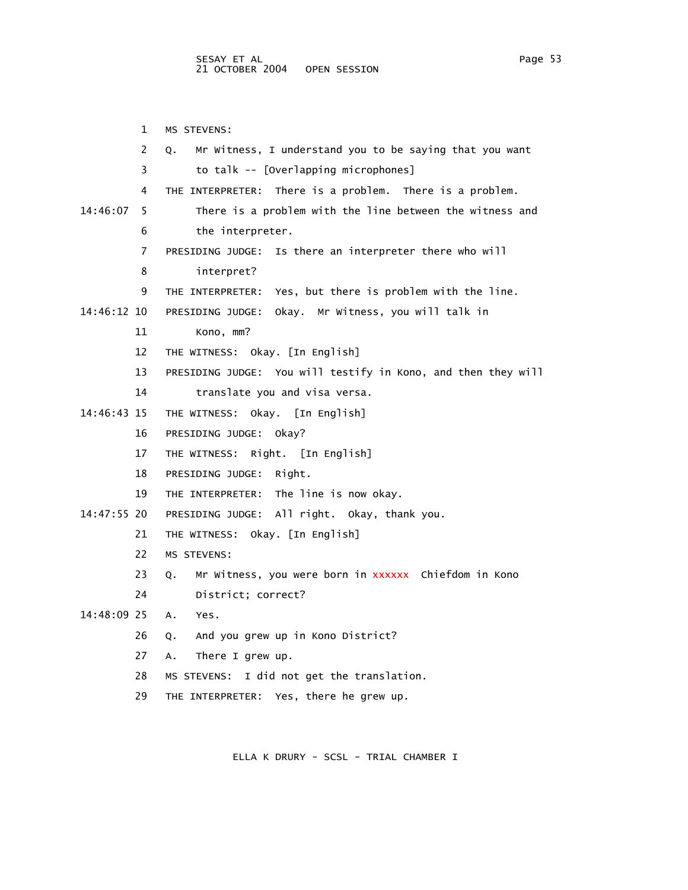1 MS STEVENS:

2 Q. Mr Witness, I understand you to be saying that you want

3 to talk -- [Overlapping microphones]

4 THE INTERPRETER: There is a problem. There is a problem.

14:46:07 5 There is a problem with the line between the witness and

6 the interpreter.

7 PRESIDING JUDGE: Is there an interpreter there who will

8 interpret?

9 THE INTERPRETER: Yes, but there is problem with the line.

14:46:12 10 PRESIDING JUDGE: Okay. Mr Witness, you will talk in

11 Kono, mm?

12 THE WITNESS: Okay. [In English]

13 PRESIDING JUDGE: You will testify in Kono, and then they will

14 translate you and visa versa.

14:46:43 15 THE WITNESS: Okay. [In English]

16 PRESIDING JUDGE: Okay?

17 THE WITNESS: Right. [In English]

18 PRESIDING JUDGE: Right.

19 THE INTERPRETER: The line is now okay.

14:47:55 20 PRESIDING JUDGE: All right. Okay, thank you.

21 THE WITNESS: Okay. [In English]

22 MS STEVENS:

23 Q. Mr Witness, you were born in xxxxxx Chiefdom in Kono

24 District; correct?

14:48:09 25 A. Yes.

26 Q. And you grew up in Kono District?

27 A. There I grew up.

28 MS STEVENS: I did not get the translation.

29 THE INTERPRETER: Yes, there he grew up.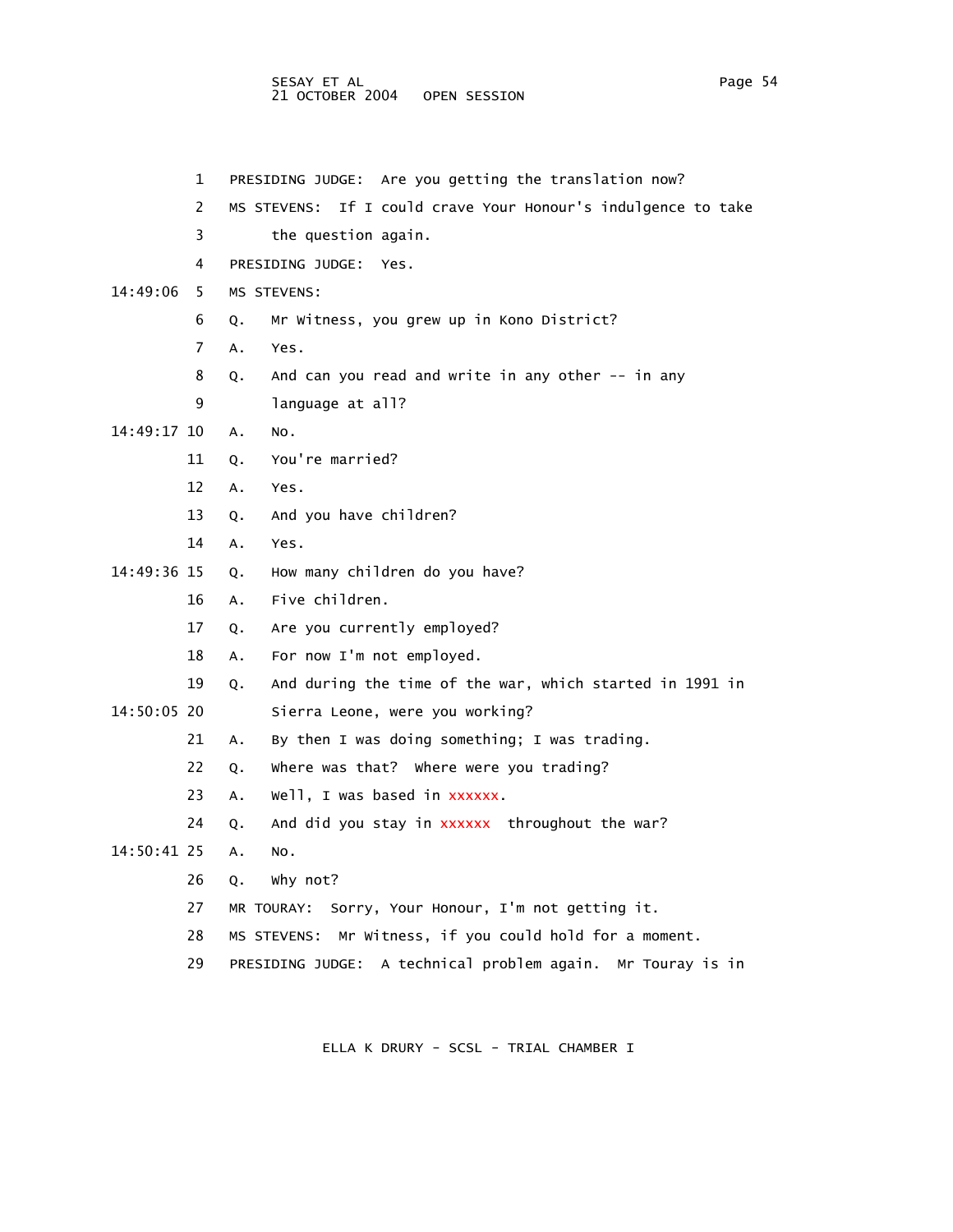1 PRESIDING JUDGE: Are you getting the translation now?

2 MS STEVENS: If I could crave Your Honour's indulgence to take

3 the question again.

4 PRESIDING JUDGE: Yes.

14:49:06 5 MS STEVENS:

6 Q. Mr Witness, you grew up in Kono District?

7 A. Yes.

8 Q. And can you read and write in any other -- in any

9 language at all?

14:49:17 10 A. No.

11 Q. You're married?

12 A. Yes.

13 Q. And you have children?

14 A. Yes.

14:49:36 15 Q. How many children do you have?

16 A. Five children.

17 Q. Are you currently employed?

18 A. For now I'm not employed.

19 Q. And during the time of the war, which started in 1991 in

14:50:05 20 Sierra Leone, were you working?

21 A. By then I was doing something; I was trading.

22 Q. Where was that? Where were you trading?

23 A. Well, I was based in xxxxxx.

24 Q. And did you stay in xxxxxx throughout the war?

14:50:41 25 A. No.

26 Q. Why not?

27 MR TOURAY: Sorry, Your Honour, I'm not getting it.

28 MS STEVENS: Mr Witness, if you could hold for a moment.

29 PRESIDING JUDGE: A technical problem again. Mr Touray is in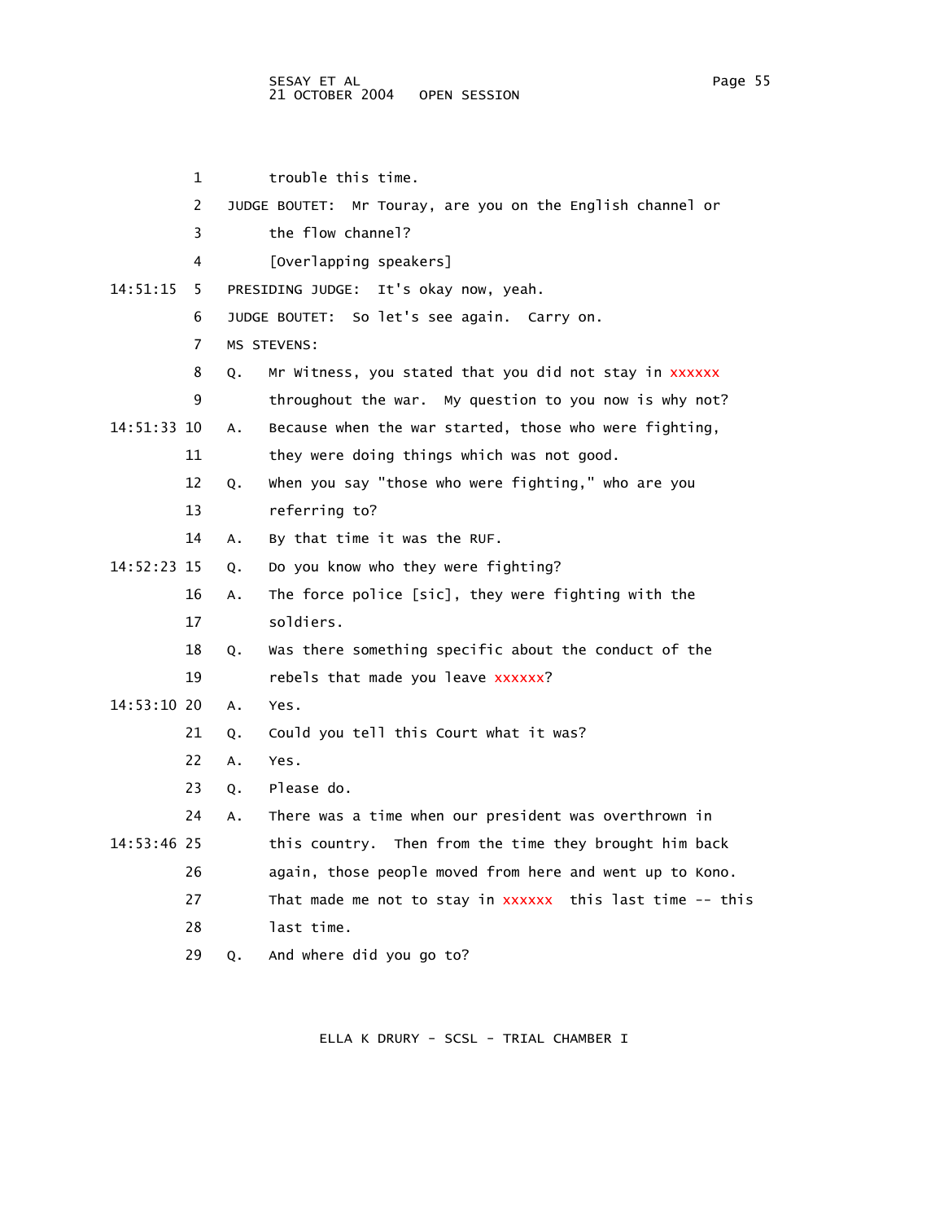1 trouble this time.

2 JUDGE BOUTET: Mr Touray, are you on the English channel or

3 the flow channel?

4 [Overlapping speakers]

14:51:15 5 PRESIDING JUDGE: It's okay now, yeah.

6 JUDGE BOUTET: So let's see again. Carry on.

7 MS STEVENS:

8 Q. Mr Witness, you stated that you did not stay in xxxxxx

9 throughout the war. My question to you now is why not?

14:51:33 10 A. Because when the war started, those who were fighting,

11 they were doing things which was not good.

12 Q. When you say "those who were fighting," who are you

13 referring to?

14 A. By that time it was the RUF.

14:52:23 15 Q. Do you know who they were fighting?

16 A. The force police [sic], they were fighting with the

17 soldiers.

18 Q. Was there something specific about the conduct of the

19 rebels that made you leave xxxxxx?

14:53:10 20 A. Yes.

21 Q. Could you tell this Court what it was?

22 A. Yes.

23 Q. Please do.

24 A. There was a time when our president was overthrown in

14:53:46 25 this country. Then from the time they brought him back

26 again, those people moved from here and went up to Kono.

27 That made me not to stay in xxxxxx this last time -- this

28 last time.

29 Q. And where did you go to?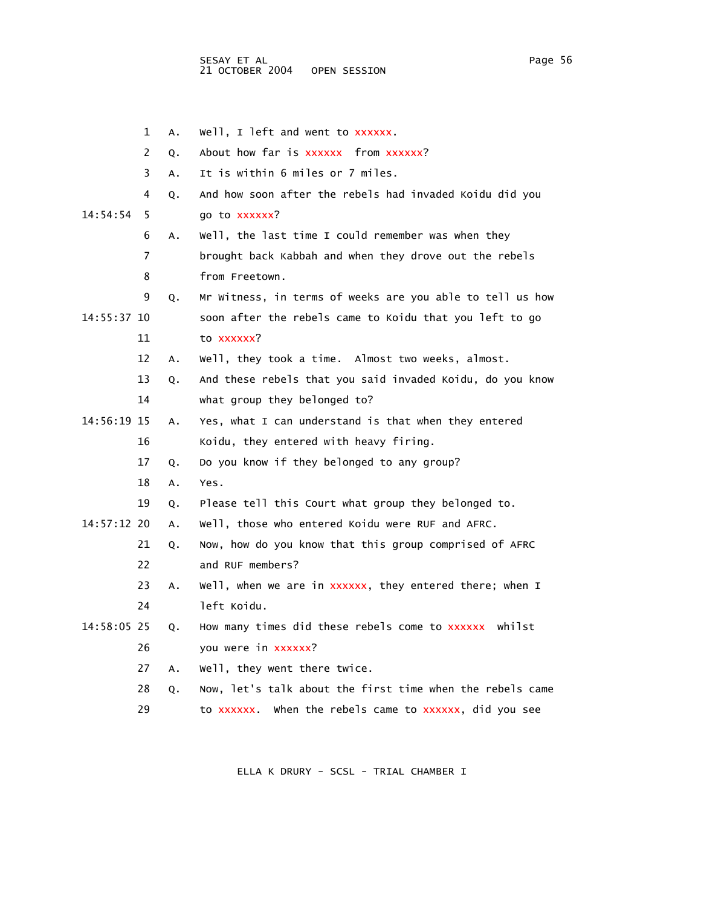1 A. Well, I left and went to xxxxxx.

2 Q. About how far is xxxxxx from xxxxxx?

3 A. It is within 6 miles or 7 miles.

4 Q. And how soon after the rebels had invaded Koidu did you

14:54:54 5 go to xxxxxx?

6 A. Well, the last time I could remember was when they

7 brought back Kabbah and when they drove out the rebels

8 from Freetown.

9 Q. Mr Witness, in terms of weeks are you able to tell us how

14:55:37 10 soon after the rebels came to Koidu that you left to go

11 to xxxxxx?

12 A. Well, they took a time. Almost two weeks, almost.

13 Q. And these rebels that you said invaded Koidu, do you know

14 what group they belonged to?

14:56:19 15 A. Yes, what I can understand is that when they entered

16 Koidu, they entered with heavy firing.

17 Q. Do you know if they belonged to any group?

18 A. Yes.

19 Q. Please tell this Court what group they belonged to.

14:57:12 20 A. Well, those who entered Koidu were RUF and AFRC.

21 Q. Now, how do you know that this group comprised of AFRC

22 and RUF members?

23 A. Well, when we are in xxxxxx, they entered there; when I

24 left Koidu.

14:58:05 25 Q. How many times did these rebels come to xxxxxx whilst

26 you were in xxxxxx?

27 A. Well, they went there twice.

28 Q. Now, let's talk about the first time when the rebels came

29 to xxxxxx. When the rebels came to xxxxxx, did you see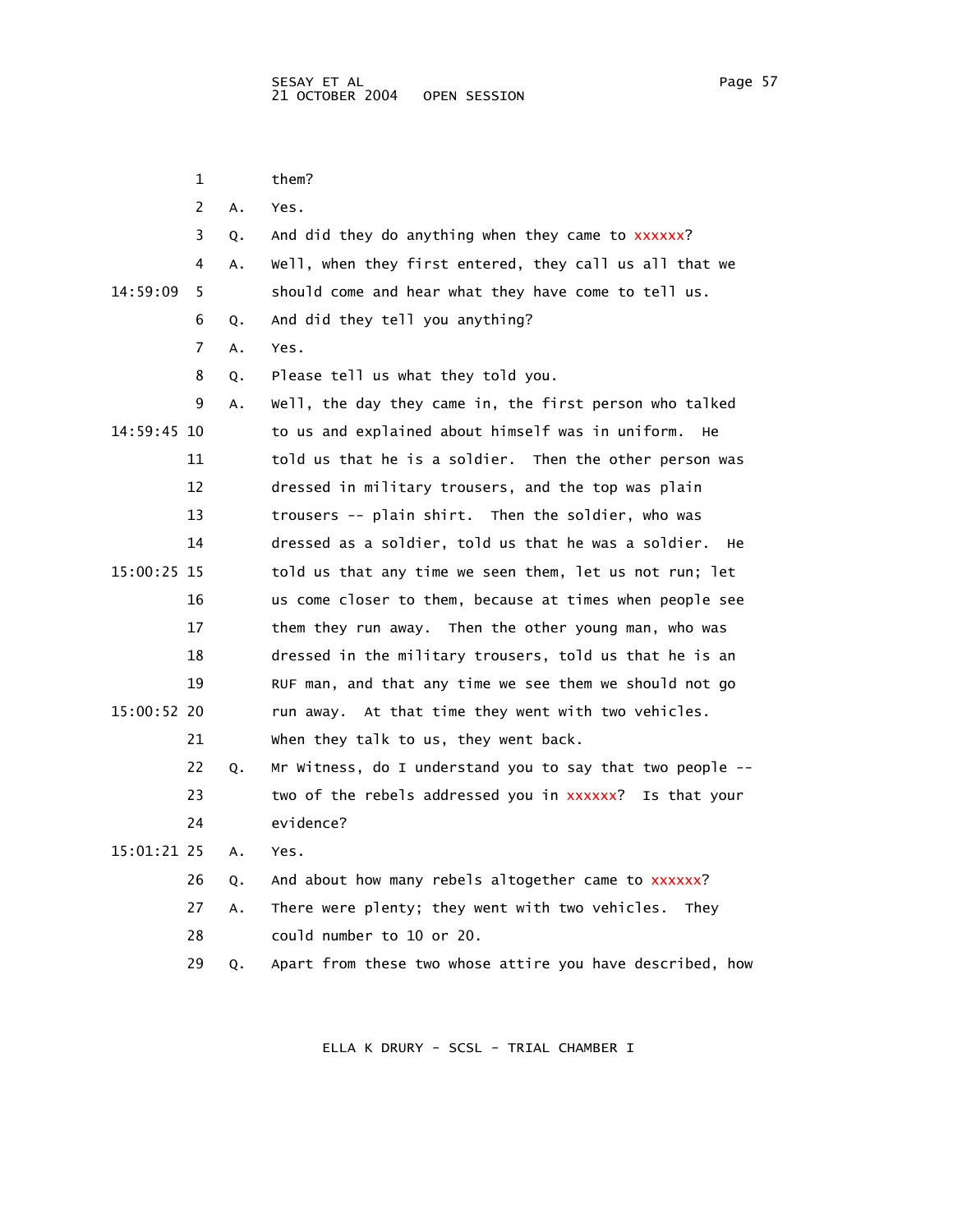1 them?

2 A. Yes.

3 Q. And did they do anything when they came to xxxxxx?

4 A. Well, when they first entered, they call us all that we

14:59:09 5 should come and hear what they have come to tell us.

6 Q. And did they tell you anything?

7 A. Yes.

8 Q. Please tell us what they told you.

9 A. Well, the day they came in, the first person who talked

14:59:45 10 to us and explained about himself was in uniform. He

11 told us that he is a soldier. Then the other person was

12 dressed in military trousers, and the top was plain

13 trousers -- plain shirt. Then the soldier, who was

14 dressed as a soldier, told us that he was a soldier. He

15:00:25 15 told us that any time we seen them, let us not run; let

16 us come closer to them, because at times when people see

17 them they run away. Then the other young man, who was

18 dressed in the military trousers, told us that he is an

19 RUF man, and that any time we see them we should not go

15:00:52 20 run away. At that time they went with two vehicles.

21 When they talk to us, they went back.

22 Q. Mr Witness, do I understand you to say that two people --

23 two of the rebels addressed you in xxxxxx? Is that your

24 evidence?

15:01:21 25 A. Yes.

26 Q. And about how many rebels altogether came to xxxxxx?

27 A. There were plenty; they went with two vehicles. They

28 could number to 10 or 20.

29 Q. Apart from these two whose attire you have described, how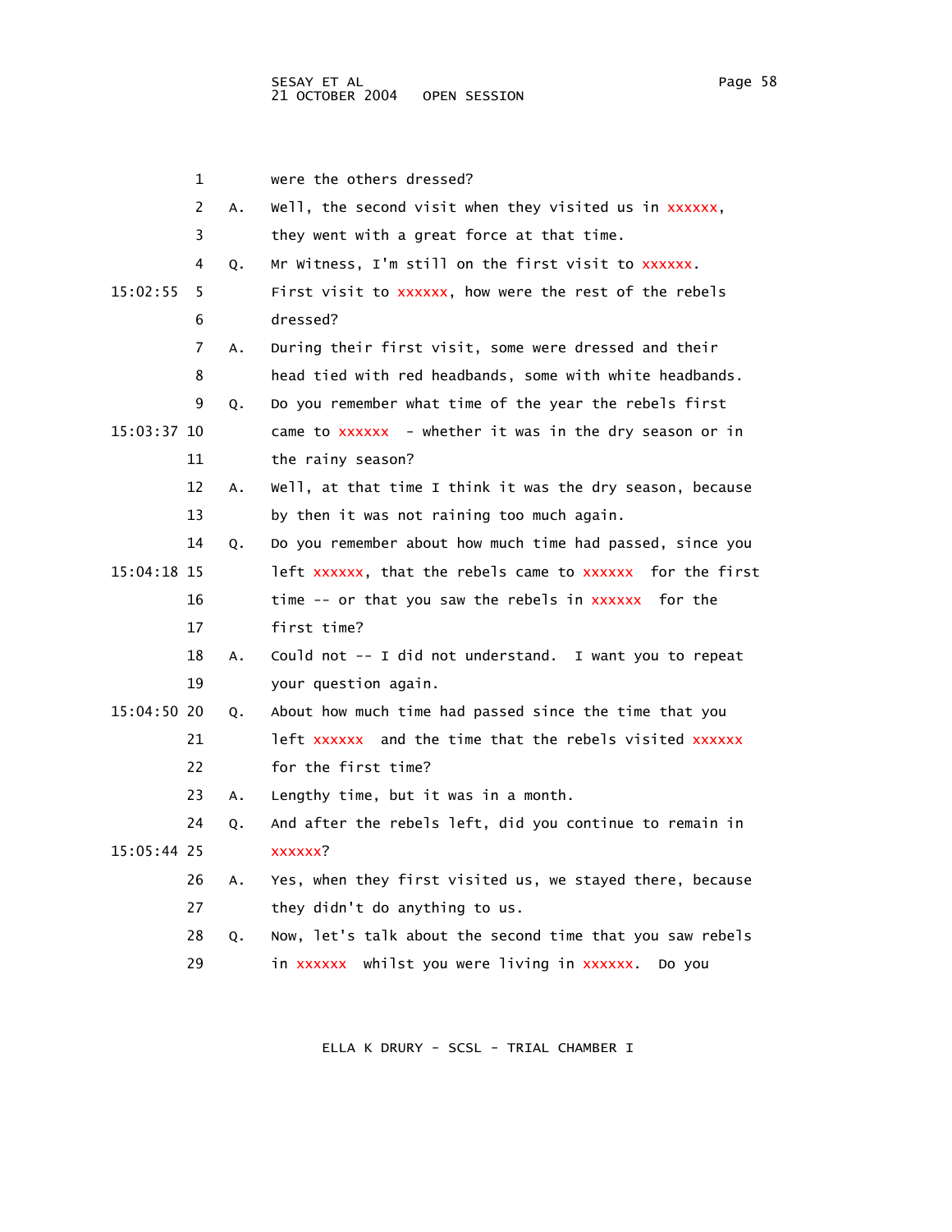1 were the others dressed?

2 A. Well, the second visit when they visited us in xxxxxx,

3 they went with a great force at that time.

4 Q. Mr Witness, I'm still on the first visit to xxxxxx.

15:02:55 5 First visit to xxxxxx, how were the rest of the rebels

6 dressed?

7 A. During their first visit, some were dressed and their

8 head tied with red headbands, some with white headbands.

9 Q. Do you remember what time of the year the rebels first

15:03:37 10 came to xxxxxx - whether it was in the dry season or in

11 the rainy season?

12 A. Well, at that time I think it was the dry season, because

13 by then it was not raining too much again.

14 Q. Do you remember about how much time had passed, since you

15:04:18 15 left xxxxxx, that the rebels came to xxxxxx for the first

16 time -- or that you saw the rebels in xxxxxx for the

17 first time?

18 A. Could not -- I did not understand. I want you to repeat

19 your question again.

15:04:50 20 Q. About how much time had passed since the time that you

21 left xxxxxx and the time that the rebels visited xxxxxx

22 for the first time?

23 A. Lengthy time, but it was in a month.

24 Q. And after the rebels left, did you continue to remain in

15:05:44 25 xxxxxx?

26 A. Yes, when they first visited us, we stayed there, because

27 they didn't do anything to us.

28 Q. Now, let's talk about the second time that you saw rebels

29 in xxxxxx whilst you were living in xxxxxx. Do you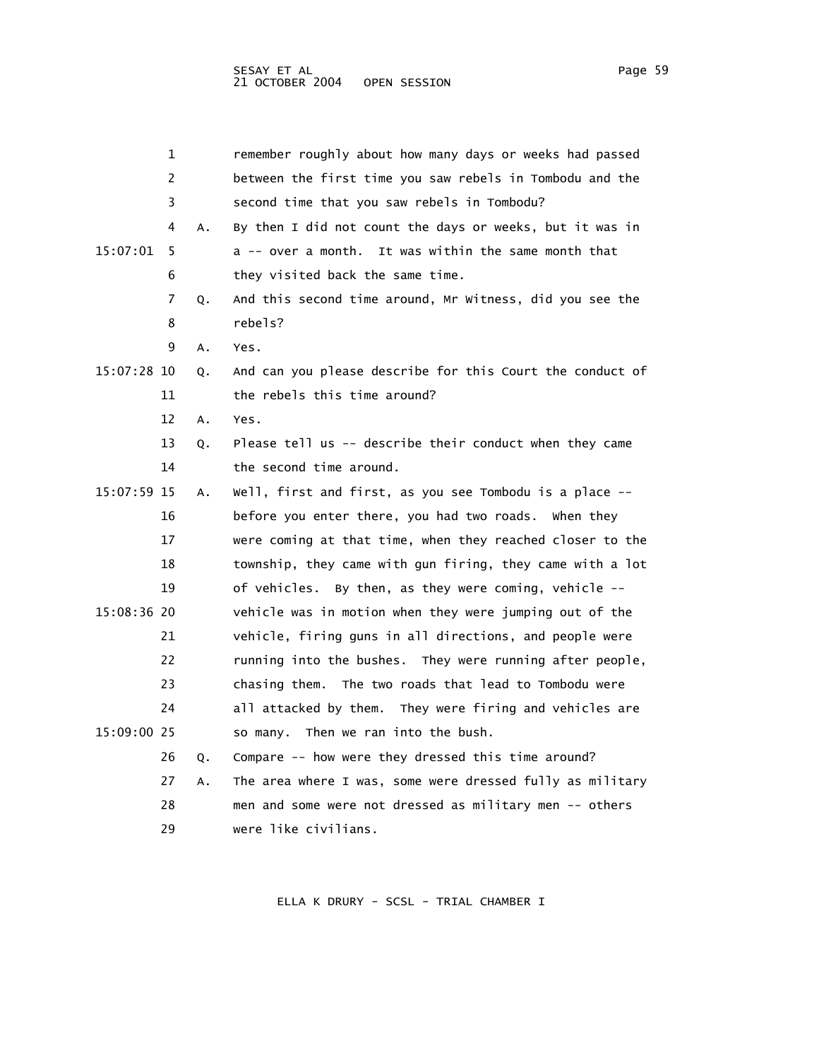1 remember roughly about how many days or weeks had passed
2 between the first time you saw rebels in Tombodu and the
3 second time that you saw rebels in Tombodu?
4 A. By then I did not count the days or weeks, but it was in
15:07:01 5 a -- over a month. It was within the same month that
6 they visited back the same time.
7 Q. And this second time around, Mr Witness, did you see the
8 rebels?
9 A. Yes.
15:07:28 10 Q. And can you please describe for this Court the conduct of
11 the rebels this time around?
12 A. Yes.
13 Q. Please tell us -- describe their conduct when they came
14 the second time around.
15:07:59 15 A. Well, first and first, as you see Tombodu is a place --
16 before you enter there, you had two roads. When they
17 were coming at that time, when they reached closer to the
18 township, they came with gun firing, they came with a lot
19 of vehicles. By then, as they were coming, vehicle --
15:08:36 20 vehicle was in motion when they were jumping out of the
21 vehicle, firing guns in all directions, and people were
22 running into the bushes. They were running after people,
23 chasing them. The two roads that lead to Tombodu were
24 all attacked by them. They were firing and vehicles are
15:09:00 25 so many. Then we ran into the bush.
26 Q. Compare -- how were they dressed this time around?
27 A. The area where I was, some were dressed fully as military
28 men and some were not dressed as military men -- others
29 were like civilians.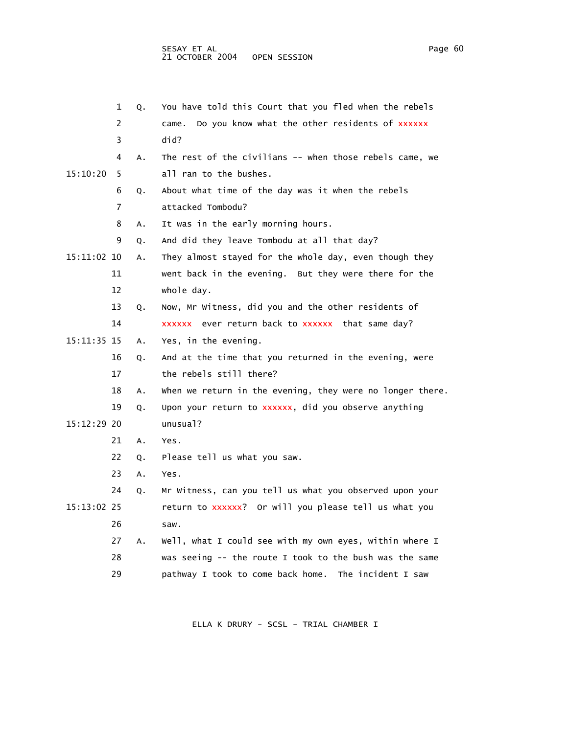1 Q. You have told this Court that you fled when the rebels
2 came. Do you know what the other residents of xxxxxx
3 did?
4 A. The rest of the civilians -- when those rebels came, we
15:10:20 5 all ran to the bushes.
6 Q. About what time of the day was it when the rebels
7 attacked Tombodu?
8 A. It was in the early morning hours.
9 Q. And did they leave Tombodu at all that day?
15:11:02 10 A. They almost stayed for the whole day, even though they
11 went back in the evening. But they were there for the
12 whole day.
13 Q. Now, Mr Witness, did you and the other residents of
14 xxxxxx ever return back to xxxxxx that same day?
15:11:35 15 A. Yes, in the evening.
16 Q. And at the time that you returned in the evening, were
17 the rebels still there?
18 A. When we return in the evening, they were no longer there.
19 Q. Upon your return to xxxxxx, did you observe anything
15:12:29 20 unusual?
21 A. Yes.
22 Q. Please tell us what you saw.
23 A. Yes.
24 Q. Mr Witness, can you tell us what you observed upon your
15:13:02 25 return to xxxxxx? Or will you please tell us what you
26 saw.
27 A. Well, what I could see with my own eyes, within where I
28 was seeing -- the route I took to the bush was the same
29 pathway I took to come back home. The incident I saw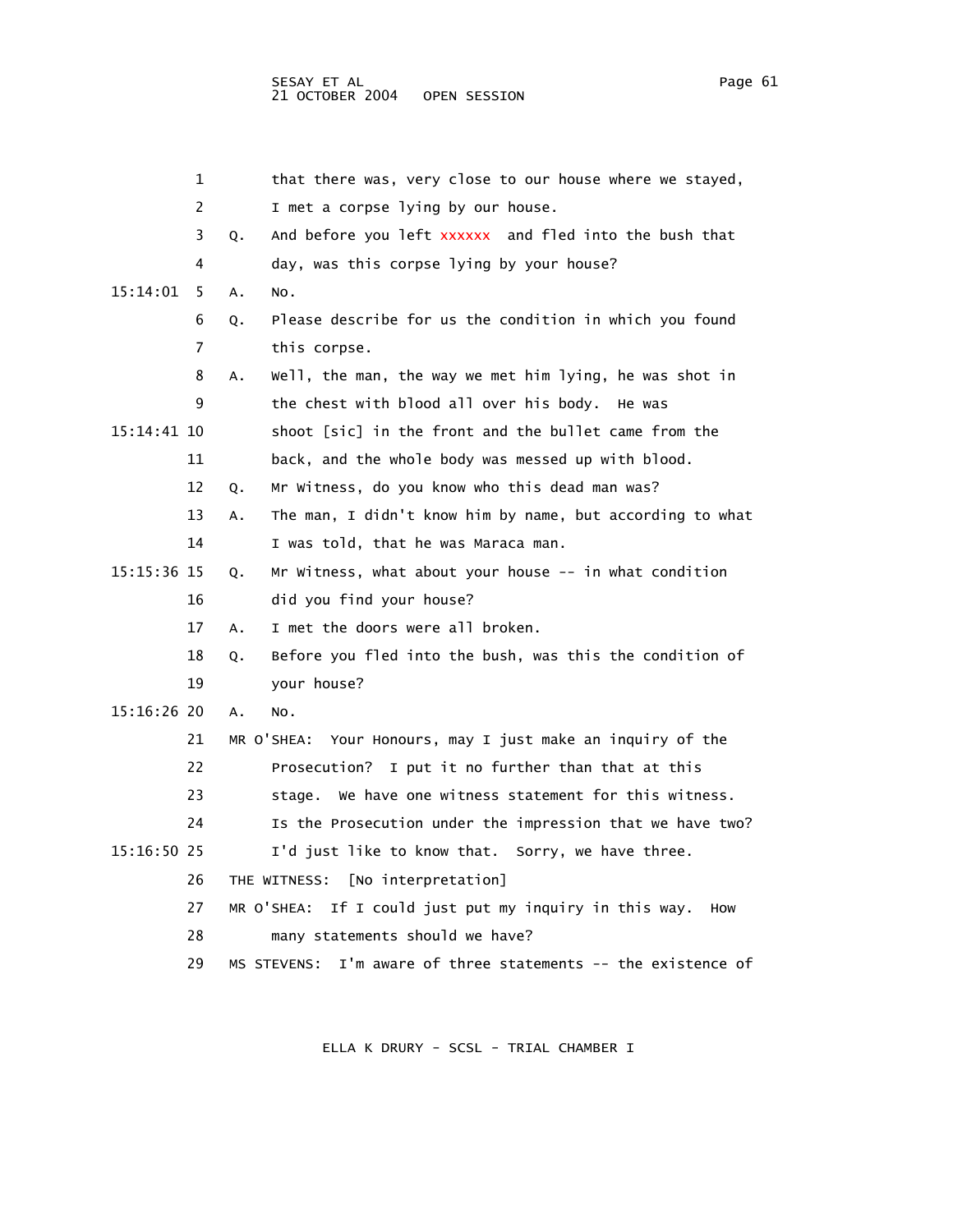1 that there was, very close to our house where we stayed,

2 I met a corpse lying by our house.

3 Q. And before you left xxxxxx and fled into the bush that

4 day, was this corpse lying by your house?

15:14:01 5 A. No.

6 Q. Please describe for us the condition in which you found

7 this corpse.

8 A. Well, the man, the way we met him lying, he was shot in

9 the chest with blood all over his body. He was

15:14:41 10 shoot [sic] in the front and the bullet came from the

11 back, and the whole body was messed up with blood.

12 Q. Mr Witness, do you know who this dead man was?

13 A. The man, I didn't know him by name, but according to what

14 I was told, that he was Maraca man.

15:15:36 15 Q. Mr Witness, what about your house -- in what condition

16 did you find your house?

17 A. I met the doors were all broken.

18 Q. Before you fled into the bush, was this the condition of

19 your house?

15:16:26 20 A. No.

21 MR O'SHEA: Your Honours, may I just make an inquiry of the

22 Prosecution? I put it no further than that at this

23 stage. We have one witness statement for this witness.

24 Is the Prosecution under the impression that we have two?

15:16:50 25 I'd just like to know that. Sorry, we have three.

26 THE WITNESS: [No interpretation]

27 MR O'SHEA: If I could just put my inquiry in this way. How

28 many statements should we have?

29 MS STEVENS: I'm aware of three statements -- the existence of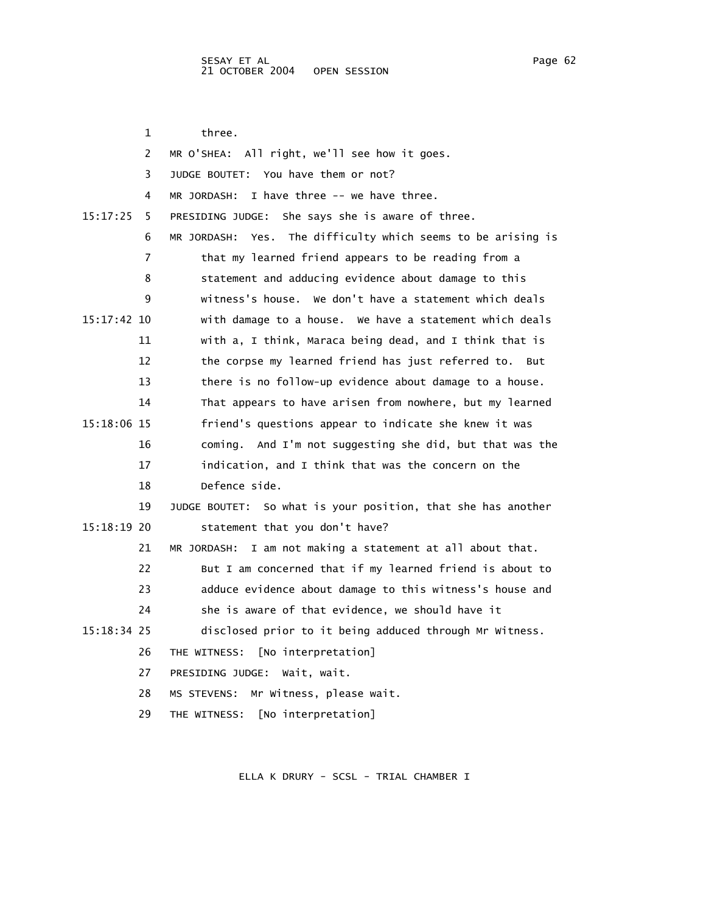1 three.

2 MR O'SHEA: All right, we'll see how it goes.

3 JUDGE BOUTET: You have them or not?

4 MR JORDASH: I have three -- we have three.

15:17:25 5 PRESIDING JUDGE: She says she is aware of three.

6 MR JORDASH: Yes. The difficulty which seems to be arising is

7 that my learned friend appears to be reading from a

8 statement and adducing evidence about damage to this

9 witness's house. We don't have a statement which deals

15:17:42 10 with damage to a house. We have a statement which deals

11 with a, I think, Maraca being dead, and I think that is

12 the corpse my learned friend has just referred to. But

13 there is no follow-up evidence about damage to a house.

14 That appears to have arisen from nowhere, but my learned

15:18:06 15 friend's questions appear to indicate she knew it was

16 coming. And I'm not suggesting she did, but that was the

17 indication, and I think that was the concern on the

18 Defence side.

19 JUDGE BOUTET: So what is your position, that she has another

15:18:19 20 statement that you don't have?

21 MR JORDASH: I am not making a statement at all about that.

22 But I am concerned that if my learned friend is about to

23 adduce evidence about damage to this witness's house and

24 she is aware of that evidence, we should have it

15:18:34 25 disclosed prior to it being adduced through Mr Witness.

26 THE WITNESS: [No interpretation]

27 PRESIDING JUDGE: Wait, wait.

28 MS STEVENS: Mr Witness, please wait.

29 THE WITNESS: [No interpretation]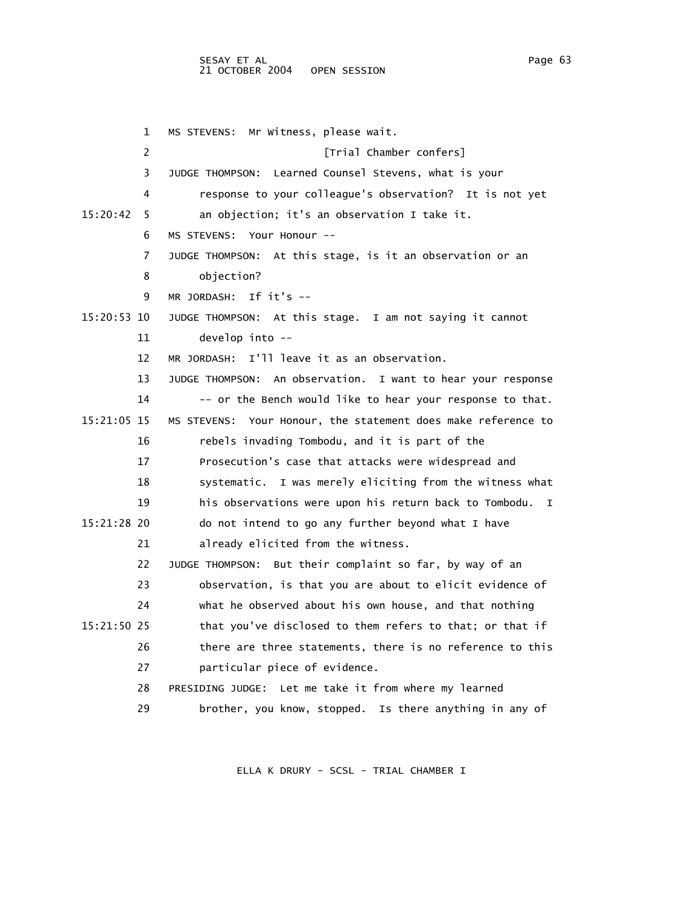1 MS STEVENS: Mr Witness, please wait.

2 [Trial Chamber confers]

3 JUDGE THOMPSON: Learned Counsel Stevens, what is your

4 response to your colleague's observation? It is not yet

15:20:42 5 an objection; it's an observation I take it.

6 MS STEVENS: Your Honour --

7 JUDGE THOMPSON: At this stage, is it an observation or an

8 objection?

9 MR JORDASH: If it's --

15:20:53 10 JUDGE THOMPSON: At this stage. I am not saying it cannot

11 develop into --

12 MR JORDASH: I'll leave it as an observation.

13 JUDGE THOMPSON: An observation. I want to hear your response

14 -- or the Bench would like to hear your response to that.

15:21:05 15 MS STEVENS: Your Honour, the statement does make reference to

16 rebels invading Tombodu, and it is part of the

17 Prosecution's case that attacks were widespread and

18 systematic. I was merely eliciting from the witness what

19 his observations were upon his return back to Tombodu. I

15:21:28 20 do not intend to go any further beyond what I have

21 already elicited from the witness.

22 JUDGE THOMPSON: But their complaint so far, by way of an

23 observation, is that you are about to elicit evidence of

24 what he observed about his own house, and that nothing

15:21:50 25 that you've disclosed to them refers to that; or that if

26 there are three statements, there is no reference to this

27 particular piece of evidence.

28 PRESIDING JUDGE: Let me take it from where my learned

29 brother, you know, stopped. Is there anything in any of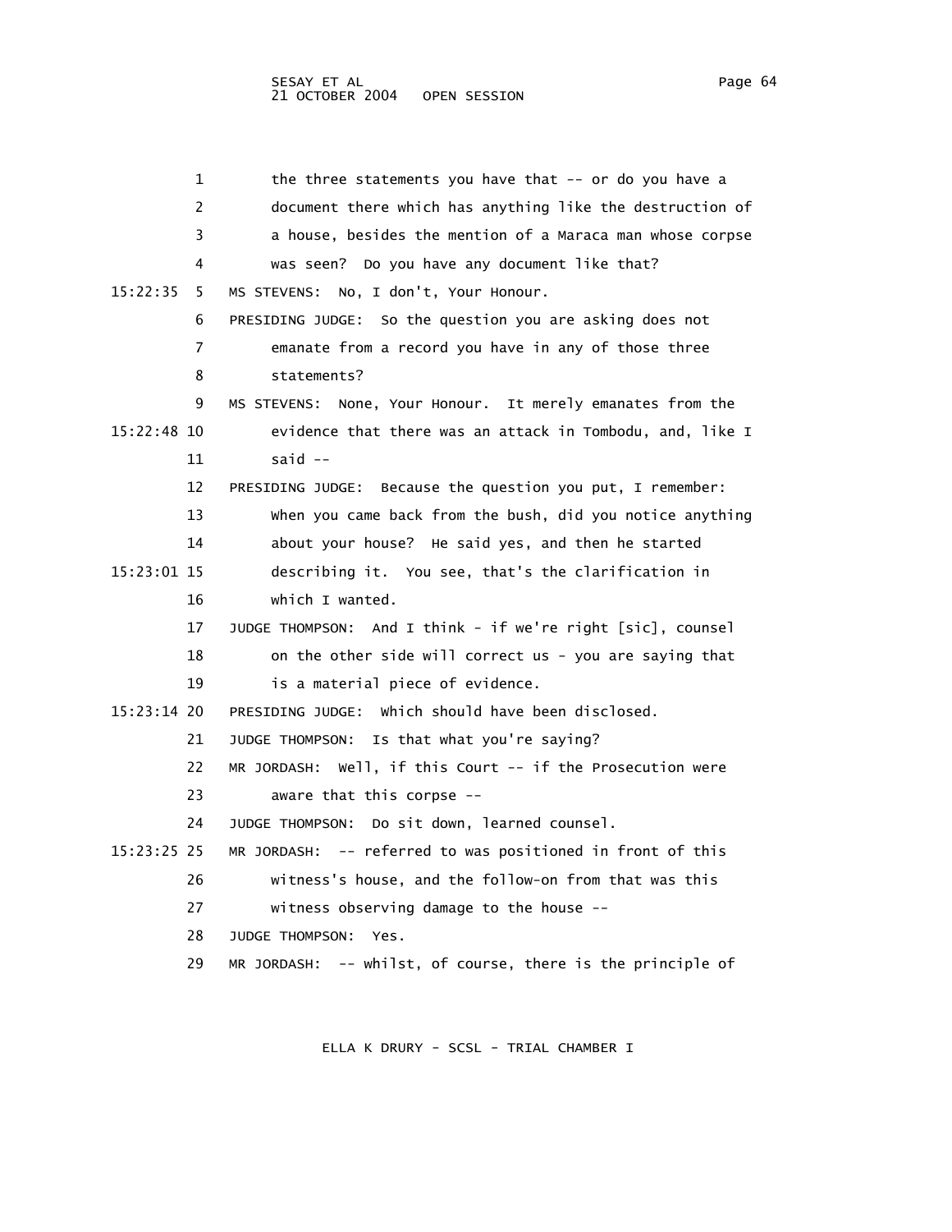the three statements you have that -- or do you have a document there which has anything like the destruction of a house, besides the mention of a Maraca man whose corpse was seen? Do you have any document like that?

MS STEVENS: No, I don't, Your Honour.

PRESIDING JUDGE: So the question you are asking does not emanate from a record you have in any of those three statements?

MS STEVENS: None, Your Honour. It merely emanates from the evidence that there was an attack in Tombodu, and, like I said --

PRESIDING JUDGE: Because the question you put, I remember: When you came back from the bush, did you notice anything about your house? He said yes, and then he started describing it. You see, that's the clarification in which I wanted.

JUDGE THOMPSON: And I think - if we're right [sic], counsel on the other side will correct us - you are saying that is a material piece of evidence.

PRESIDING JUDGE: Which should have been disclosed.

JUDGE THOMPSON: Is that what you're saying?

MR JORDASH: Well, if this Court -- if the Prosecution were aware that this corpse --

JUDGE THOMPSON: Do sit down, learned counsel.

MR JORDASH: -- referred to was positioned in front of this witness's house, and the follow-on from that was this witness observing damage to the house --

JUDGE THOMPSON: Yes.

MR JORDASH: -- whilst, of course, there is the principle of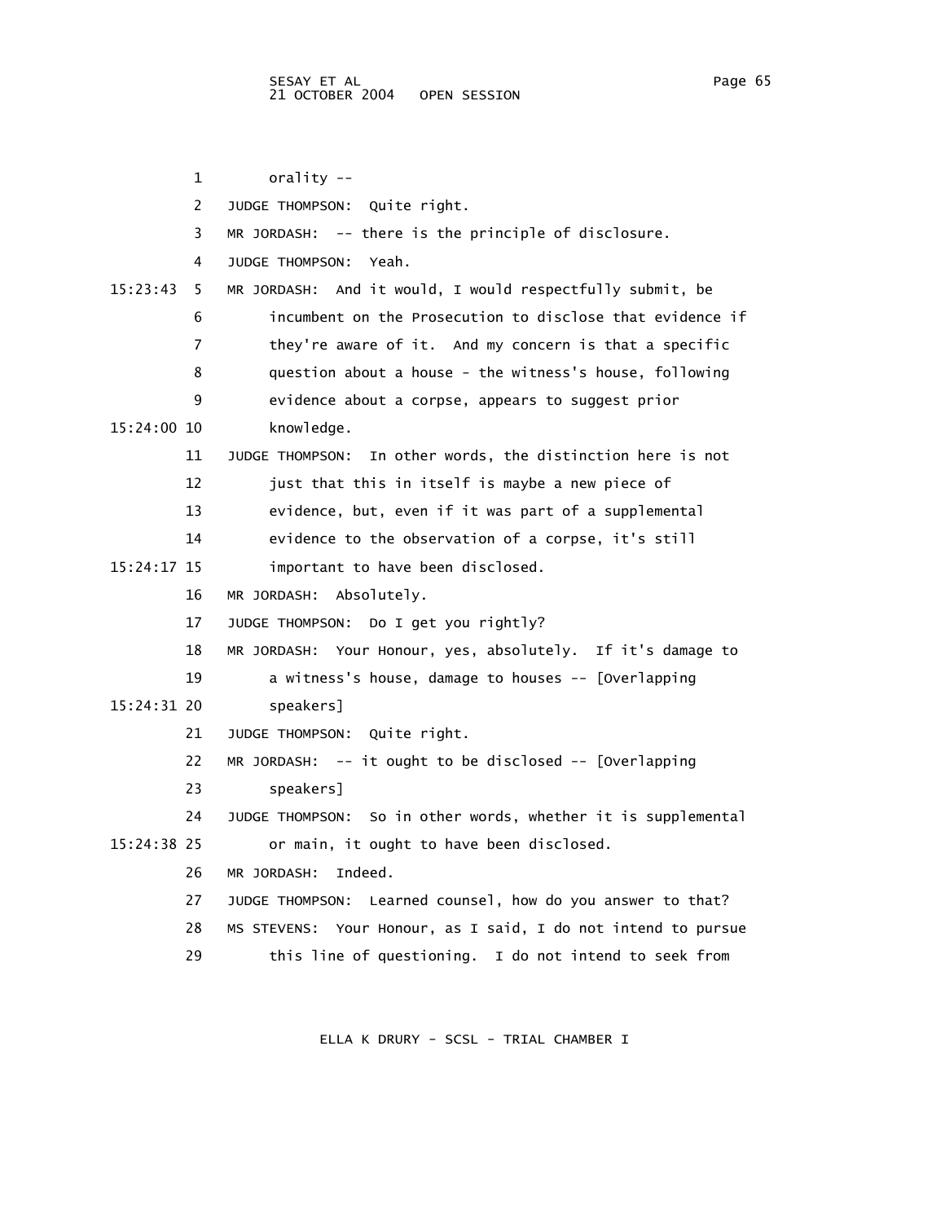1 orality --

2 JUDGE THOMPSON: Quite right.

3 MR JORDASH: -- there is the principle of disclosure.

4 JUDGE THOMPSON: Yeah.

15:23:43 5 MR JORDASH: And it would, I would respectfully submit, be

6 incumbent on the Prosecution to disclose that evidence if

7 they're aware of it. And my concern is that a specific

8 question about a house - the witness's house, following

9 evidence about a corpse, appears to suggest prior

15:24:00 10 knowledge.

11 JUDGE THOMPSON: In other words, the distinction here is not

12 just that this in itself is maybe a new piece of

13 evidence, but, even if it was part of a supplemental

14 evidence to the observation of a corpse, it's still

15:24:17 15 important to have been disclosed.

16 MR JORDASH: Absolutely.

17 JUDGE THOMPSON: Do I get you rightly?

18 MR JORDASH: Your Honour, yes, absolutely. If it's damage to

19 a witness's house, damage to houses -- [Overlapping

15:24:31 20 speakers]

21 JUDGE THOMPSON: Quite right.

22 MR JORDASH: -- it ought to be disclosed -- [Overlapping

23 speakers]

24 JUDGE THOMPSON: So in other words, whether it is supplemental

15:24:38 25 or main, it ought to have been disclosed.

26 MR JORDASH: Indeed.

27 JUDGE THOMPSON: Learned counsel, how do you answer to that?

28 MS STEVENS: Your Honour, as I said, I do not intend to pursue

29 this line of questioning. I do not intend to seek from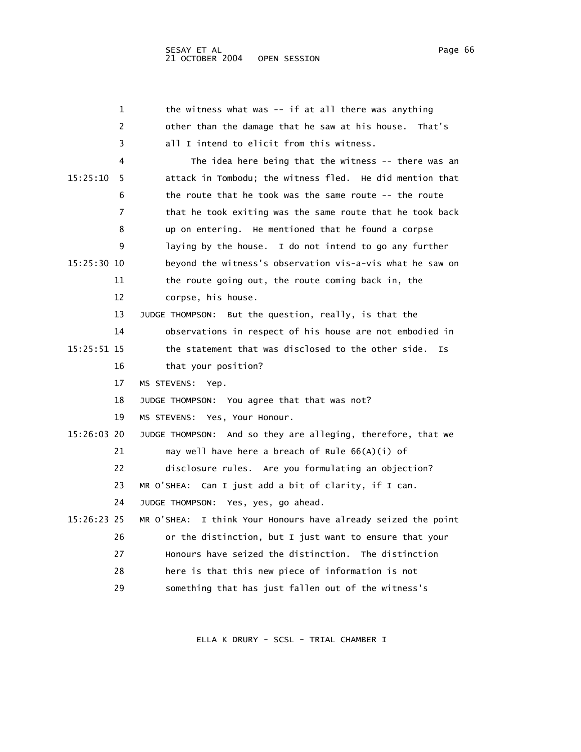the witness what was -- if at all there was anything other than the damage that he saw at his house. That's all I intend to elicit from this witness.

The idea here being that the witness -- there was an attack in Tombodu; the witness fled. He did mention that the route that he took was the same route -- the route that he took exiting was the same route that he took back up on entering. He mentioned that he found a corpse laying by the house. I do not intend to go any further beyond the witness's observation vis-a-vis what he saw on the route going out, the route coming back in, the corpse, his house.

JUDGE THOMPSON: But the question, really, is that the observations in respect of his house are not embodied in the statement that was disclosed to the other side. Is that your position?

MS STEVENS: Yep.

JUDGE THOMPSON: You agree that that was not?

MS STEVENS: Yes, Your Honour.

JUDGE THOMPSON: And so they are alleging, therefore, that we may well have here a breach of Rule 66(A)(i) of disclosure rules. Are you formulating an objection?

MR O'SHEA: Can I just add a bit of clarity, if I can.

JUDGE THOMPSON: Yes, yes, go ahead.

MR O'SHEA: I think Your Honours have already seized the point or the distinction, but I just want to ensure that your Honours have seized the distinction. The distinction here is that this new piece of information is not something that has just fallen out of the witness's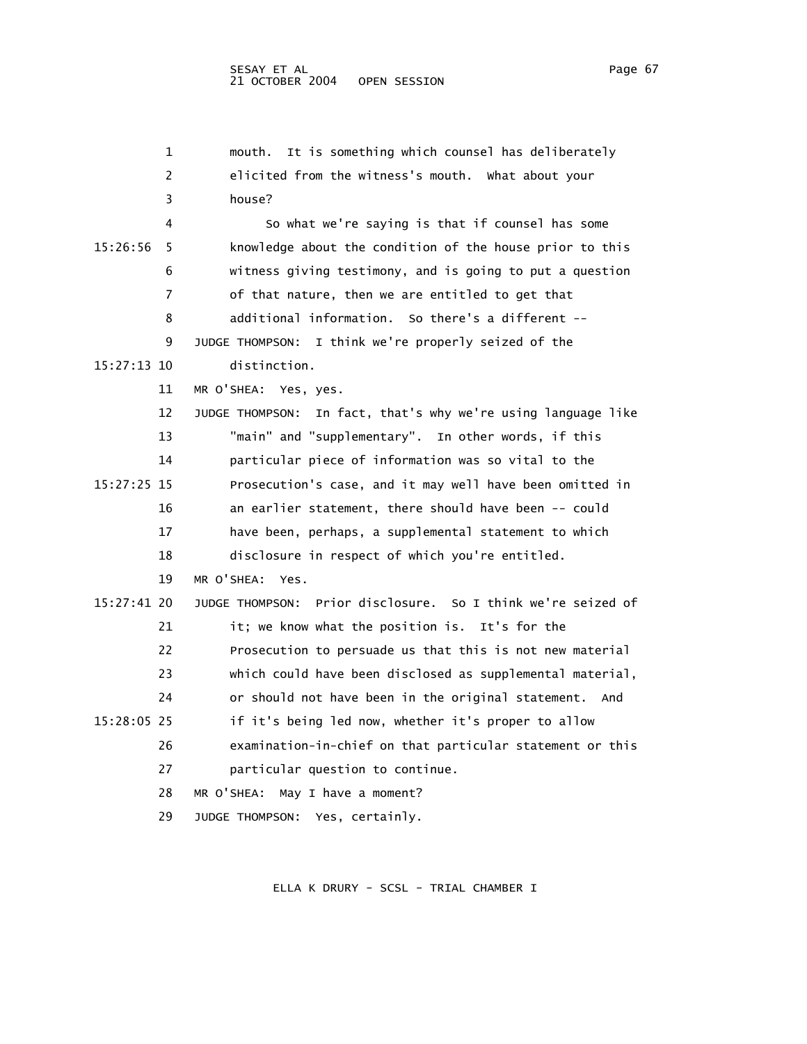mouth. It is something which counsel has deliberately elicited from the witness's mouth. What about your house?

So what we're saying is that if counsel has some knowledge about the condition of the house prior to this witness giving testimony, and is going to put a question of that nature, then we are entitled to get that additional information. So there's a different --

JUDGE THOMPSON: I think we're properly seized of the distinction.

MR O'SHEA: Yes, yes.

JUDGE THOMPSON: In fact, that's why we're using language like "main" and "supplementary". In other words, if this particular piece of information was so vital to the Prosecution's case, and it may well have been omitted in an earlier statement, there should have been -- could have been, perhaps, a supplemental statement to which disclosure in respect of which you're entitled.

MR O'SHEA: Yes.

JUDGE THOMPSON: Prior disclosure. So I think we're seized of it; we know what the position is. It's for the Prosecution to persuade us that this is not new material which could have been disclosed as supplemental material, or should not have been in the original statement. And if it's being led now, whether it's proper to allow examination-in-chief on that particular statement or this particular question to continue.

MR O'SHEA: May I have a moment?

JUDGE THOMPSON: Yes, certainly.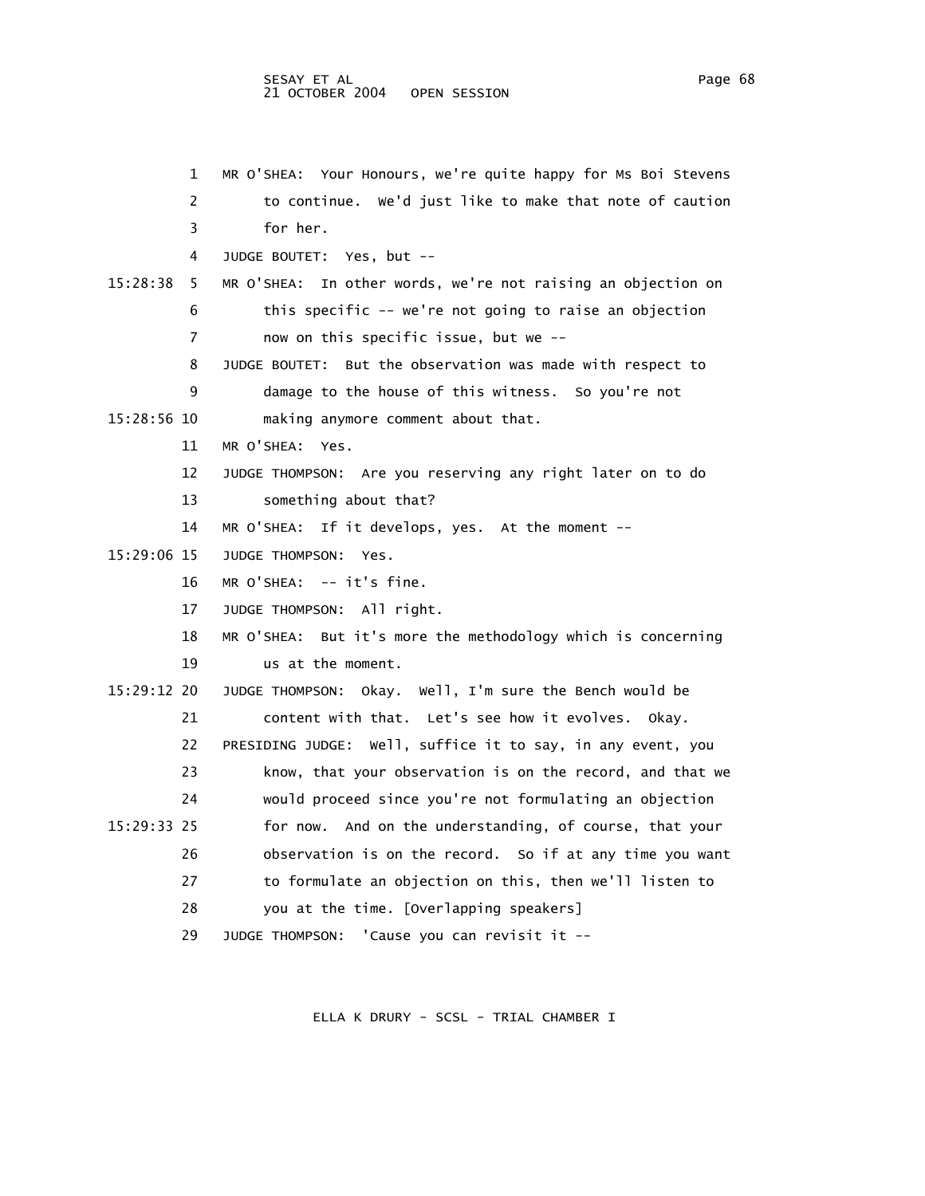1 MR O'SHEA: Your Honours, we're quite happy for Ms Boi Stevens
2 to continue. We'd just like to make that note of caution
3 for her.
4 JUDGE BOUTET: Yes, but --
15:28:38 5 MR O'SHEA: In other words, we're not raising an objection on
6 this specific -- we're not going to raise an objection
7 now on this specific issue, but we --
8 JUDGE BOUTET: But the observation was made with respect to
9 damage to the house of this witness. So you're not
15:28:56 10 making anymore comment about that.
11 MR O'SHEA: Yes.
12 JUDGE THOMPSON: Are you reserving any right later on to do
13 something about that?
14 MR O'SHEA: If it develops, yes. At the moment --
15:29:06 15 JUDGE THOMPSON: Yes.
16 MR O'SHEA: -- it's fine.
17 JUDGE THOMPSON: All right.
18 MR O'SHEA: But it's more the methodology which is concerning
19 us at the moment.
15:29:12 20 JUDGE THOMPSON: Okay. Well, I'm sure the Bench would be
21 content with that. Let's see how it evolves. Okay.
22 PRESIDING JUDGE: Well, suffice it to say, in any event, you
23 know, that your observation is on the record, and that we
24 would proceed since you're not formulating an objection
15:29:33 25 for now. And on the understanding, of course, that your
26 observation is on the record. So if at any time you want
27 to formulate an objection on this, then we'll listen to
28 you at the time. [Overlapping speakers]
29 JUDGE THOMPSON: 'Cause you can revisit it --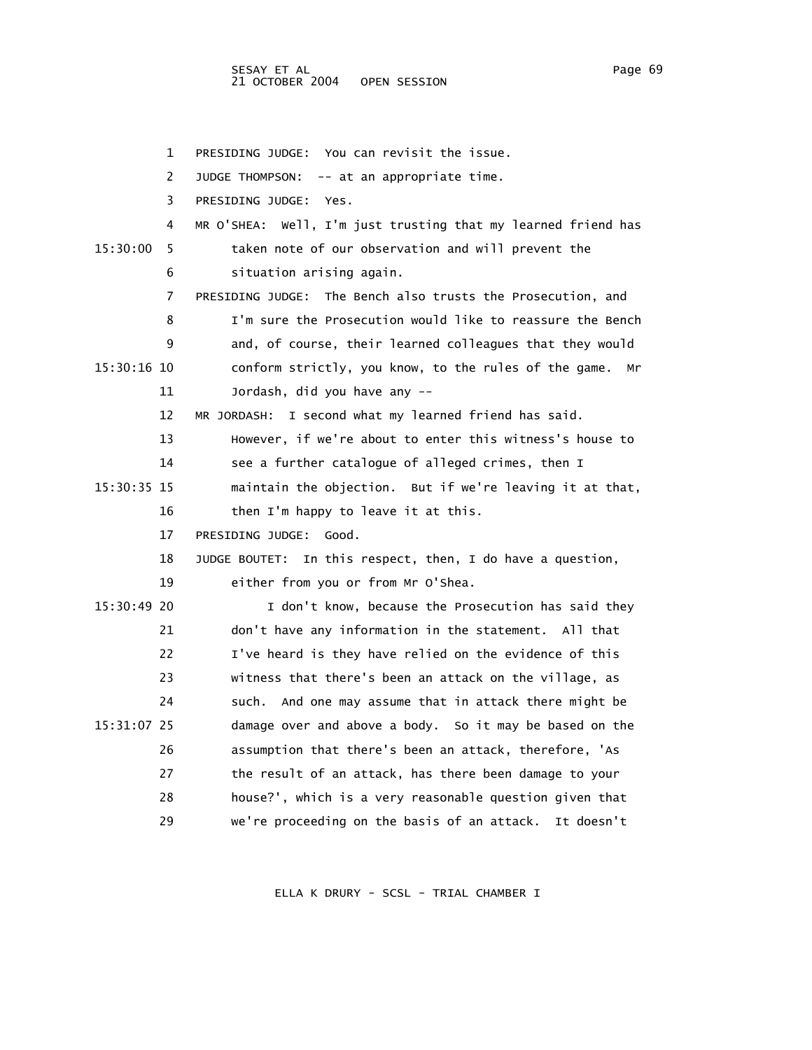1 PRESIDING JUDGE: You can revisit the issue.

2 JUDGE THOMPSON: -- at an appropriate time.

3 PRESIDING JUDGE: Yes.

4 MR O'SHEA: Well, I'm just trusting that my learned friend has

15:30:00 5 taken note of our observation and will prevent the

6 situation arising again.

7 PRESIDING JUDGE: The Bench also trusts the Prosecution, and

8 I'm sure the Prosecution would like to reassure the Bench

9 and, of course, their learned colleagues that they would

15:30:16 10 conform strictly, you know, to the rules of the game. Mr

11 Jordash, did you have any --

12 MR JORDASH: I second what my learned friend has said.

13 However, if we're about to enter this witness's house to

14 see a further catalogue of alleged crimes, then I

15:30:35 15 maintain the objection. But if we're leaving it at that,

16 then I'm happy to leave it at this.

17 PRESIDING JUDGE: Good.

18 JUDGE BOUTET: In this respect, then, I do have a question,

19 either from you or from Mr O'Shea.

15:30:49 20 I don't know, because the Prosecution has said they

21 don't have any information in the statement. All that

22 I've heard is they have relied on the evidence of this

23 witness that there's been an attack on the village, as

24 such. And one may assume that in attack there might be

15:31:07 25 damage over and above a body. So it may be based on the

26 assumption that there's been an attack, therefore, 'As

27 the result of an attack, has there been damage to your

28 house?', which is a very reasonable question given that

29 we're proceeding on the basis of an attack. It doesn't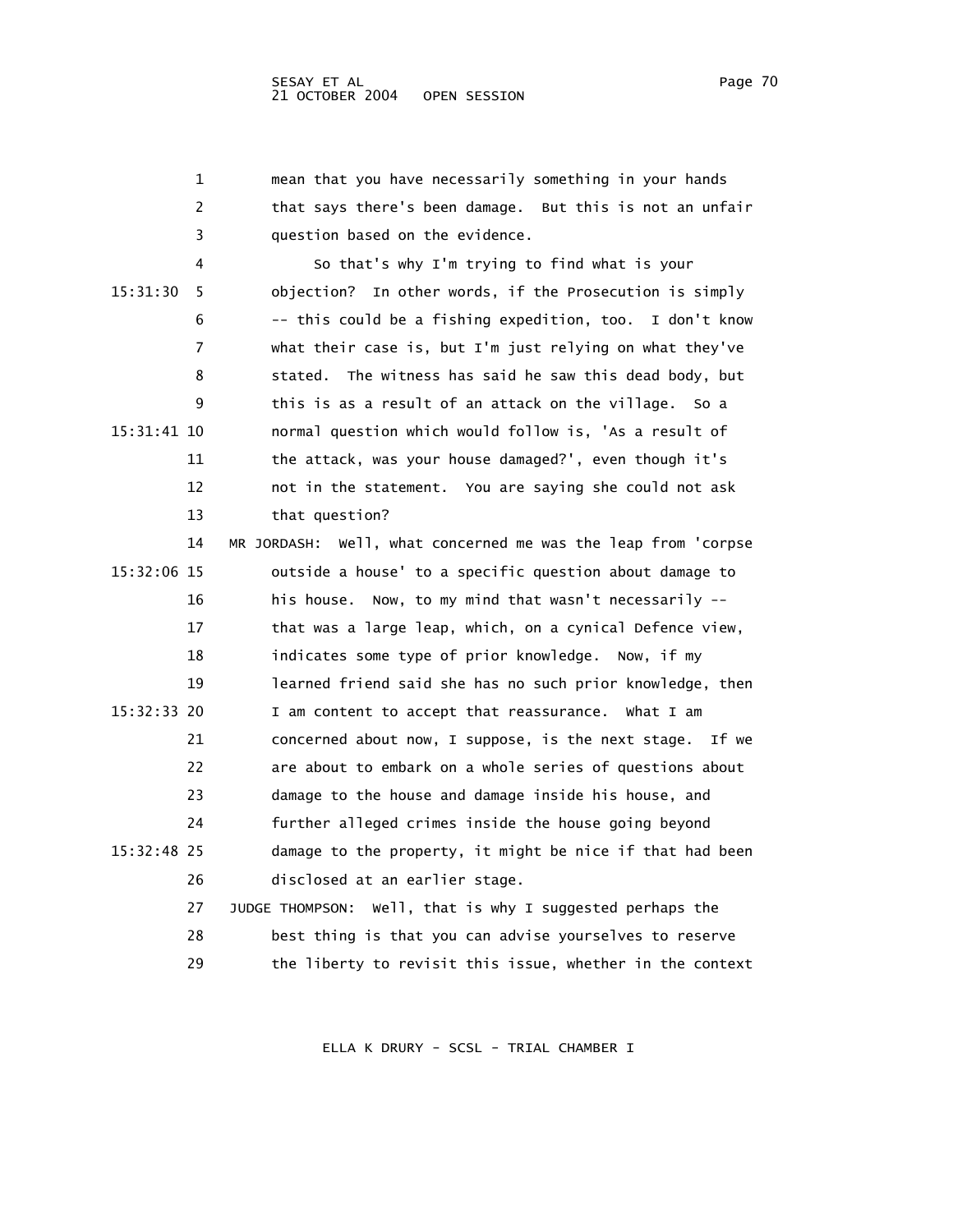mean that you have necessarily something in your hands that says there's been damage. But this is not an unfair question based on the evidence.

So that's why I'm trying to find what is your objection? In other words, if the Prosecution is simply -- this could be a fishing expedition, too. I don't know what their case is, but I'm just relying on what they've stated. The witness has said he saw this dead body, but this is as a result of an attack on the village. So a normal question which would follow is, 'As a result of the attack, was your house damaged?', even though it's not in the statement. You are saying she could not ask that question?

MR JORDASH: Well, what concerned me was the leap from 'corpse outside a house' to a specific question about damage to his house. Now, to my mind that wasn't necessarily -- that was a large leap, which, on a cynical Defence view, indicates some type of prior knowledge. Now, if my learned friend said she has no such prior knowledge, then I am content to accept that reassurance. What I am concerned about now, I suppose, is the next stage. If we are about to embark on a whole series of questions about damage to the house and damage inside his house, and further alleged crimes inside the house going beyond damage to the property, it might be nice if that had been disclosed at an earlier stage.

JUDGE THOMPSON: Well, that is why I suggested perhaps the best thing is that you can advise yourselves to reserve the liberty to revisit this issue, whether in the context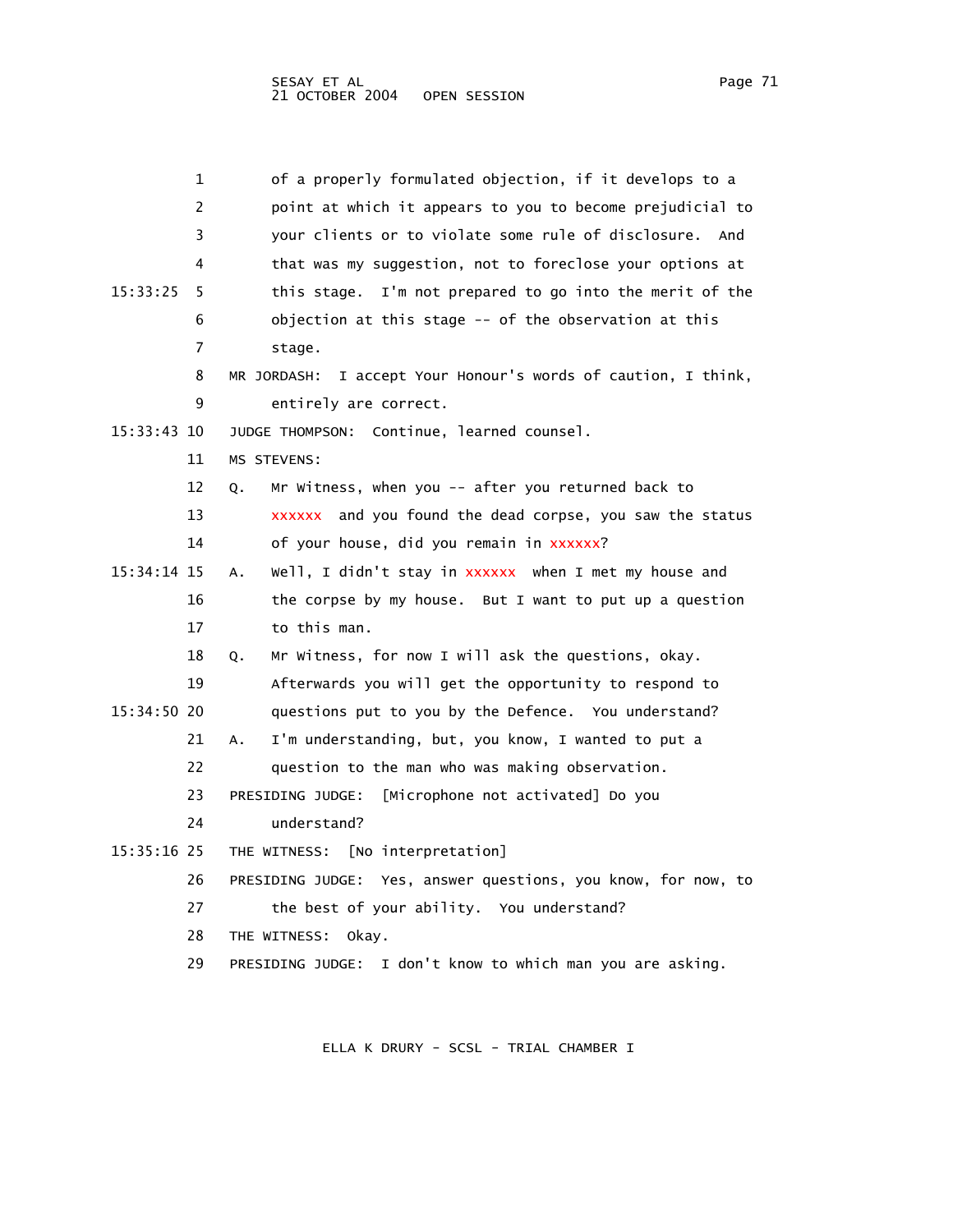1 of a properly formulated objection, if it develops to a
2 point at which it appears to you to become prejudicial to
3 your clients or to violate some rule of disclosure. And
4 that was my suggestion, not to foreclose your options at
15:33:25 5 this stage. I'm not prepared to go into the merit of the
6 objection at this stage -- of the observation at this
7 stage.

8 MR JORDASH: I accept Your Honour's words of caution, I think,
9 entirely are correct.

15:33:43 10 JUDGE THOMPSON: Continue, learned counsel.

11 MS STEVENS:

12 Q. Mr Witness, when you -- after you returned back to
13 xxxxxx and you found the dead corpse, you saw the status
14 of your house, did you remain in xxxxxx?

15:34:14 15 A. Well, I didn't stay in xxxxxx when I met my house and
16 the corpse by my house. But I want to put up a question
17 to this man.

18 Q. Mr Witness, for now I will ask the questions, okay.
19 Afterwards you will get the opportunity to respond to
15:34:50 20 questions put to you by the Defence. You understand?

21 A. I'm understanding, but, you know, I wanted to put a
22 question to the man who was making observation.

23 PRESIDING JUDGE: [Microphone not activated] Do you
24 understand?

15:35:16 25 THE WITNESS: [No interpretation]

26 PRESIDING JUDGE: Yes, answer questions, you know, for now, to
27 the best of your ability. You understand?

28 THE WITNESS: Okay.

29 PRESIDING JUDGE: I don't know to which man you are asking.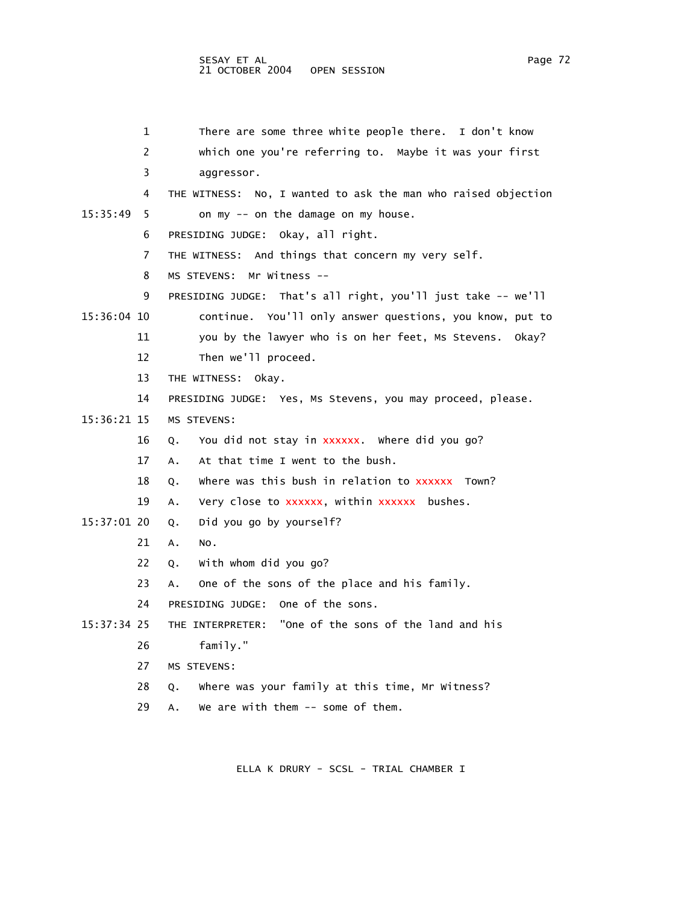There are some three white people there. I don't know which one you're referring to. Maybe it was your first aggressor.

THE WITNESS: No, I wanted to ask the man who raised objection on my -- on the damage on my house.

PRESIDING JUDGE: Okay, all right.

THE WITNESS: And things that concern my very self.

MS STEVENS: Mr Witness --

PRESIDING JUDGE: That's all right, you'll just take -- we'll continue. You'll only answer questions, you know, put to you by the lawyer who is on her feet, Ms Stevens. Okay? Then we'll proceed.

THE WITNESS: Okay.

PRESIDING JUDGE: Yes, Ms Stevens, you may proceed, please.

MS STEVENS:

Q. You did not stay in xxxxxx. Where did you go?

A. At that time I went to the bush.

Q. Where was this bush in relation to xxxxxx Town?

A. Very close to xxxxxx, within xxxxxx bushes.

Q. Did you go by yourself?

A. No.

Q. With whom did you go?

A. One of the sons of the place and his family.

PRESIDING JUDGE: One of the sons.

THE INTERPRETER: "One of the sons of the land and his family."

MS STEVENS:

Q. Where was your family at this time, Mr Witness?

A. We are with them -- some of them.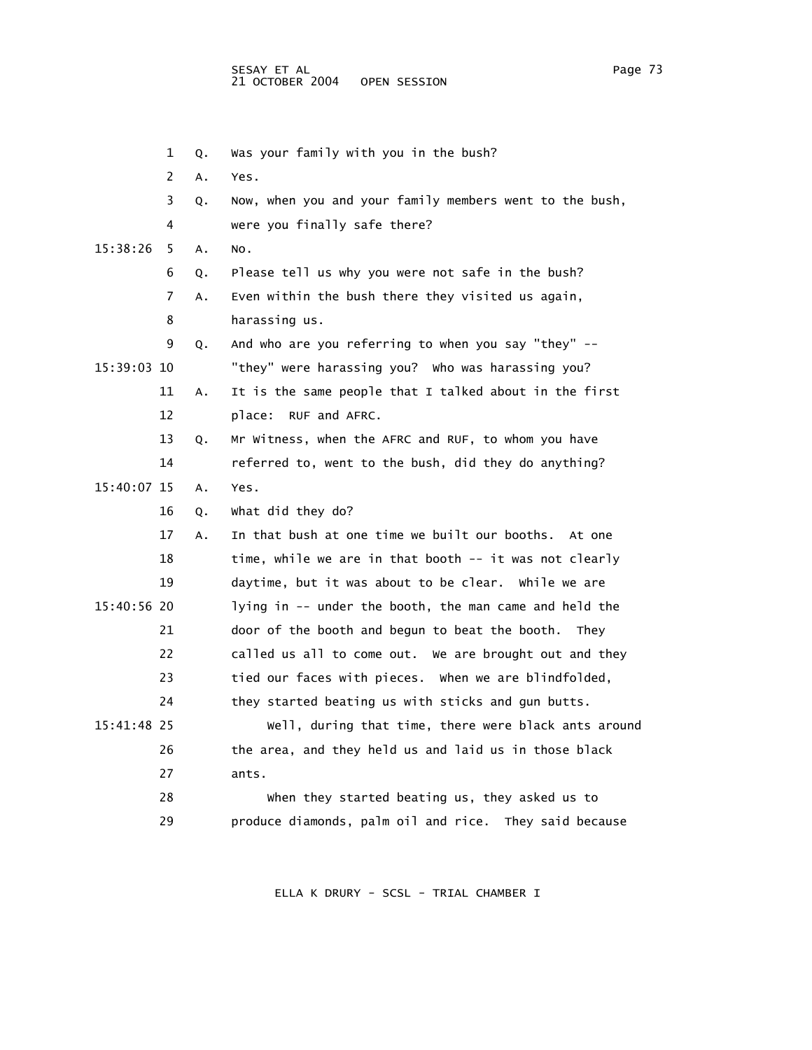1 Q. Was your family with you in the bush?

2 A. Yes.

3 Q. Now, when you and your family members went to the bush,

4 were you finally safe there?

15:38:26 5 A. No.

6 Q. Please tell us why you were not safe in the bush?

7 A. Even within the bush there they visited us again,

8 harassing us.

9 Q. And who are you referring to when you say "they" --

15:39:03 10 "they" were harassing you? Who was harassing you?

11 A. It is the same people that I talked about in the first

12 place: RUF and AFRC.

13 Q. Mr Witness, when the AFRC and RUF, to whom you have

14 referred to, went to the bush, did they do anything?

15:40:07 15 A. Yes.

16 Q. What did they do?

17 A. In that bush at one time we built our booths. At one

18 time, while we are in that booth -- it was not clearly

19 daytime, but it was about to be clear. While we are

15:40:56 20 lying in -- under the booth, the man came and held the

21 door of the booth and begun to beat the booth. They

22 called us all to come out. We are brought out and they

23 tied our faces with pieces. When we are blindfolded,

24 they started beating us with sticks and gun butts.

15:41:48 25 Well, during that time, there were black ants around

26 the area, and they held us and laid us in those black

27 ants.

28 When they started beating us, they asked us to

29 produce diamonds, palm oil and rice. They said because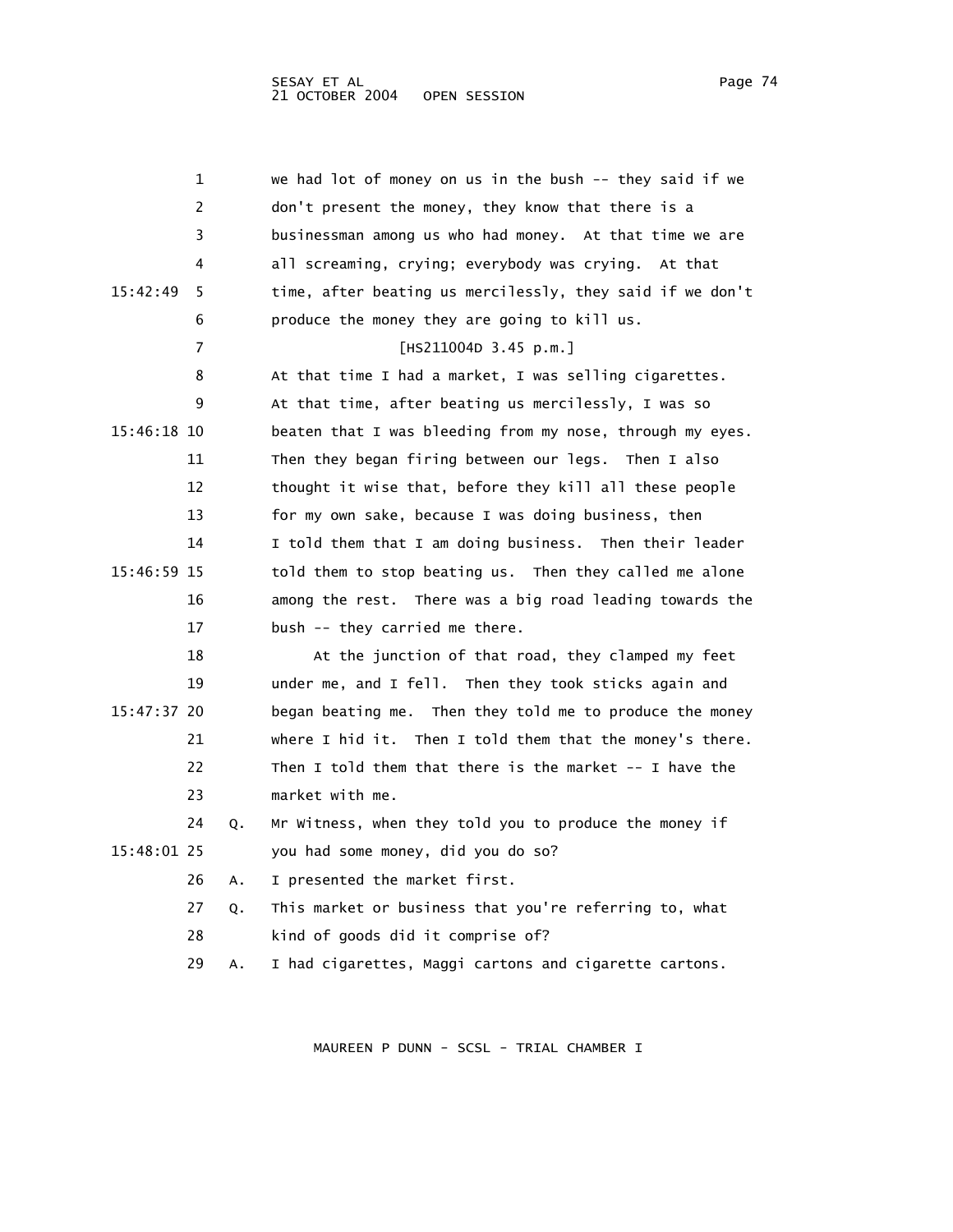we had lot of money on us in the bush -- they said if we don't present the money, they know that there is a businessman among us who had money. At that time we are all screaming, crying; everybody was crying. At that time, after beating us mercilessly, they said if we don't produce the money they are going to kill us.

[HS211004D 3.45 p.m.]

At that time I had a market, I was selling cigarettes. At that time, after beating us mercilessly, I was so beaten that I was bleeding from my nose, through my eyes. Then they began firing between our legs. Then I also thought it wise that, before they kill all these people for my own sake, because I was doing business, then I told them that I am doing business. Then their leader told them to stop beating us. Then they called me alone among the rest. There was a big road leading towards the bush -- they carried me there.

At the junction of that road, they clamped my feet under me, and I fell. Then they took sticks again and began beating me. Then they told me to produce the money where I hid it. Then I told them that the money's there. Then I told them that there is the market -- I have the market with me.

Q. Mr Witness, when they told you to produce the money if you had some money, did you do so?

A. I presented the market first.

Q. This market or business that you're referring to, what kind of goods did it comprise of?

A. I had cigarettes, Maggi cartons and cigarette cartons.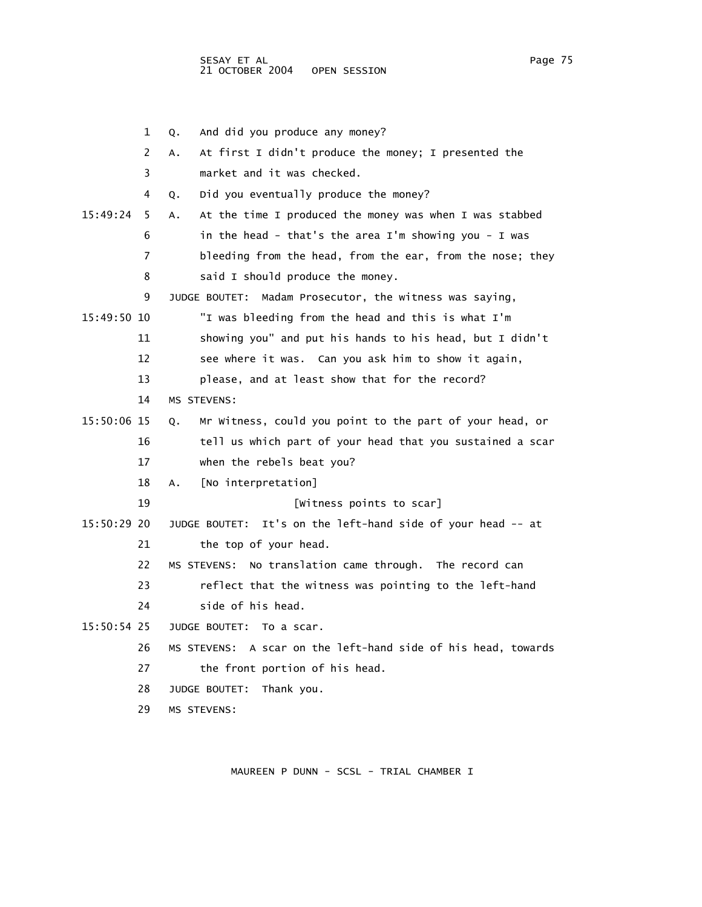1 Q. And did you produce any money?

2 A. At first I didn't produce the money; I presented the

3 market and it was checked.

4 Q. Did you eventually produce the money?

15:49:24 5 A. At the time I produced the money was when I was stabbed

6 in the head - that's the area I'm showing you - I was

7 bleeding from the head, from the ear, from the nose; they

8 said I should produce the money.

9 JUDGE BOUTET: Madam Prosecutor, the witness was saying,

15:49:50 10 "I was bleeding from the head and this is what I'm

11 showing you" and put his hands to his head, but I didn't

12 see where it was. Can you ask him to show it again,

13 please, and at least show that for the record?

14 MS STEVENS:

15:50:06 15 Q. Mr Witness, could you point to the part of your head, or

16 tell us which part of your head that you sustained a scar

17 when the rebels beat you?

18 A. [No interpretation]

19 [Witness points to scar]

15:50:29 20 JUDGE BOUTET: It's on the left-hand side of your head -- at

21 the top of your head.

22 MS STEVENS: No translation came through. The record can

23 reflect that the witness was pointing to the left-hand

24 side of his head.

15:50:54 25 JUDGE BOUTET: To a scar.

26 MS STEVENS: A scar on the left-hand side of his head, towards

27 the front portion of his head.

28 JUDGE BOUTET: Thank you.

29 MS STEVENS: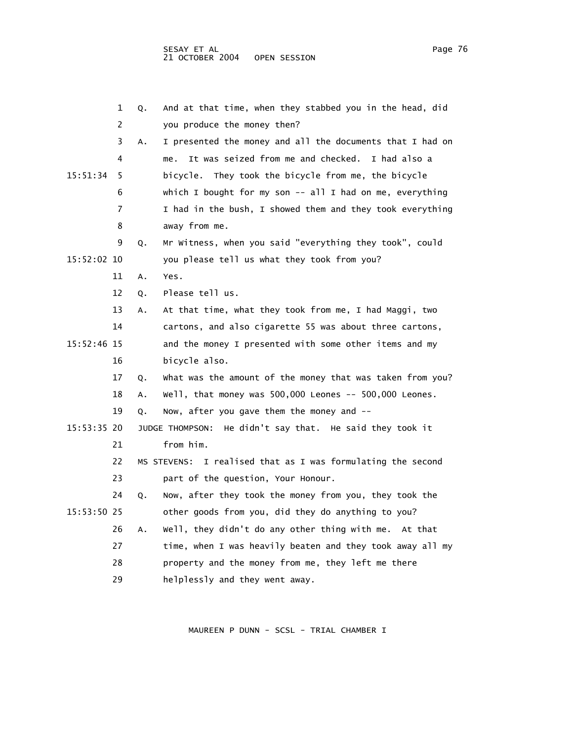1 Q. And at that time, when they stabbed you in the head, did
2 you produce the money then?
3 A. I presented the money and all the documents that I had on
4 me. It was seized from me and checked. I had also a
15:51:34 5 bicycle. They took the bicycle from me, the bicycle
6 which I bought for my son -- all I had on me, everything
7 I had in the bush, I showed them and they took everything
8 away from me.
9 Q. Mr Witness, when you said "everything they took", could
15:52:02 10 you please tell us what they took from you?
11 A. Yes.
12 Q. Please tell us.
13 A. At that time, what they took from me, I had Maggi, two
14 cartons, and also cigarette 55 was about three cartons,
15:52:46 15 and the money I presented with some other items and my
16 bicycle also.
17 Q. What was the amount of the money that was taken from you?
18 A. Well, that money was 500,000 Leones -- 500,000 Leones.
19 Q. Now, after you gave them the money and --
15:53:35 20 JUDGE THOMPSON: He didn't say that. He said they took it
21 from him.
22 MS STEVENS: I realised that as I was formulating the second
23 part of the question, Your Honour.
24 Q. Now, after they took the money from you, they took the
15:53:50 25 other goods from you, did they do anything to you?
26 A. Well, they didn't do any other thing with me. At that
27 time, when I was heavily beaten and they took away all my
28 property and the money from me, they left me there
29 helplessly and they went away.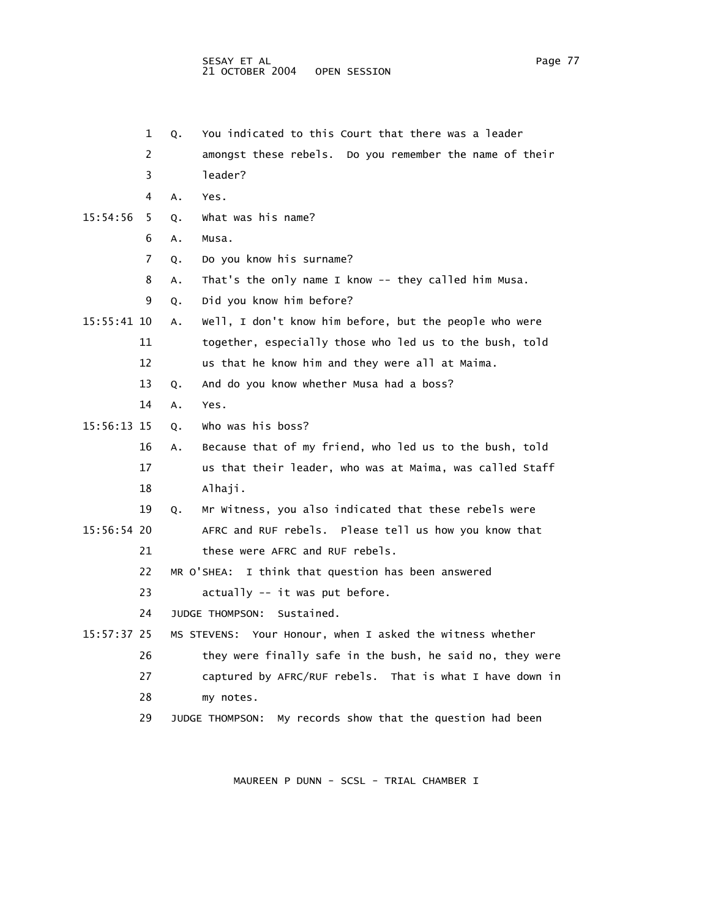1 Q. You indicated to this Court that there was a leader
2 amongst these rebels. Do you remember the name of their
3 leader?
4 A. Yes.
15:54:56 5 Q. What was his name?
6 A. Musa.
7 Q. Do you know his surname?
8 A. That's the only name I know -- they called him Musa.
9 Q. Did you know him before?
15:55:41 10 A. Well, I don't know him before, but the people who were
11 together, especially those who led us to the bush, told
12 us that he know him and they were all at Maima.
13 Q. And do you know whether Musa had a boss?
14 A. Yes.
15:56:13 15 Q. Who was his boss?
16 A. Because that of my friend, who led us to the bush, told
17 us that their leader, who was at Maima, was called Staff
18 Alhaji.
19 Q. Mr Witness, you also indicated that these rebels were
15:56:54 20 AFRC and RUF rebels. Please tell us how you know that
21 these were AFRC and RUF rebels.
22 MR O'SHEA: I think that question has been answered
23 actually -- it was put before.
24 JUDGE THOMPSON: Sustained.
15:57:37 25 MS STEVENS: Your Honour, when I asked the witness whether
26 they were finally safe in the bush, he said no, they were
27 captured by AFRC/RUF rebels. That is what I have down in
28 my notes.
29 JUDGE THOMPSON: My records show that the question had been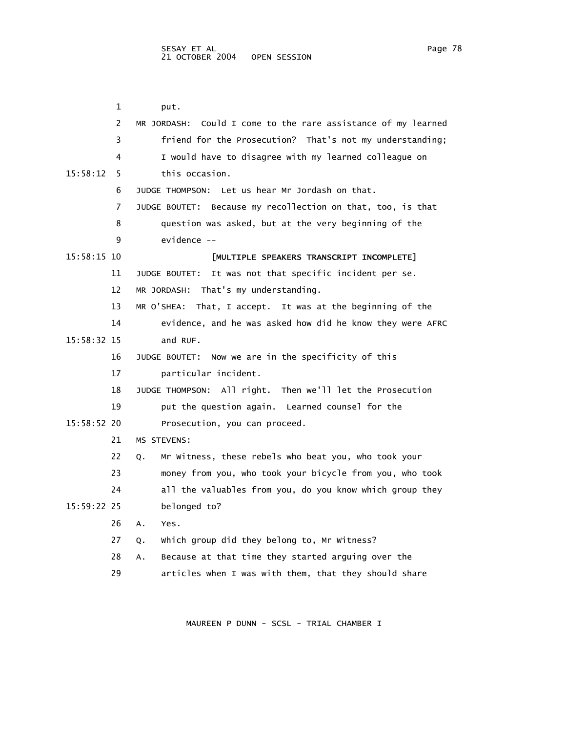put.

MR JORDASH: Could I come to the rare assistance of my learned friend for the Prosecution? That's not my understanding; I would have to disagree with my learned colleague on this occasion.

JUDGE THOMPSON: Let us hear Mr Jordash on that.

JUDGE BOUTET: Because my recollection on that, too, is that question was asked, but at the very beginning of the evidence --

**[MULTIPLE SPEAKERS TRANSCRIPT INCOMPLETE]**

JUDGE BOUTET: It was not that specific incident per se.

MR JORDASH: That's my understanding.

MR O'SHEA: That, I accept. It was at the beginning of the evidence, and he was asked how did he know they were AFRC and RUF.

JUDGE BOUTET: Now we are in the specificity of this particular incident.

JUDGE THOMPSON: All right. Then we'll let the Prosecution put the question again. Learned counsel for the Prosecution, you can proceed.

MS STEVENS:

Q. Mr Witness, these rebels who beat you, who took your money from you, who took your bicycle from you, who took all the valuables from you, do you know which group they belonged to?

A. Yes.

Q. Which group did they belong to, Mr Witness?

A. Because at that time they started arguing over the articles when I was with them, that they should share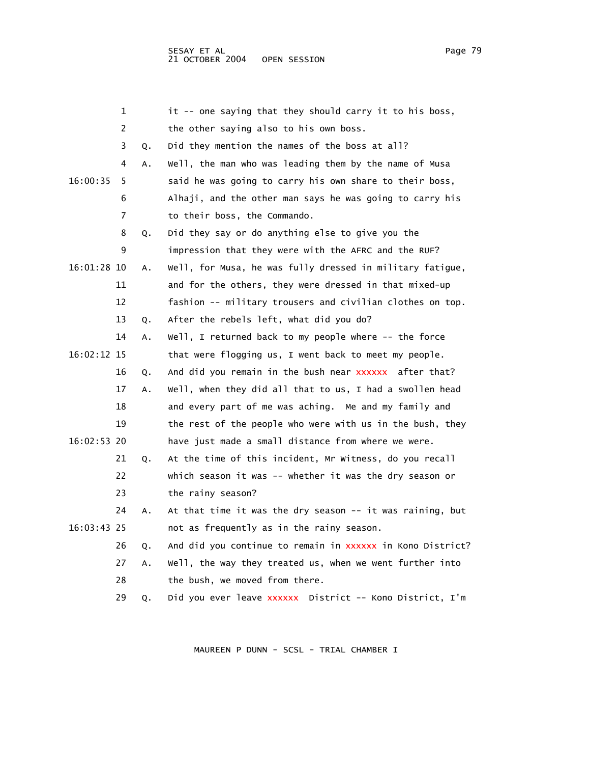1 it -- one saying that they should carry it to his boss,
2 the other saying also to his own boss.
3 Q. Did they mention the names of the boss at all?
4 A. Well, the man who was leading them by the name of Musa
16:00:35 5 said he was going to carry his own share to their boss,
6 Alhaji, and the other man says he was going to carry his
7 to their boss, the Commando.
8 Q. Did they say or do anything else to give you the
9 impression that they were with the AFRC and the RUF?
16:01:28 10 A. Well, for Musa, he was fully dressed in military fatigue,
11 and for the others, they were dressed in that mixed-up
12 fashion -- military trousers and civilian clothes on top.
13 Q. After the rebels left, what did you do?
14 A. Well, I returned back to my people where -- the force
16:02:12 15 that were flogging us, I went back to meet my people.
16 Q. And did you remain in the bush near xxxxxx after that?
17 A. Well, when they did all that to us, I had a swollen head
18 and every part of me was aching. Me and my family and
19 the rest of the people who were with us in the bush, they
16:02:53 20 have just made a small distance from where we were.
21 Q. At the time of this incident, Mr Witness, do you recall
22 which season it was -- whether it was the dry season or
23 the rainy season?
24 A. At that time it was the dry season -- it was raining, but
16:03:43 25 not as frequently as in the rainy season.
26 Q. And did you continue to remain in xxxxxx in Kono District?
27 A. Well, the way they treated us, when we went further into
28 the bush, we moved from there.
29 Q. Did you ever leave xxxxxx District -- Kono District, I'm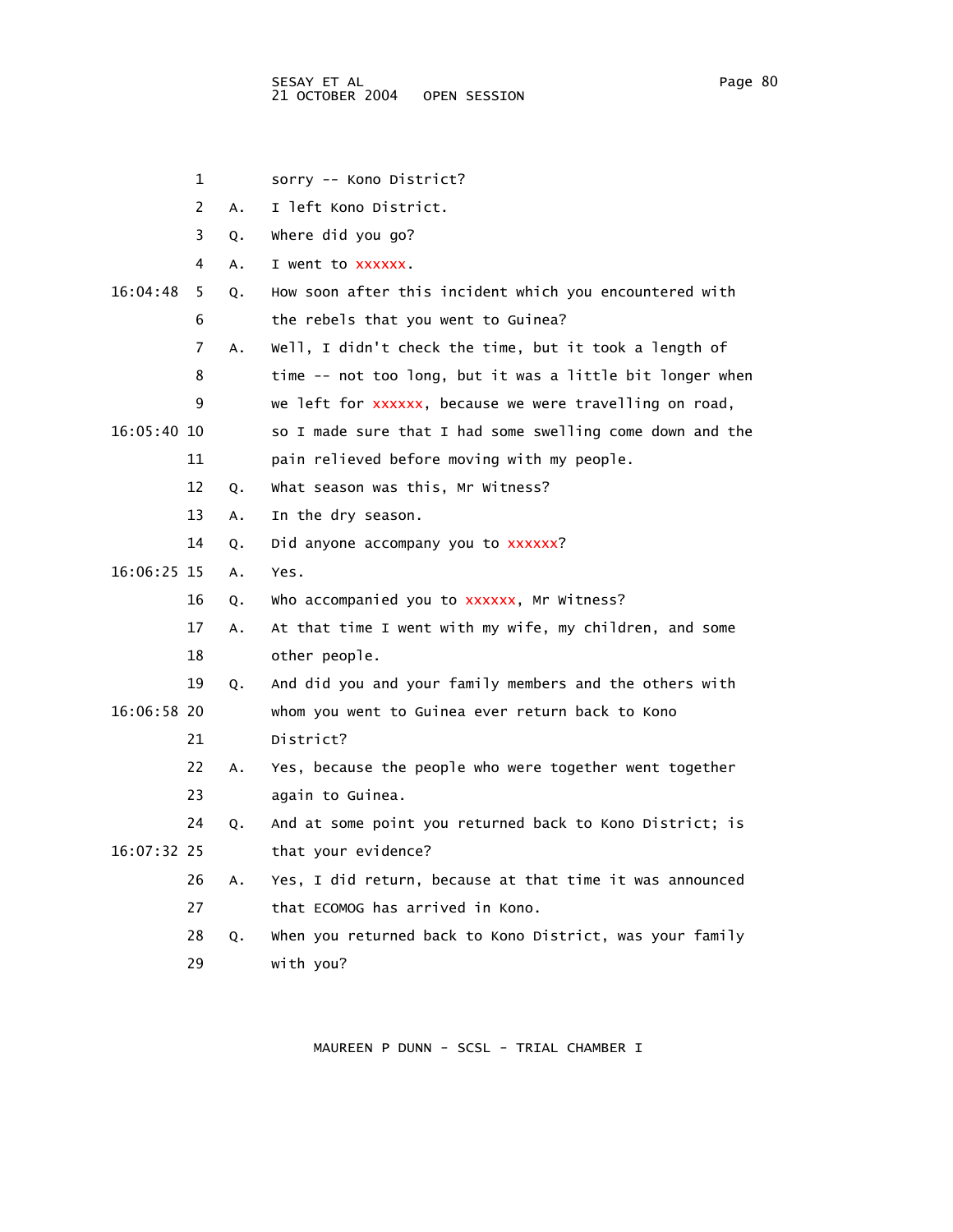1 sorry -- Kono District?

2 A. I left Kono District.

3 Q. Where did you go?

4 A. I went to xxxxxx.

16:04:48 5 Q. How soon after this incident which you encountered with

6 the rebels that you went to Guinea?

7 A. Well, I didn't check the time, but it took a length of

8 time -- not too long, but it was a little bit longer when

9 we left for xxxxxx, because we were travelling on road,

16:05:40 10 so I made sure that I had some swelling come down and the

11 pain relieved before moving with my people.

12 Q. What season was this, Mr Witness?

13 A. In the dry season.

14 Q. Did anyone accompany you to xxxxxx?

16:06:25 15 A. Yes.

16 Q. Who accompanied you to xxxxxx, Mr Witness?

17 A. At that time I went with my wife, my children, and some

18 other people.

19 Q. And did you and your family members and the others with

16:06:58 20 whom you went to Guinea ever return back to Kono

21 District?

22 A. Yes, because the people who were together went together

23 again to Guinea.

24 Q. And at some point you returned back to Kono District; is

16:07:32 25 that your evidence?

26 A. Yes, I did return, because at that time it was announced

27 that ECOMOG has arrived in Kono.

28 Q. When you returned back to Kono District, was your family

29 with you?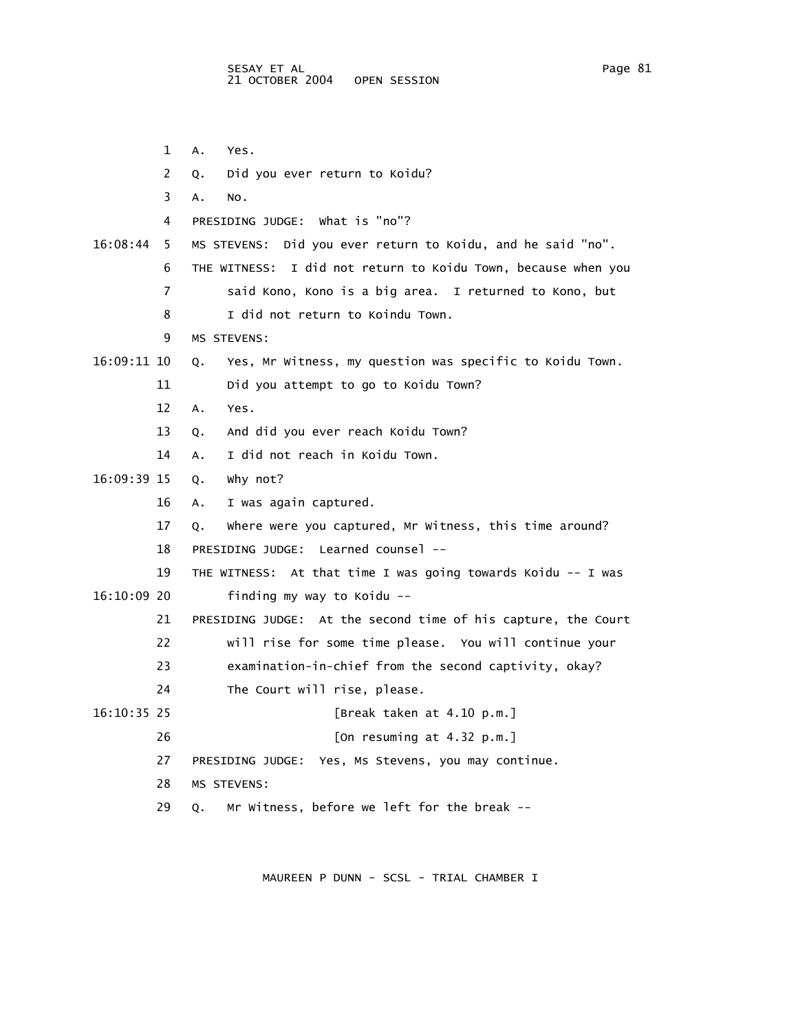1 A. Yes.

2 Q. Did you ever return to Koidu?

3 A. No.

4 PRESIDING JUDGE: What is "no"?

16:08:44 5 MS STEVENS: Did you ever return to Koidu, and he said "no".

6 THE WITNESS: I did not return to Koidu Town, because when you

7 said Kono, Kono is a big area. I returned to Kono, but

8 I did not return to Koindu Town.

9 MS STEVENS:

16:09:11 10 Q. Yes, Mr Witness, my question was specific to Koidu Town.

11 Did you attempt to go to Koidu Town?

12 A. Yes.

13 Q. And did you ever reach Koidu Town?

14 A. I did not reach in Koidu Town.

16:09:39 15 Q. Why not?

16 A. I was again captured.

17 Q. Where were you captured, Mr Witness, this time around?

18 PRESIDING JUDGE: Learned counsel --

19 THE WITNESS: At that time I was going towards Koidu -- I was

16:10:09 20 finding my way to Koidu --

21 PRESIDING JUDGE: At the second time of his capture, the Court

22 will rise for some time please. You will continue your

23 examination-in-chief from the second captivity, okay?

24 The Court will rise, please.

16:10:35 25 [Break taken at 4.10 p.m.]

26 [On resuming at 4.32 p.m.]

27 PRESIDING JUDGE: Yes, Ms Stevens, you may continue.

28 MS STEVENS:

29 Q. Mr Witness, before we left for the break --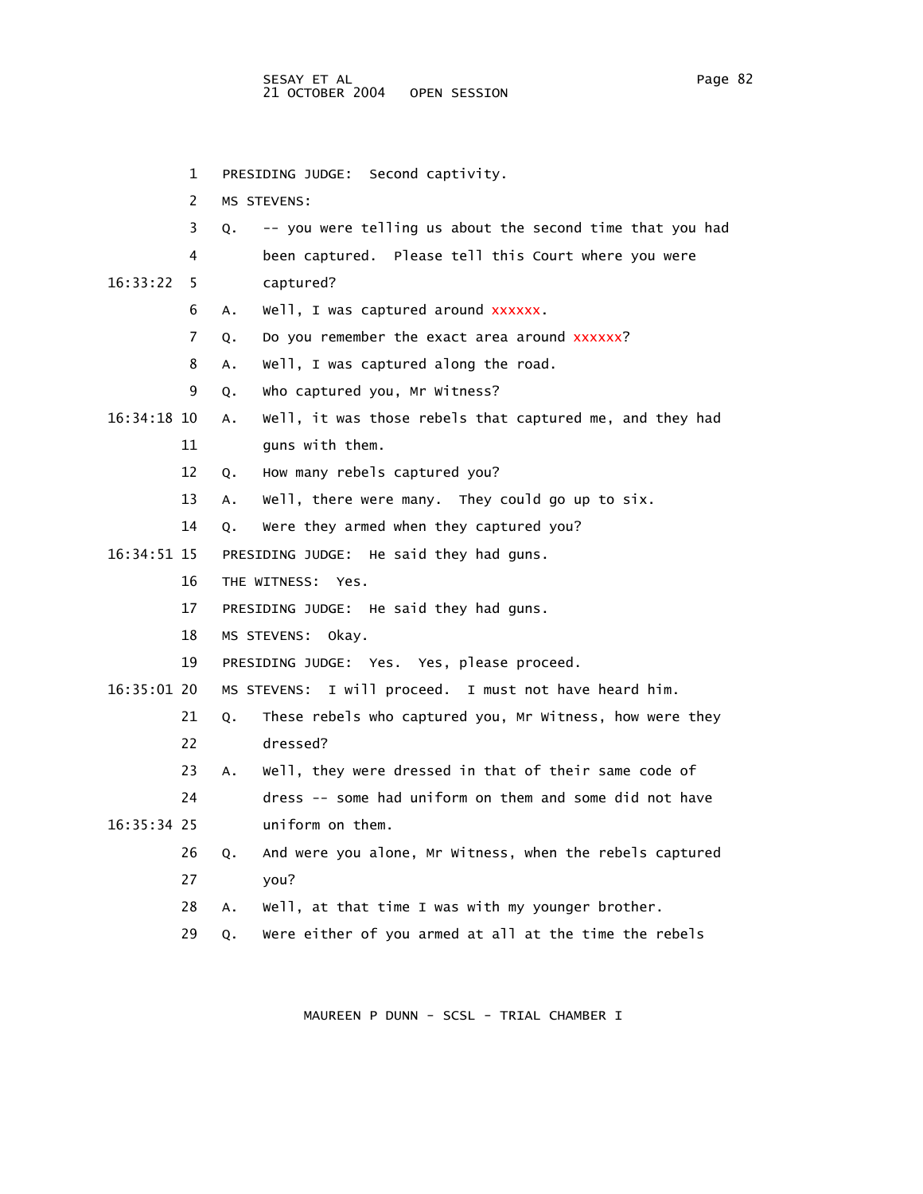1 PRESIDING JUDGE: Second captivity.

2 MS STEVENS:

3 Q. -- you were telling us about the second time that you had

4 been captured. Please tell this Court where you were

16:33:22 5 captured?

6 A. Well, I was captured around xxxxxx.

7 Q. Do you remember the exact area around xxxxxx?

8 A. Well, I was captured along the road.

9 Q. Who captured you, Mr Witness?

16:34:18 10 A. Well, it was those rebels that captured me, and they had

11 guns with them.

12 Q. How many rebels captured you?

13 A. Well, there were many. They could go up to six.

14 Q. Were they armed when they captured you?

16:34:51 15 PRESIDING JUDGE: He said they had guns.

16 THE WITNESS: Yes.

17 PRESIDING JUDGE: He said they had guns.

18 MS STEVENS: Okay.

19 PRESIDING JUDGE: Yes. Yes, please proceed.

16:35:01 20 MS STEVENS: I will proceed. I must not have heard him.

21 Q. These rebels who captured you, Mr Witness, how were they

22 dressed?

23 A. Well, they were dressed in that of their same code of

24 dress -- some had uniform on them and some did not have

16:35:34 25 uniform on them.

26 Q. And were you alone, Mr Witness, when the rebels captured

27 you?

28 A. Well, at that time I was with my younger brother.

29 Q. Were either of you armed at all at the time the rebels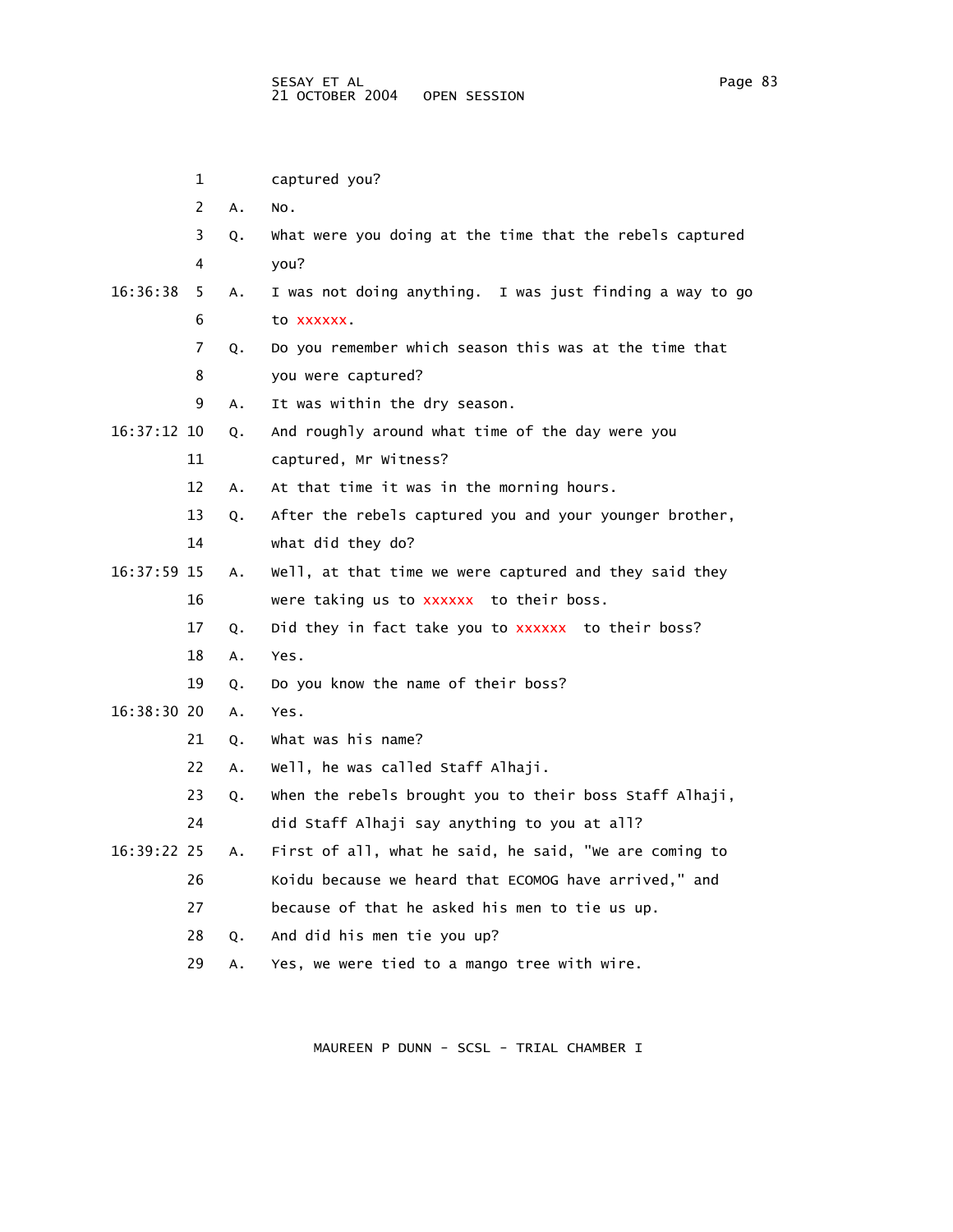1 captured you?

2 A. No.

3 Q. What were you doing at the time that the rebels captured

4 you?

16:36:38 5 A. I was not doing anything. I was just finding a way to go

6 to xxxxxx.

7 Q. Do you remember which season this was at the time that

8 you were captured?

9 A. It was within the dry season.

16:37:12 10 Q. And roughly around what time of the day were you

11 captured, Mr Witness?

12 A. At that time it was in the morning hours.

13 Q. After the rebels captured you and your younger brother,

14 what did they do?

16:37:59 15 A. Well, at that time we were captured and they said they

16 were taking us to xxxxxx to their boss.

17 Q. Did they in fact take you to xxxxxx to their boss?

18 A. Yes.

19 Q. Do you know the name of their boss?

16:38:30 20 A. Yes.

21 Q. What was his name?

22 A. Well, he was called Staff Alhaji.

23 Q. When the rebels brought you to their boss Staff Alhaji,

24 did Staff Alhaji say anything to you at all?

16:39:22 25 A. First of all, what he said, he said, "We are coming to

26 Koidu because we heard that ECOMOG have arrived," and

27 because of that he asked his men to tie us up.

28 Q. And did his men tie you up?

29 A. Yes, we were tied to a mango tree with wire.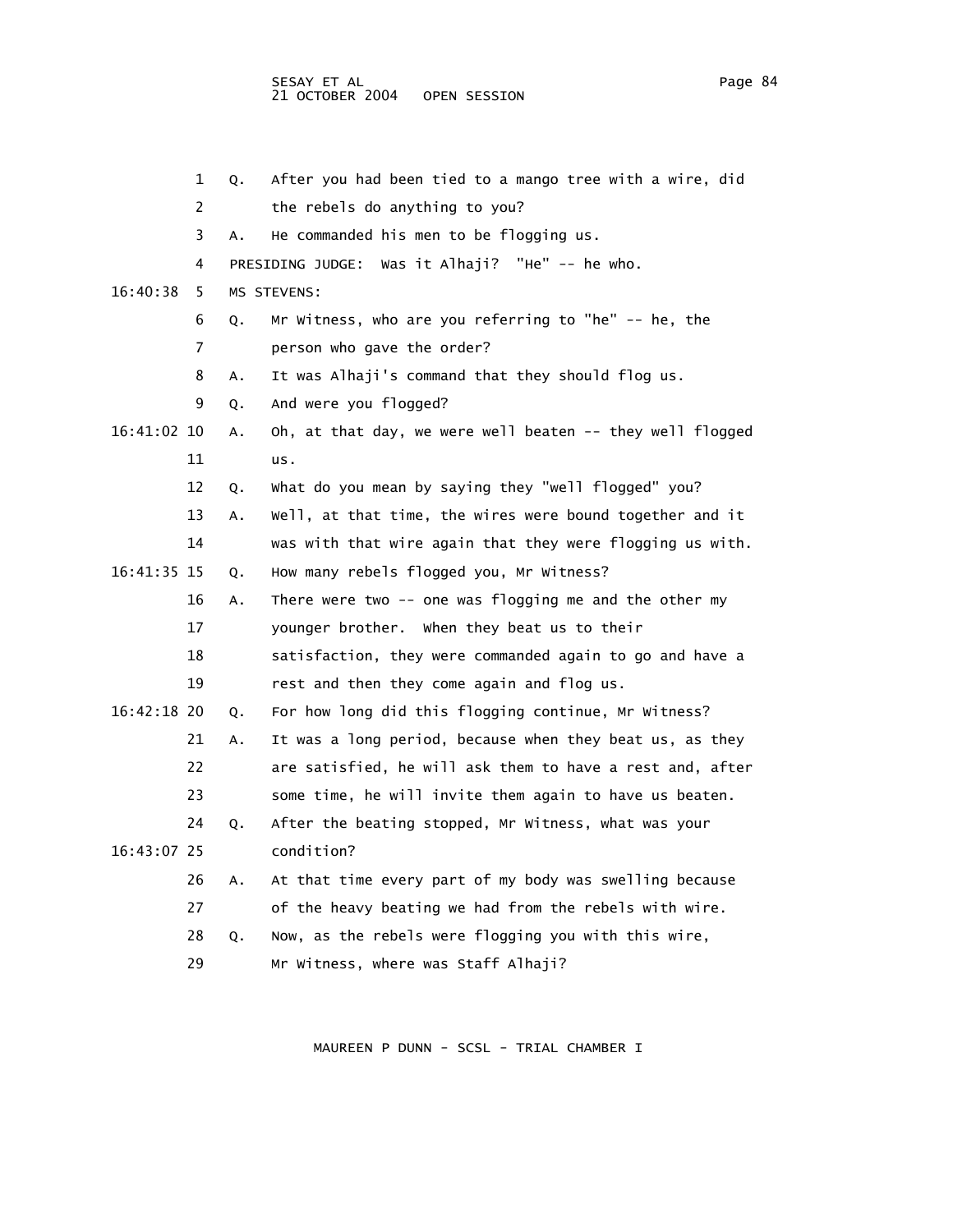1 Q. After you had been tied to a mango tree with a wire, did
2 the rebels do anything to you?
3 A. He commanded his men to be flogging us.
4 PRESIDING JUDGE: Was it Alhaji? "He" -- he who.
16:40:38 5 MS STEVENS:
6 Q. Mr Witness, who are you referring to "he" -- he, the
7 person who gave the order?
8 A. It was Alhaji's command that they should flog us.
9 Q. And were you flogged?
16:41:02 10 A. Oh, at that day, we were well beaten -- they well flogged
11 us.
12 Q. What do you mean by saying they "well flogged" you?
13 A. Well, at that time, the wires were bound together and it
14 was with that wire again that they were flogging us with.
16:41:35 15 Q. How many rebels flogged you, Mr Witness?
16 A. There were two -- one was flogging me and the other my
17 younger brother. When they beat us to their
18 satisfaction, they were commanded again to go and have a
19 rest and then they come again and flog us.
16:42:18 20 Q. For how long did this flogging continue, Mr Witness?
21 A. It was a long period, because when they beat us, as they
22 are satisfied, he will ask them to have a rest and, after
23 some time, he will invite them again to have us beaten.
24 Q. After the beating stopped, Mr Witness, what was your
16:43:07 25 condition?
26 A. At that time every part of my body was swelling because
27 of the heavy beating we had from the rebels with wire.
28 Q. Now, as the rebels were flogging you with this wire,
29 Mr Witness, where was Staff Alhaji?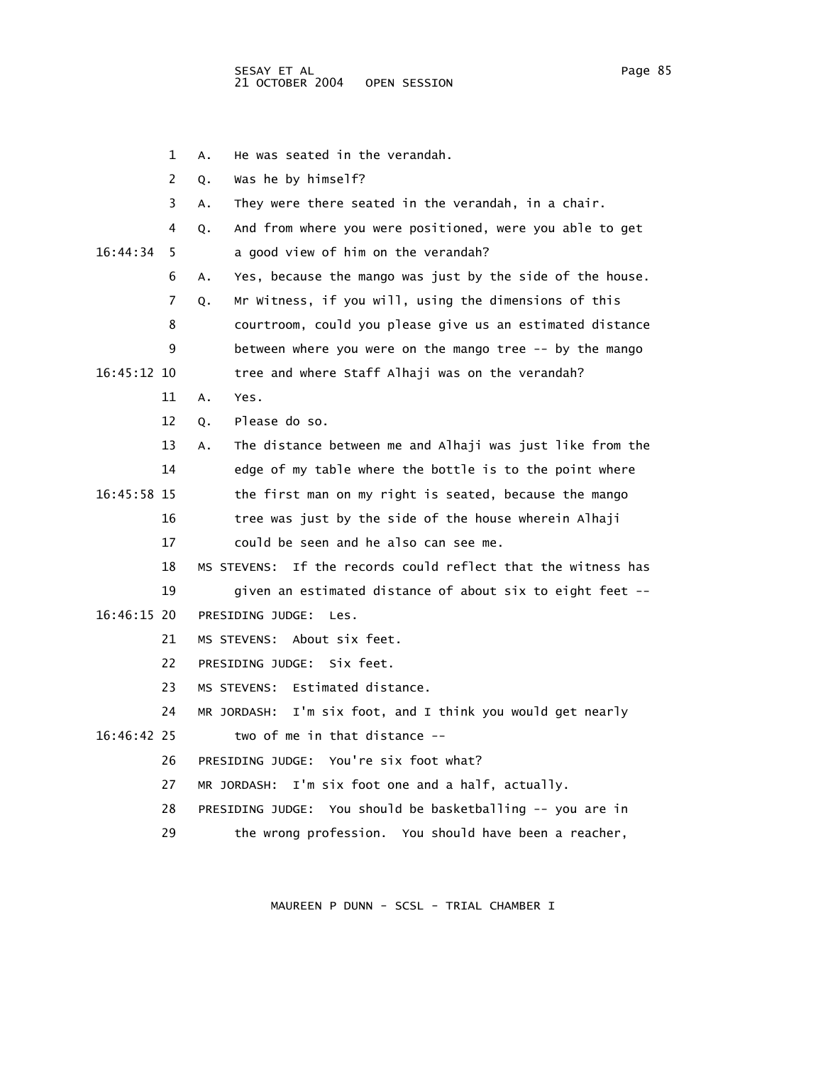1 A. He was seated in the verandah.

2 Q. Was he by himself?

3 A. They were there seated in the verandah, in a chair.

4 Q. And from where you were positioned, were you able to get

16:44:34 5 a good view of him on the verandah?

6 A. Yes, because the mango was just by the side of the house.

7 Q. Mr Witness, if you will, using the dimensions of this

8 courtroom, could you please give us an estimated distance

9 between where you were on the mango tree -- by the mango

16:45:12 10 tree and where Staff Alhaji was on the verandah?

11 A. Yes.

12 Q. Please do so.

13 A. The distance between me and Alhaji was just like from the

14 edge of my table where the bottle is to the point where

16:45:58 15 the first man on my right is seated, because the mango

16 tree was just by the side of the house wherein Alhaji

17 could be seen and he also can see me.

18 MS STEVENS: If the records could reflect that the witness has

19 given an estimated distance of about six to eight feet --

16:46:15 20 PRESIDING JUDGE: Les.

21 MS STEVENS: About six feet.

22 PRESIDING JUDGE: Six feet.

23 MS STEVENS: Estimated distance.

24 MR JORDASH: I'm six foot, and I think you would get nearly

16:46:42 25 two of me in that distance --

26 PRESIDING JUDGE: You're six foot what?

27 MR JORDASH: I'm six foot one and a half, actually.

28 PRESIDING JUDGE: You should be basketballing -- you are in

29 the wrong profession. You should have been a reacher,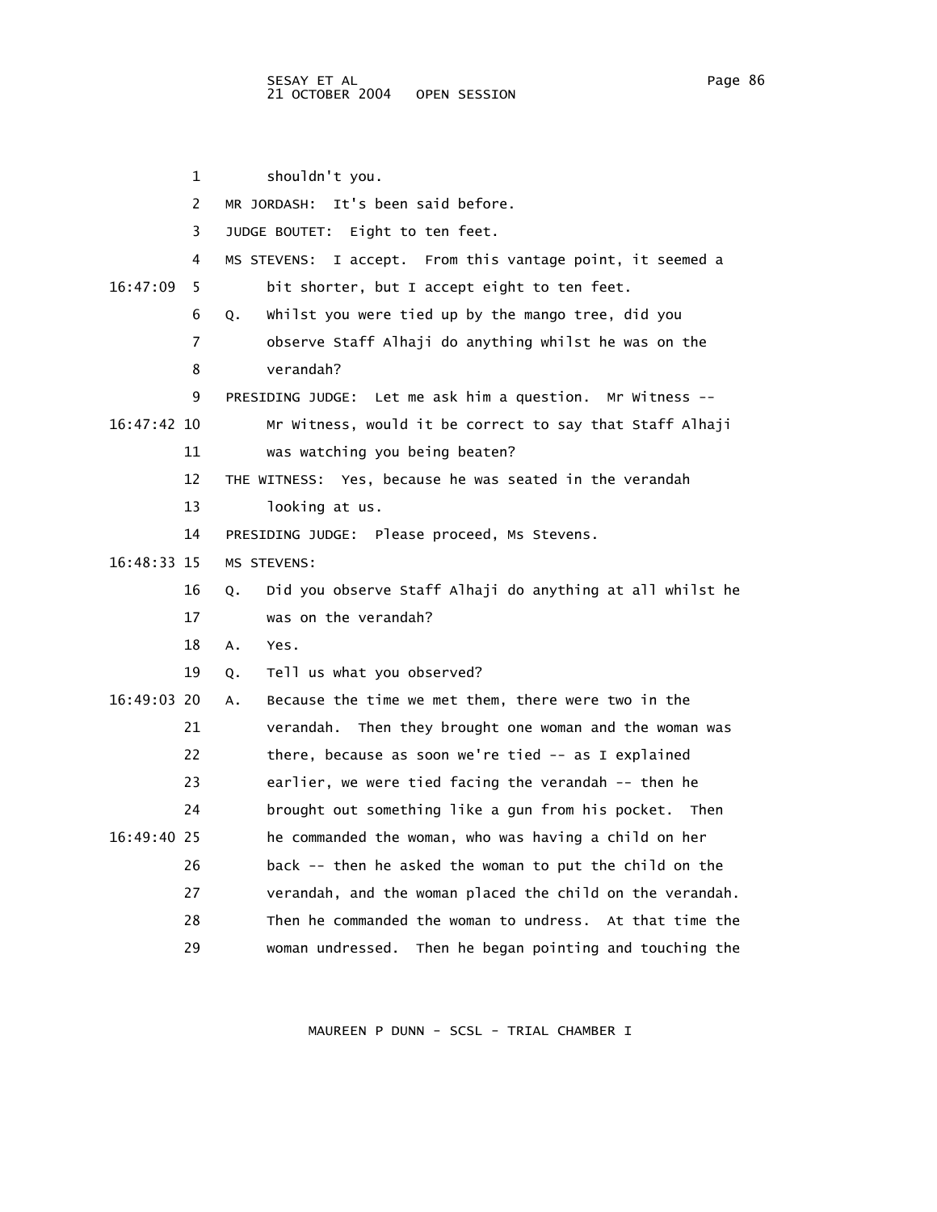1 shouldn't you.

2 MR JORDASH: It's been said before.

3 JUDGE BOUTET: Eight to ten feet.

4 MS STEVENS: I accept. From this vantage point, it seemed a

16:47:09 5 bit shorter, but I accept eight to ten feet.

6 Q. Whilst you were tied up by the mango tree, did you

7 observe Staff Alhaji do anything whilst he was on the

8 verandah?

9 PRESIDING JUDGE: Let me ask him a question. Mr Witness --

16:47:42 10 Mr Witness, would it be correct to say that Staff Alhaji

11 was watching you being beaten?

12 THE WITNESS: Yes, because he was seated in the verandah

13 looking at us.

14 PRESIDING JUDGE: Please proceed, Ms Stevens.

16:48:33 15 MS STEVENS:

16 Q. Did you observe Staff Alhaji do anything at all whilst he

17 was on the verandah?

18 A. Yes.

19 Q. Tell us what you observed?

16:49:03 20 A. Because the time we met them, there were two in the

21 verandah. Then they brought one woman and the woman was

22 there, because as soon we're tied -- as I explained

23 earlier, we were tied facing the verandah -- then he

24 brought out something like a gun from his pocket. Then

16:49:40 25 he commanded the woman, who was having a child on her

26 back -- then he asked the woman to put the child on the

27 verandah, and the woman placed the child on the verandah.

28 Then he commanded the woman to undress. At that time the

29 woman undressed. Then he began pointing and touching the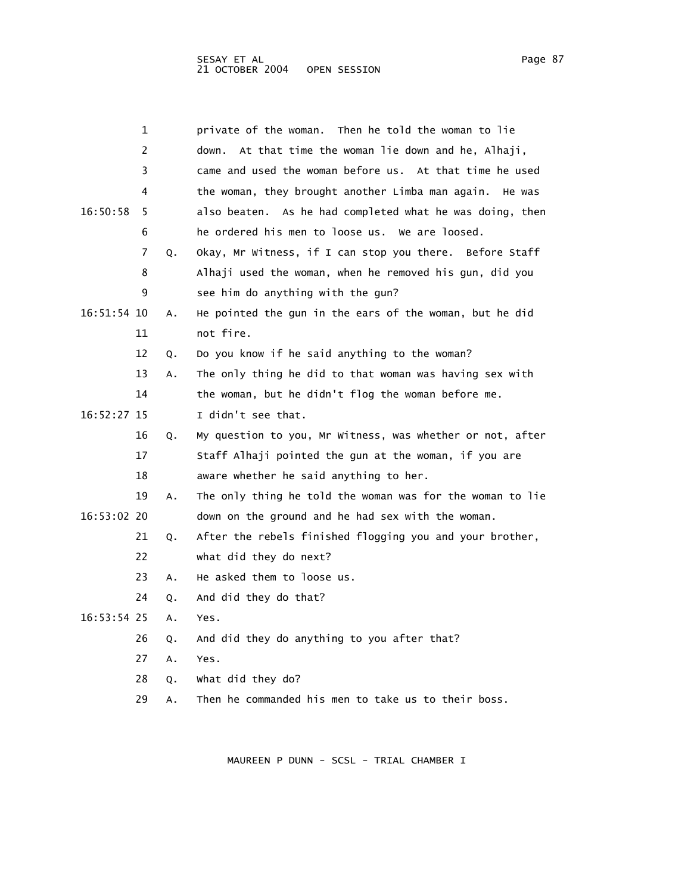private of the woman. Then he told the woman to lie down. At that time the woman lie down and he, Alhaji, came and used the woman before us. At that time he used the woman, they brought another Limba man again. He was also beaten. As he had completed what he was doing, then he ordered his men to loose us. We are loosed.

Q. Okay, Mr Witness, if I can stop you there. Before Staff Alhaji used the woman, when he removed his gun, did you see him do anything with the gun?

A. He pointed the gun in the ears of the woman, but he did not fire.

Q. Do you know if he said anything to the woman?

A. The only thing he did to that woman was having sex with the woman, but he didn't flog the woman before me. I didn't see that.

Q. My question to you, Mr Witness, was whether or not, after Staff Alhaji pointed the gun at the woman, if you are aware whether he said anything to her.

A. The only thing he told the woman was for the woman to lie down on the ground and he had sex with the woman.

Q. After the rebels finished flogging you and your brother, what did they do next?

A. He asked them to loose us.

Q. And did they do that?

A. Yes.

Q. And did they do anything to you after that?

A. Yes.

Q. What did they do?

A. Then he commanded his men to take us to their boss.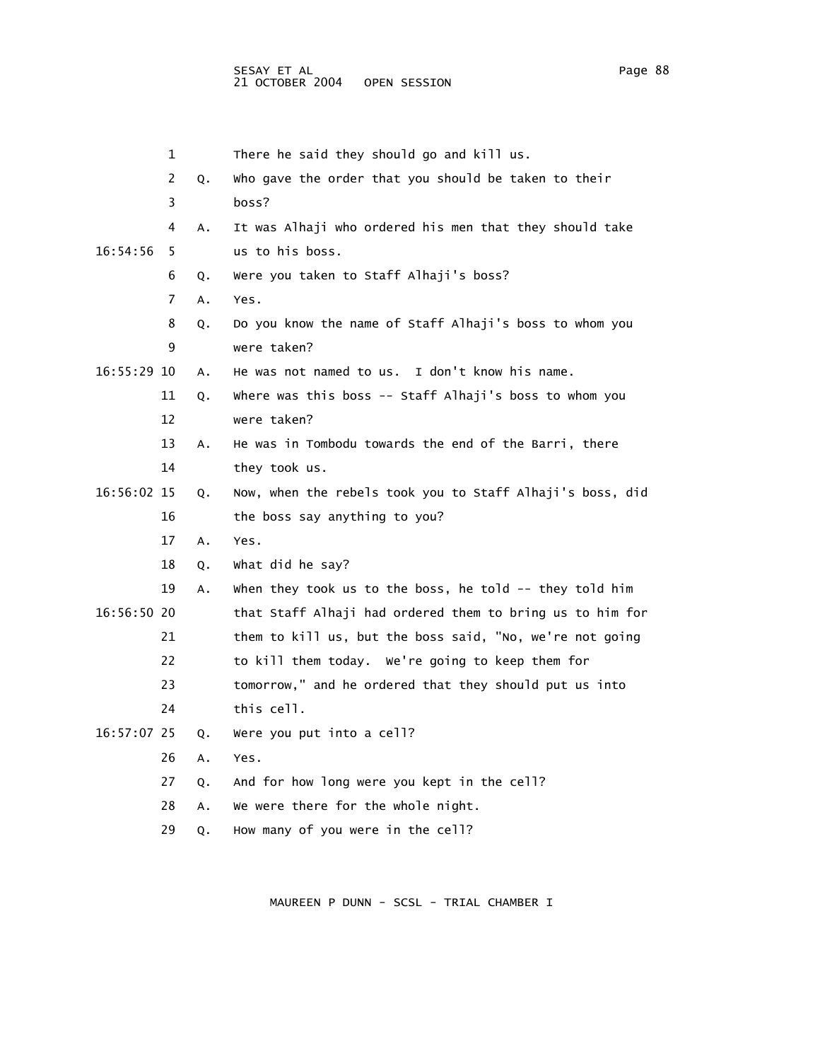1 There he said they should go and kill us.

2 Q. Who gave the order that you should be taken to their

3 boss?

4 A. It was Alhaji who ordered his men that they should take

16:54:56 5 us to his boss.

6 Q. Were you taken to Staff Alhaji's boss?

7 A. Yes.

8 Q. Do you know the name of Staff Alhaji's boss to whom you

9 were taken?

16:55:29 10 A. He was not named to us. I don't know his name.

11 Q. Where was this boss -- Staff Alhaji's boss to whom you

12 were taken?

13 A. He was in Tombodu towards the end of the Barri, there

14 they took us.

16:56:02 15 Q. Now, when the rebels took you to Staff Alhaji's boss, did

16 the boss say anything to you?

17 A. Yes.

18 Q. What did he say?

19 A. When they took us to the boss, he told -- they told him

16:56:50 20 that Staff Alhaji had ordered them to bring us to him for

21 them to kill us, but the boss said, "No, we're not going

22 to kill them today. We're going to keep them for

23 tomorrow," and he ordered that they should put us into

24 this cell.

16:57:07 25 Q. Were you put into a cell?

26 A. Yes.

27 Q. And for how long were you kept in the cell?

28 A. We were there for the whole night.

29 Q. How many of you were in the cell?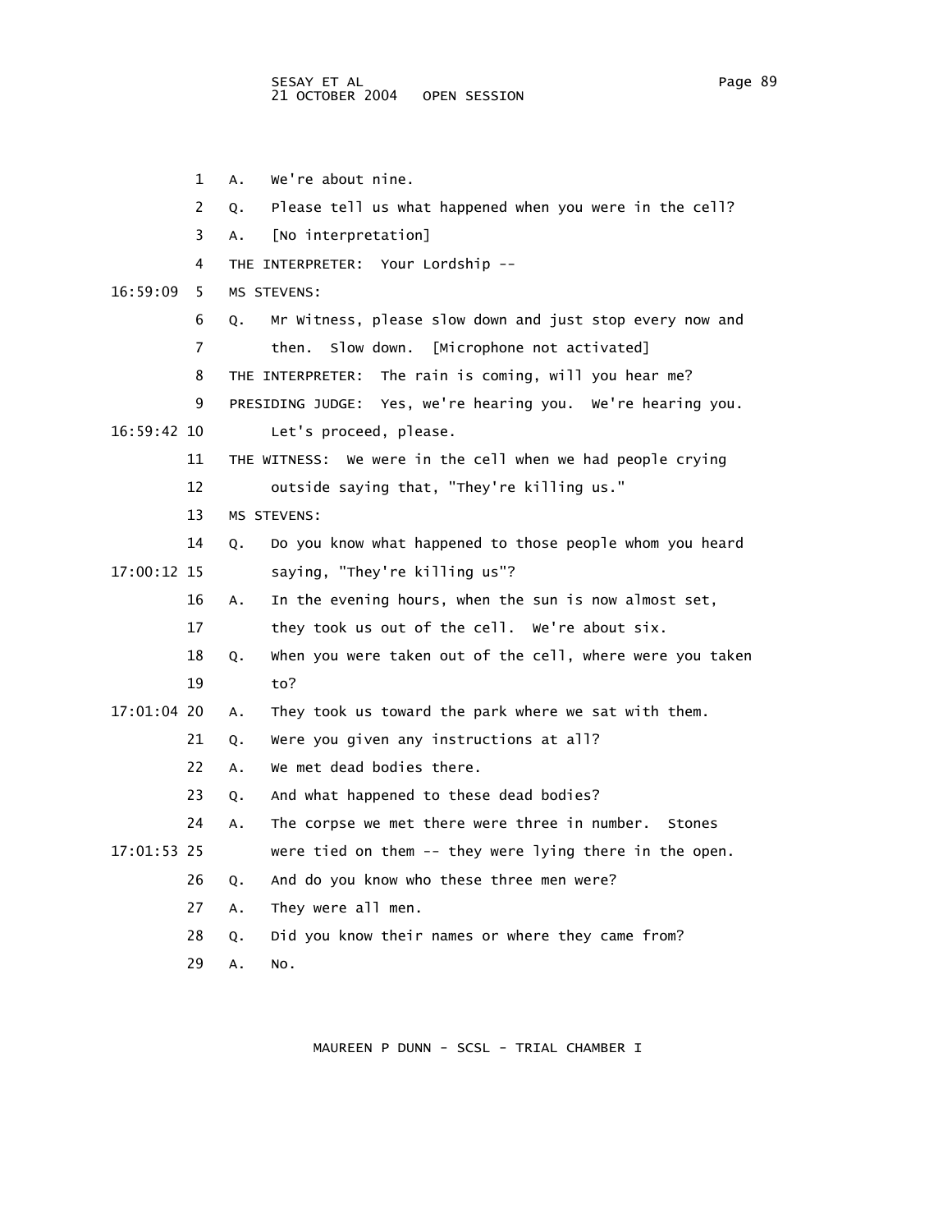1 A. We're about nine.

2 Q. Please tell us what happened when you were in the cell?

3 A. [No interpretation]

4 THE INTERPRETER: Your Lordship --

16:59:09 5 MS STEVENS:

6 Q. Mr Witness, please slow down and just stop every now and

7 then. Slow down. [Microphone not activated]

8 THE INTERPRETER: The rain is coming, will you hear me?

9 PRESIDING JUDGE: Yes, we're hearing you. We're hearing you.

16:59:42 10 Let's proceed, please.

11 THE WITNESS: We were in the cell when we had people crying

12 outside saying that, "They're killing us."

13 MS STEVENS:

14 Q. Do you know what happened to those people whom you heard

17:00:12 15 saying, "They're killing us"?

16 A. In the evening hours, when the sun is now almost set,

17 they took us out of the cell. We're about six.

18 Q. When you were taken out of the cell, where were you taken

19 to?

17:01:04 20 A. They took us toward the park where we sat with them.

21 Q. Were you given any instructions at all?

22 A. We met dead bodies there.

23 Q. And what happened to these dead bodies?

24 A. The corpse we met there were three in number. Stones

17:01:53 25 were tied on them -- they were lying there in the open.

26 Q. And do you know who these three men were?

27 A. They were all men.

28 Q. Did you know their names or where they came from?

29 A. No.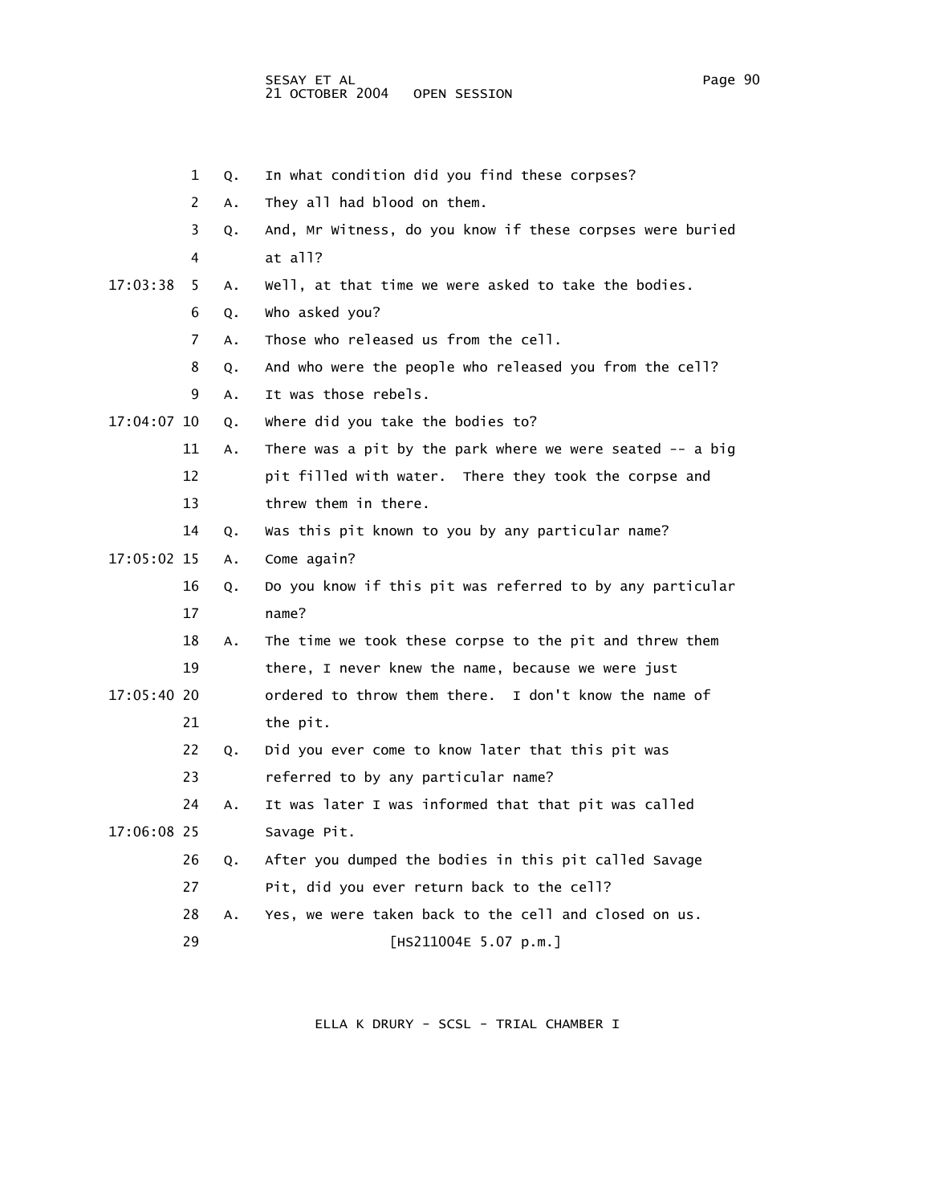1 Q. In what condition did you find these corpses?

2 A. They all had blood on them.

3 Q. And, Mr Witness, do you know if these corpses were buried

4 at all?

17:03:38 5 A. Well, at that time we were asked to take the bodies.

6 Q. Who asked you?

7 A. Those who released us from the cell.

8 Q. And who were the people who released you from the cell?

9 A. It was those rebels.

17:04:07 10 Q. Where did you take the bodies to?

11 A. There was a pit by the park where we were seated -- a big

12 pit filled with water. There they took the corpse and

13 threw them in there.

14 Q. Was this pit known to you by any particular name?

17:05:02 15 A. Come again?

16 Q. Do you know if this pit was referred to by any particular

17 name?

18 A. The time we took these corpse to the pit and threw them

19 there, I never knew the name, because we were just

17:05:40 20 ordered to throw them there. I don't know the name of

21 the pit.

22 Q. Did you ever come to know later that this pit was

23 referred to by any particular name?

24 A. It was later I was informed that that pit was called

17:06:08 25 Savage Pit.

26 Q. After you dumped the bodies in this pit called Savage

27 Pit, did you ever return back to the cell?

28 A. Yes, we were taken back to the cell and closed on us.

29 [HS211004E 5.07 p.m.]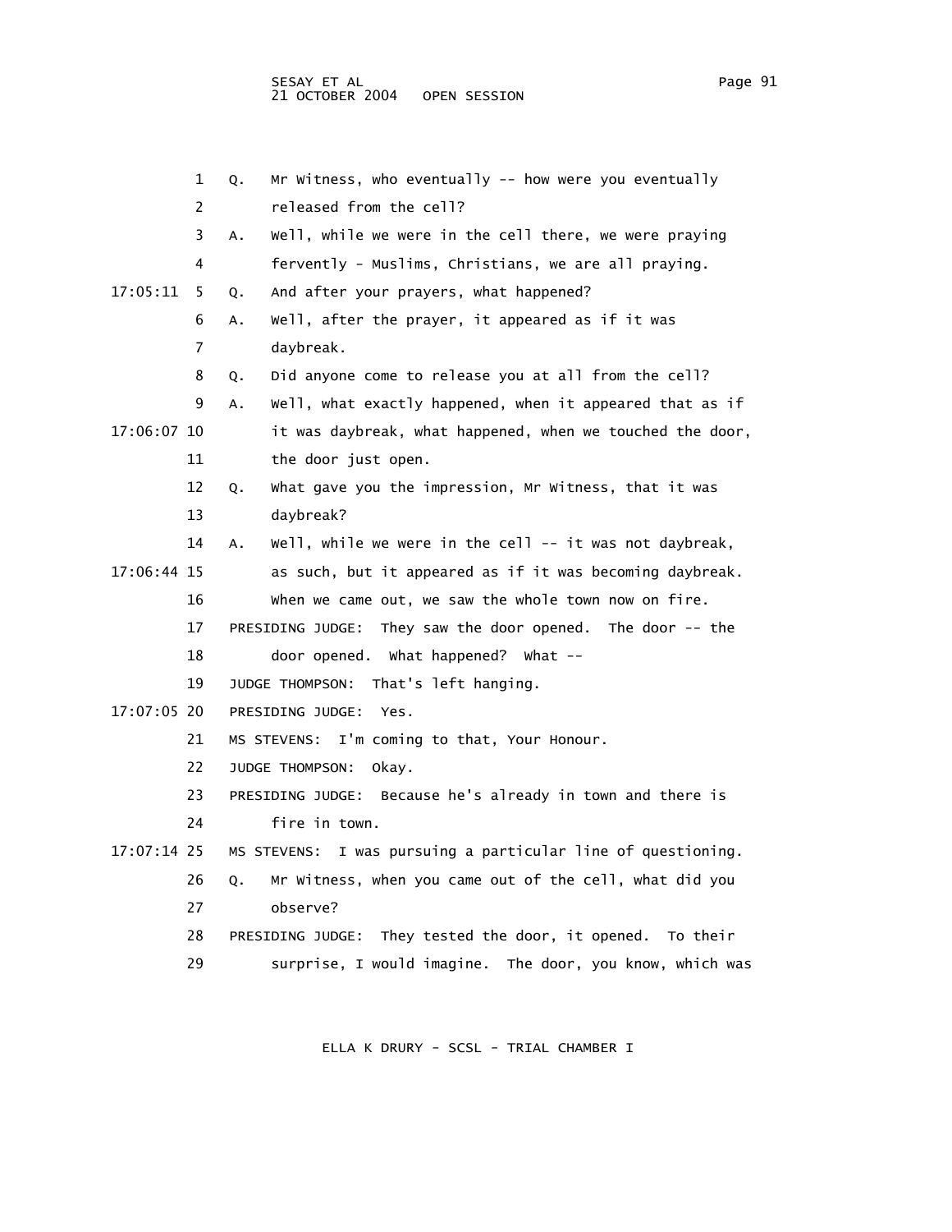1 Q. Mr Witness, who eventually -- how were you eventually
2 released from the cell?
3 A. Well, while we were in the cell there, we were praying
4 fervently - Muslims, Christians, we are all praying.
17:05:11 5 Q. And after your prayers, what happened?
6 A. Well, after the prayer, it appeared as if it was
7 daybreak.
8 Q. Did anyone come to release you at all from the cell?
9 A. Well, what exactly happened, when it appeared that as if
17:06:07 10 it was daybreak, what happened, when we touched the door,
11 the door just open.
12 Q. What gave you the impression, Mr Witness, that it was
13 daybreak?
14 A. Well, while we were in the cell -- it was not daybreak,
17:06:44 15 as such, but it appeared as if it was becoming daybreak.
16 When we came out, we saw the whole town now on fire.
17 PRESIDING JUDGE: They saw the door opened. The door -- the
18 door opened. What happened? What --
19 JUDGE THOMPSON: That's left hanging.
17:07:05 20 PRESIDING JUDGE: Yes.
21 MS STEVENS: I'm coming to that, Your Honour.
22 JUDGE THOMPSON: Okay.
23 PRESIDING JUDGE: Because he's already in town and there is
24 fire in town.
17:07:14 25 MS STEVENS: I was pursuing a particular line of questioning.
26 Q. Mr Witness, when you came out of the cell, what did you
27 observe?
28 PRESIDING JUDGE: They tested the door, it opened. To their
29 surprise, I would imagine. The door, you know, which was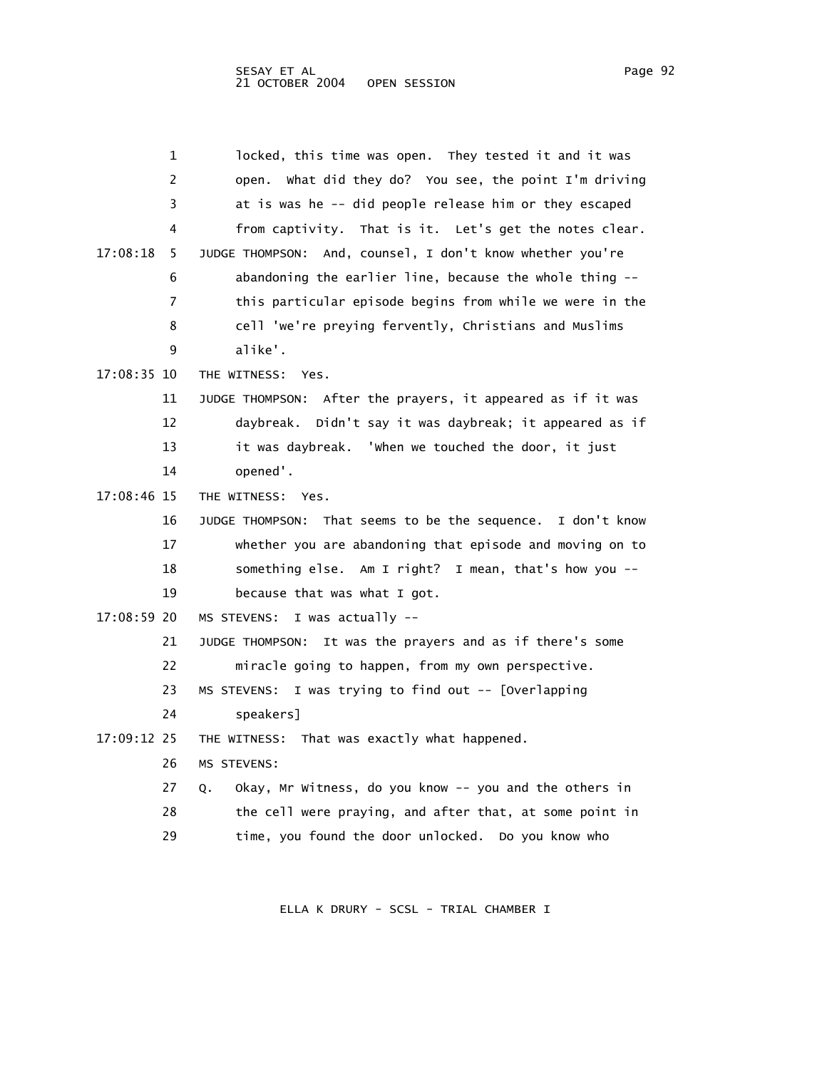1 locked, this time was open. They tested it and it was
2 open. What did they do? You see, the point I'm driving
3 at is was he -- did people release him or they escaped
4 from captivity. That is it. Let's get the notes clear.

17:08:18 5 JUDGE THOMPSON: And, counsel, I don't know whether you're
6 abandoning the earlier line, because the whole thing --
7 this particular episode begins from while we were in the
8 cell 'we're preying fervently, Christians and Muslims
9 alike'.

17:08:35 10 THE WITNESS: Yes.

11 JUDGE THOMPSON: After the prayers, it appeared as if it was
12 daybreak. Didn't say it was daybreak; it appeared as if
13 it was daybreak. 'When we touched the door, it just
14 opened'.

17:08:46 15 THE WITNESS: Yes.

16 JUDGE THOMPSON: That seems to be the sequence. I don't know
17 whether you are abandoning that episode and moving on to
18 something else. Am I right? I mean, that's how you --
19 because that was what I got.

17:08:59 20 MS STEVENS: I was actually --

21 JUDGE THOMPSON: It was the prayers and as if there's some
22 miracle going to happen, from my own perspective.

23 MS STEVENS: I was trying to find out -- [Overlapping
24 speakers]

17:09:12 25 THE WITNESS: That was exactly what happened.

26 MS STEVENS:

27 Q. Okay, Mr Witness, do you know -- you and the others in
28 the cell were praying, and after that, at some point in
29 time, you found the door unlocked. Do you know who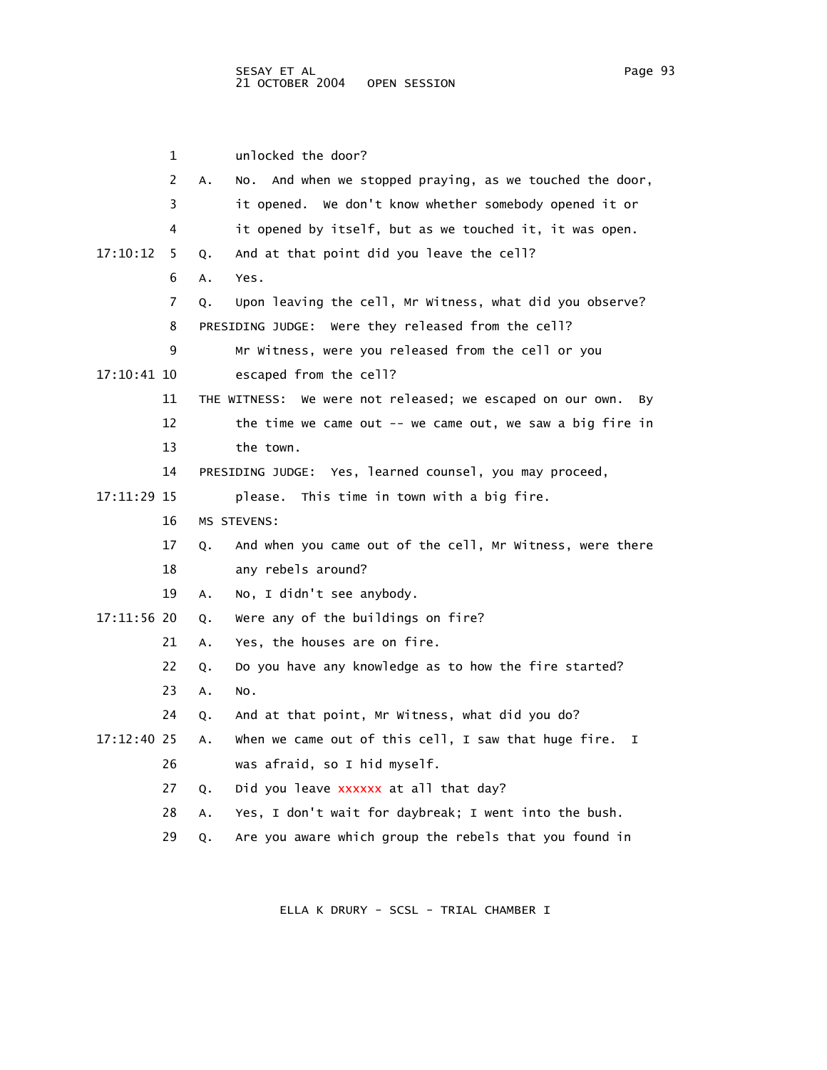1 unlocked the door?

2 A. No. And when we stopped praying, as we touched the door,

3 it opened. We don't know whether somebody opened it or

4 it opened by itself, but as we touched it, it was open.

17:10:12 5 Q. And at that point did you leave the cell?

6 A. Yes.

7 Q. Upon leaving the cell, Mr Witness, what did you observe?

8 PRESIDING JUDGE: Were they released from the cell?

9 Mr Witness, were you released from the cell or you

17:10:41 10 escaped from the cell?

11 THE WITNESS: We were not released; we escaped on our own. By

12 the time we came out -- we came out, we saw a big fire in

13 the town.

14 PRESIDING JUDGE: Yes, learned counsel, you may proceed,

17:11:29 15 please. This time in town with a big fire.

16 MS STEVENS:

17 Q. And when you came out of the cell, Mr Witness, were there

18 any rebels around?

19 A. No, I didn't see anybody.

17:11:56 20 Q. Were any of the buildings on fire?

21 A. Yes, the houses are on fire.

22 Q. Do you have any knowledge as to how the fire started?

23 A. No.

24 Q. And at that point, Mr Witness, what did you do?

17:12:40 25 A. When we came out of this cell, I saw that huge fire. I

26 was afraid, so I hid myself.

27 Q. Did you leave xxxxxx at all that day?

28 A. Yes, I don't wait for daybreak; I went into the bush.

29 Q. Are you aware which group the rebels that you found in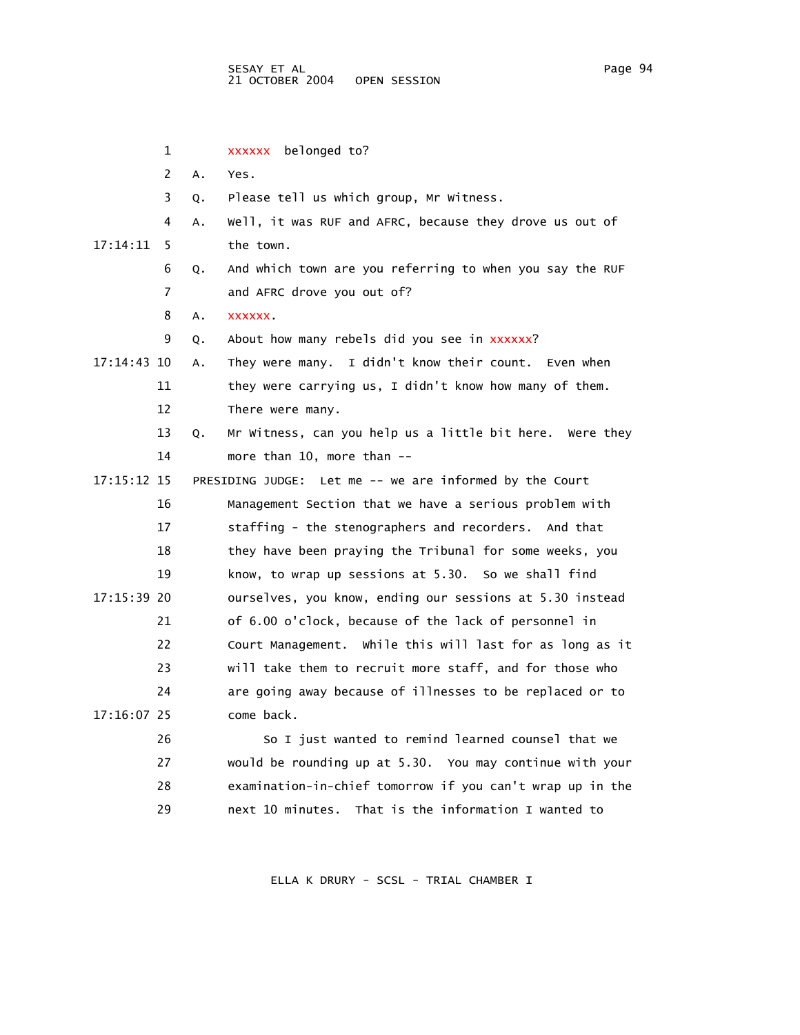1 xxxxxx belonged to?

2 A. Yes.

3 Q. Please tell us which group, Mr Witness.

4 A. Well, it was RUF and AFRC, because they drove us out of

17:14:11 5 the town.

6 Q. And which town are you referring to when you say the RUF

7 and AFRC drove you out of?

8 A. xxxxxx.

9 Q. About how many rebels did you see in xxxxxx?

17:14:43 10 A. They were many. I didn't know their count. Even when

11 they were carrying us, I didn't know how many of them.

12 There were many.

13 Q. Mr Witness, can you help us a little bit here. Were they

14 more than 10, more than --

17:15:12 15 PRESIDING JUDGE: Let me -- we are informed by the Court

16 Management Section that we have a serious problem with

17 staffing - the stenographers and recorders. And that

18 they have been praying the Tribunal for some weeks, you

19 know, to wrap up sessions at 5.30. So we shall find

17:15:39 20 ourselves, you know, ending our sessions at 5.30 instead

21 of 6.00 o'clock, because of the lack of personnel in

22 Court Management. While this will last for as long as it

23 will take them to recruit more staff, and for those who

24 are going away because of illnesses to be replaced or to

17:16:07 25 come back.

26 So I just wanted to remind learned counsel that we

27 would be rounding up at 5.30. You may continue with your

28 examination-in-chief tomorrow if you can't wrap up in the

29 next 10 minutes. That is the information I wanted to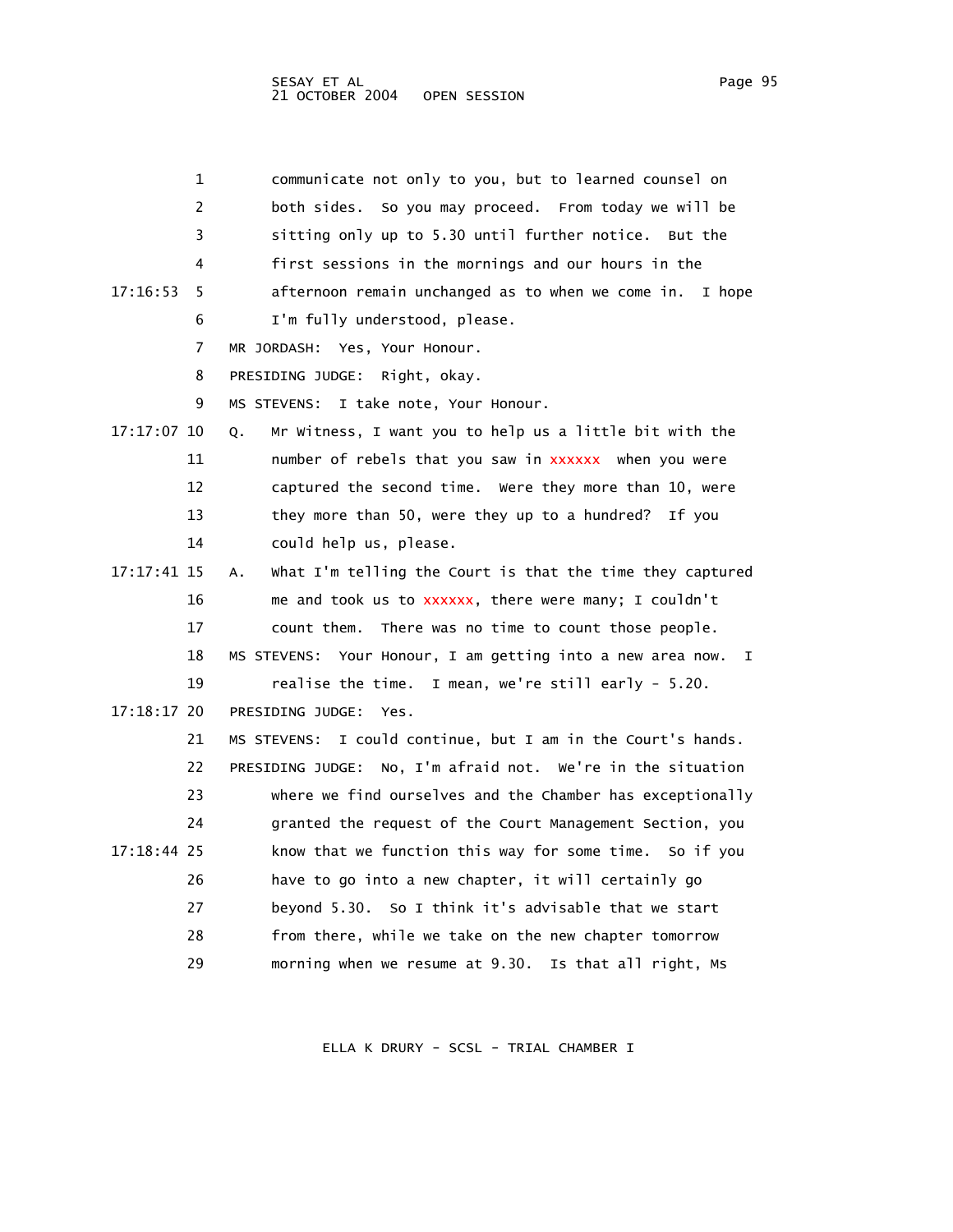1 communicate not only to you, but to learned counsel on
2 both sides. So you may proceed. From today we will be
3 sitting only up to 5.30 until further notice. But the
4 first sessions in the mornings and our hours in the
17:16:53 5 afternoon remain unchanged as to when we come in. I hope
6 I'm fully understood, please.
7 MR JORDASH: Yes, Your Honour.
8 PRESIDING JUDGE: Right, okay.
9 MS STEVENS: I take note, Your Honour.
17:17:07 10 Q. Mr Witness, I want you to help us a little bit with the
11 number of rebels that you saw in xxxxxx when you were
12 captured the second time. Were they more than 10, were
13 they more than 50, were they up to a hundred? If you
14 could help us, please.
17:17:41 15 A. What I'm telling the Court is that the time they captured
16 me and took us to xxxxxx, there were many; I couldn't
17 count them. There was no time to count those people.
18 MS STEVENS: Your Honour, I am getting into a new area now. I
19 realise the time. I mean, we're still early - 5.20.
17:18:17 20 PRESIDING JUDGE: Yes.
21 MS STEVENS: I could continue, but I am in the Court's hands.
22 PRESIDING JUDGE: No, I'm afraid not. We're in the situation
23 where we find ourselves and the Chamber has exceptionally
24 granted the request of the Court Management Section, you
17:18:44 25 know that we function this way for some time. So if you
26 have to go into a new chapter, it will certainly go
27 beyond 5.30. So I think it's advisable that we start
28 from there, while we take on the new chapter tomorrow
29 morning when we resume at 9.30. Is that all right, Ms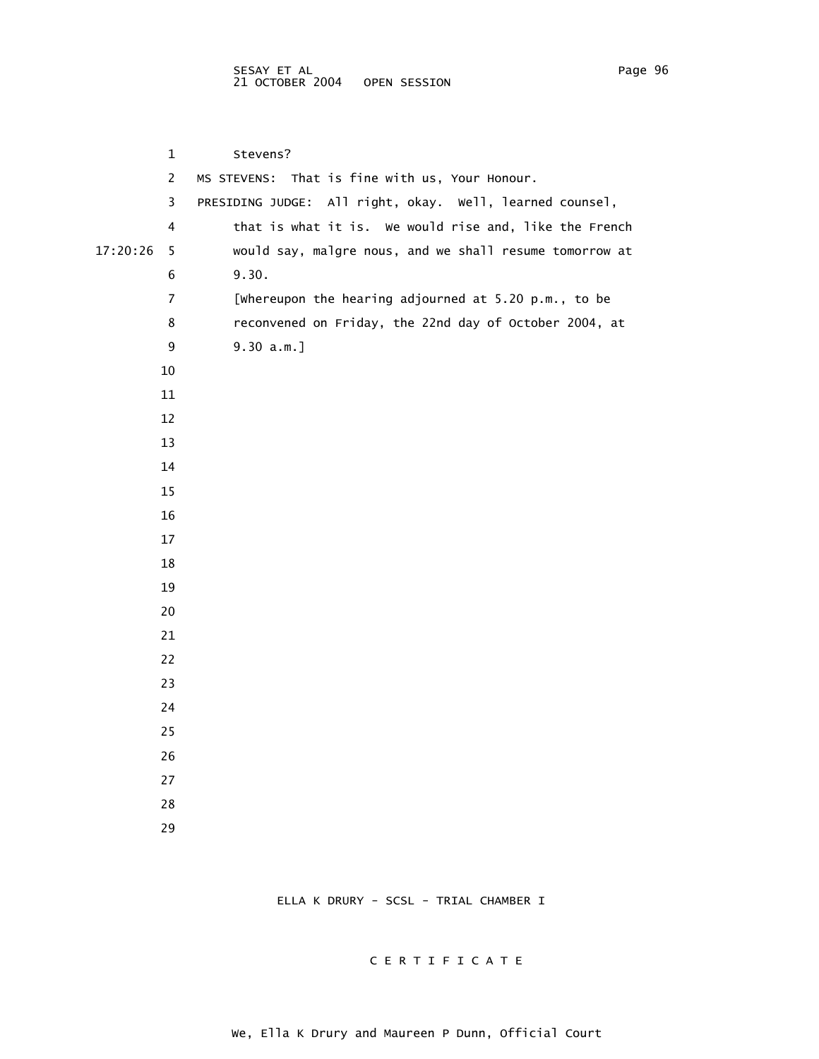Stevens?

MS STEVENS: That is fine with us, Your Honour.

PRESIDING JUDGE: All right, okay. Well, learned counsel, that is what it is. We would rise and, like the French would say, malgre nous, and we shall resume tomorrow at 9.30.

[Whereupon the hearing adjourned at 5.20 p.m., to be reconvened on Friday, the 22nd day of October 2004, at 9.30 a.m.]

ELLA K DRURY - SCSL - TRIAL CHAMBER I

C E R T I F I C A T E

We, Ella K Drury and Maureen P Dunn, Official Court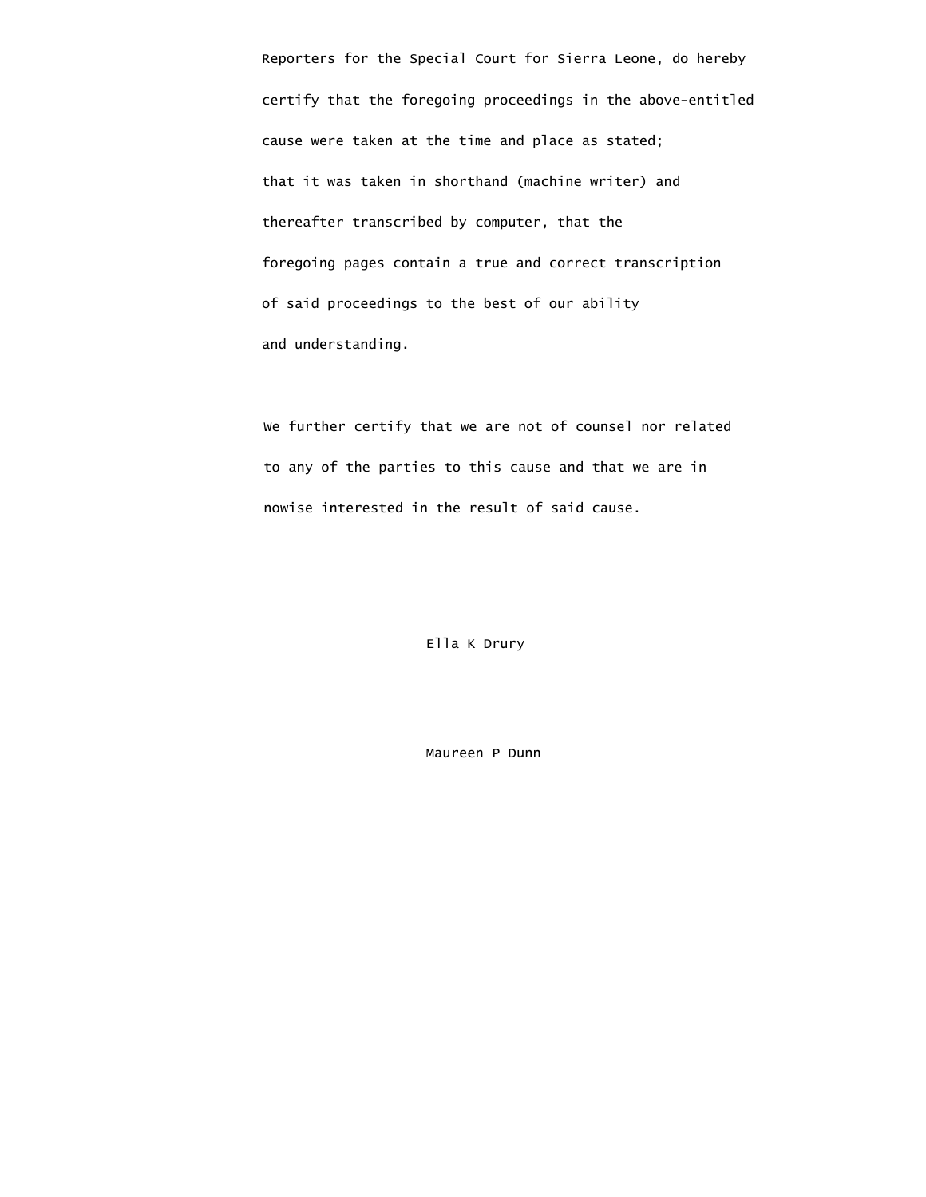Reporters for the Special Court for Sierra Leone, do hereby certify that the foregoing proceedings in the above-entitled cause were taken at the time and place as stated; that it was taken in shorthand (machine writer) and thereafter transcribed by computer, that the foregoing pages contain a true and correct transcription of said proceedings to the best of our ability and understanding.

We further certify that we are not of counsel nor related to any of the parties to this cause and that we are in nowise interested in the result of said cause.

Ella K Drury

Maureen P Dunn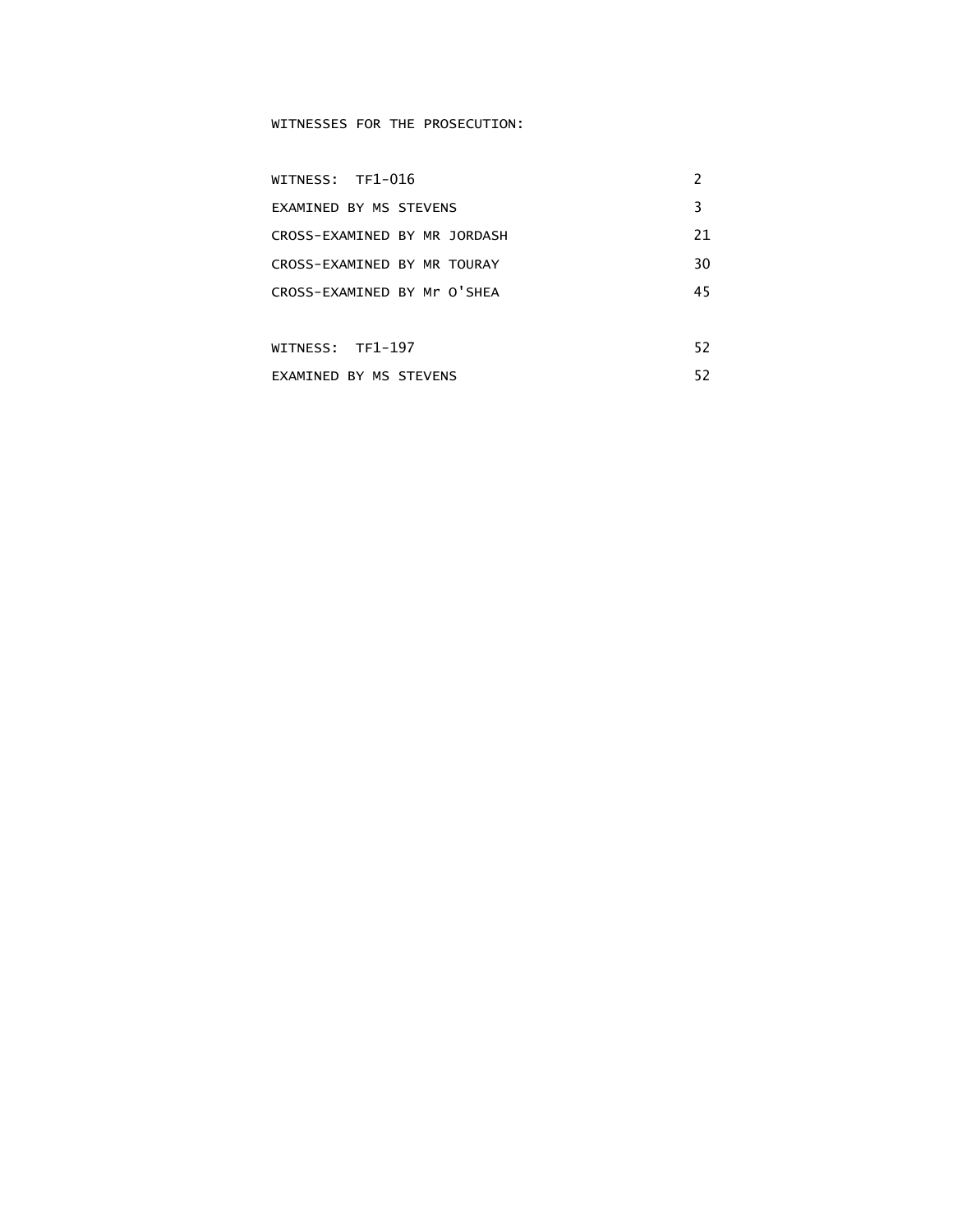WITNESSES FOR THE PROSECUTION:

| | |
|---|---|
| WITNESS: TF1-016 | 2 |
| EXAMINED BY MS STEVENS | 3 |
| CROSS-EXAMINED BY MR JORDASH | 21 |
| CROSS-EXAMINED BY MR TOURAY | 30 |
| CROSS-EXAMINED BY Mr O'SHEA | 45 |
| | |
| WITNESS: TF1-197 | 52 |
| EXAMINED BY MS STEVENS | 52 |